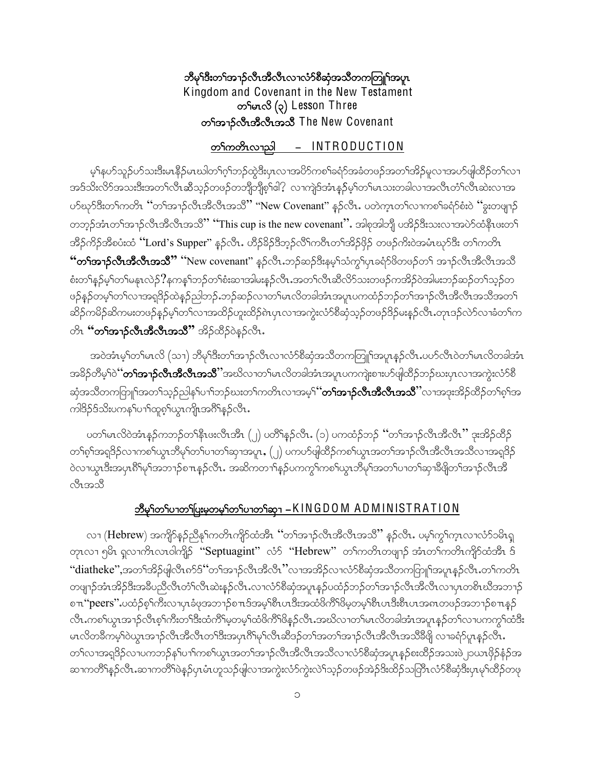# ဘီမု၊ဒီးတ၊အၢၣ်လီၤအီလီၤလၢလံာ်စီဆုံအသီတကတြူ၊အပူၤ
# Kingdom and Covenant in the New Testament
## တ၊မၤလိ (၃) Lesson Three
## တ၊အၢၣ်လီၤအီလီၤအသီ The New Covenant

### တ၊ကတိၤလၢညါ – INTRODUCTION

မ့၊နပာ်သူၣ်ပာ်သးဒီးမၤနီၣ်မၤဃါတ၊ဂ့၊ဘၣ်ထွဲဒီးပှၤလၢအပိာ်ကစၢ်ခရံာ်အခံတဖၣ်အတ၊အိၣ်မူလၢအဟ်ဖျါထီၣ်တ၊လၢအဒ်သိးလိာ်အသးဒီးအတ၊လီၤဆီသ့ၣ်တဖၣ်တဘျီဘျီစ့၊ဓါ? လၢကျဲဒ်အံၤနၣ်မ့၊တ၊မၤသးတခါလၢအလီၤတံ၊လီၤဆဲးလၢအဟ်ဃုာ်ဒီးတ၊ကတိၤ "တ၊အၢၣ်လီၤအီလီၤအသီ" "New Covenant" နၣ်လီၤ. ပတဲက့ၤတ၊လၢကစၢ်ခရံာ်စံးဝဲ "ခွးတဖျၢၣ်တဘ့ၣ်အံၤတ၊အၢၣ်လီၤအီလီၤအသီ" "This cup is the new covenant". အါစုအါဘျီ ပအိၣ်ဒီးသးလၢအပဲာ်ထံနီၤဖးတ၊အိၣ်ကိၣ်အီစပံးထံ "Lord's Supper" နၣ်လီၤ. ဟီၣ်ခိၣ်ဒီဘ့ၣ်လီ၊ကတိၤတ၊အိၣ်ဖှိၣ် တဖၣ်ကိးဝဲအမံၤဃုာ်ဒီး တ၊ကတိၤ **"တ၊အၢၣ်လီၤအီလီၤအသီ"** "New covenant" နၣ်လီၤ.ဘၣ်ဆၣ်ဒီးနမ့၊သံကွ၊ပှၤခရံာ်ဖိတဖၣ်တ၊ အၢၣ်လီၤအီလီၤအသီစံးတ၊နၣ်မ့၊တ၊မနုၤလဲၣ်?နကန့၊ဘၣ်တ၊စံးဆၢအါမးနၣ်လီၤ.အတ၊လီၤဆီလိာ်သးတဖၣ်ကအိၣ်ဝဲအါမးဘၣ်ဆၣ်တ၊သ့ၣ်တဖၣ်နၣ်တမ့၊တ၊လၢအရှ့ဒိၣ်ထဲနၣ်ညါဘၣ်.ဘၣ်ဆၣ်လၢတ၊မၤလိတခါအံၤအပူၤပကထံၣ်ဘၣ်တ၊အၢၣ်လီၤအီလီၤအသီအတ၊ဆိၣ်ကမိၣ်ဆိကမးတဖၣ်နၣ်မ့၊တ၊လၢအထိၣ်ဟူးထိၣ်ဂဲၤပှၤလၢအကွဲးလံာ်စီဆုံသ့ၣ်တဖၣ်ဒ်ၣ်မးနၣ်လီၤ.တုၤဒၣ်လဲာ်လၢခံတ၊ကတိၤ **"တ၊အၢၣ်လီၤအီလီၤအသီ"** အိၣ်ထိၣ်ဝဲနၣ်လီၤ.

အဝဲအံၤမ့၊တ၊မၤလိ (သၢ) ဘီမု၊ဒီးတ၊အၢၣ်လီၤလၢလံာ်စီဆုံအသီတကတြူ၊အပူၤနၣ်လီၤ.ပပာ်လီၤဝဲတ၊မၤလိတခါအံၤအခိၣ်တီမ့၊ဝဲ"**တ၊အၢၣ်လီၤအီလီၤအသီ**"အဃိလၢတ၊မၤလိတခါအံၤအပူၤပကကျဲးစၢးဟ်ဖျါထိၣ်ဘၣ်ဃးပှၤလၢအကွဲးလံာ်စီဆုံအသီတကတြူ၊အတ၊သ့ၣ်ညါန၊ပၢ၊ဘၣ်ဃးတ၊ကတိၤလၢအမ့၊"**တ၊အၢၣ်လီၤအီလီၤအသီ**"လၢအဒုးအိၣ်ထိၣ်တ၊ဂ့၊အကါဒိၣ်ဒ်သိးပကန၊ပၢ၊ထူစ့၊ယွၤကျိၤအဂီ၊နၣ်လီၤ.

ပတ၊မၤလိဝဲအံၤနၣ်ကဘၣ်တ၊နီၤဖးလီၤအီၤ (၂) ပတိ၊နၣ်လီၤ. (၁) ပကထံၣ်ဘၣ် "တ၊အၢၣ်လီၤအီလီၤ" ဒုးအိၣ်ထိၣ်တ၊စ့၊အရှ့ဒိၣ်လၢကစၢ်ယွၤဘီမု၊တ၊ပၢတ၊ဆှၢအပူၤ, (၂) ပကဟ်ဖျါထိၣ်ကစၢ်ယွၤအတ၊အၢၣ်လီၤအီလီၤအသီလၢအရှ့ဒိၣ်ဝဲလၢယွၤဒီးအပှၤဂီ၊မု၊အဘၢၣ်စπၤနၣ်လီၤ. အဆိကတၢ၊နၣ်ပကကွ၊ကစၢ်ယွၤဘီမု၊အတ၊ပၢတ၊ဆှၢခီဖျိတ၊အၢၣ်လီၤအီလီၤအသီ

### ဘီမု၊တ၊ပၢတ၊ပြးမ့တမ့၊တ၊ပၢတ၊ဆှၢ – KINGDOM ADMINISTRATION

လၢ (Hebrew) အကျိာ်နၣ်ညီနု၊ကတိၤကျိာ်ထံအီၤ "တ၊အၢၣ်လီၤအီလီၤအသီ" နၣ်လီၤ. ပမ့၊ကွ၊က့ၤလၢလံာ်ဝမိၤရှတုၤလၢ ၅မိၤ ရှလၢကိၤလၢဝါကျိၣ် "Septuagint" လံာ် "Hebrew" တ၊ကတိၤတဖျၢၣ် အံၤတ၊ကတိၤကျိာ်ထံအီၤ ဒ် "diatheke",အတ၊အိၣ်ဖျါလီၤဂၢ်ဒ်"တ၊အၢၣ်လီၤအီလီၤ"လၢအအိၣ်လၢလံာ်စီဆုံအသီတကတြူ၊အပူၤနၣ်လီၤ.တ၊ကတိၤတဖျၢၣ်အံၤအိၣ်ဒီးအခီပညီလီၤတံ၊လီၤဆဲးနၣ်လီၤ.လၢလံာ်စီဆုံအပူၤနၣ်ပထံၣ်ဘၣ်တ၊အၢၣ်လီၤအီလီၤလၢပှၤတစိၤဃီအဘၢၣ်စπၤ"peers".ပထံၣ်စ့၊ကီးလၢပှၤခံဖုအဘၢၣ်စπၤဒ်အမ့၊စီၤပၤဒီးအထံဖိကို၊ဖိမ့တမ့၊စီၤပၤဒီးစီၤပၤအဂၤတဖၣ်အဘၢၣ်စπၤနၣ်လီၤ.ကစၢ်ယွၤအၢၣ်လီၤစ့၊ကီးတ၊ဒီးထံကို၊မ့တမ့၊ထံဖိကို၊ဖိနၣ်လီၤ.အဃိလၢတ၊မၤလိတခါအံၤအပူၤနၣ်တ၊လၢပကကွ၊ထံဒီးမၤလိတခီကမ့၊ဝဲယွၤအၢၣ်လီၤအီလီၤတ၊ဒီးအပှၤဂီ၊မု၊လီၤဆီဒၣ်တ၊အတ၊အၢၣ်လီၤအီလီၤအသီခီဖျိ လၢခရံာ်ပူၤနၣ်လီၤ. တ၊လၢအရှ့ဒိၣ်လၢပကဘၣ်န၊ပၢ၊ကစၢ်ယွၤအတ၊အၢၣ်လီၤအီလီၤအသီလၢလံာ်စီဆုံအပူၤနၣ်စးထိၣ်အသးဖဲ ၂၀ယၤဖိုၣ်နံၣ်အဆၢကတိ၊နၣ်လီၤ.ဆၢကတိ၊ဖဲနၣ်ပှၤမံၤဟူသၣ်ဖျါလၢအကွဲးလံာ်ကွဲးလဲ၊သ့ၣ်တဖၣ်အဲၣ်ဒိးထိၣ်သတြီၤလံာ်စီဆုံဒီးပှၤမ့၊ထိၣ်တဖု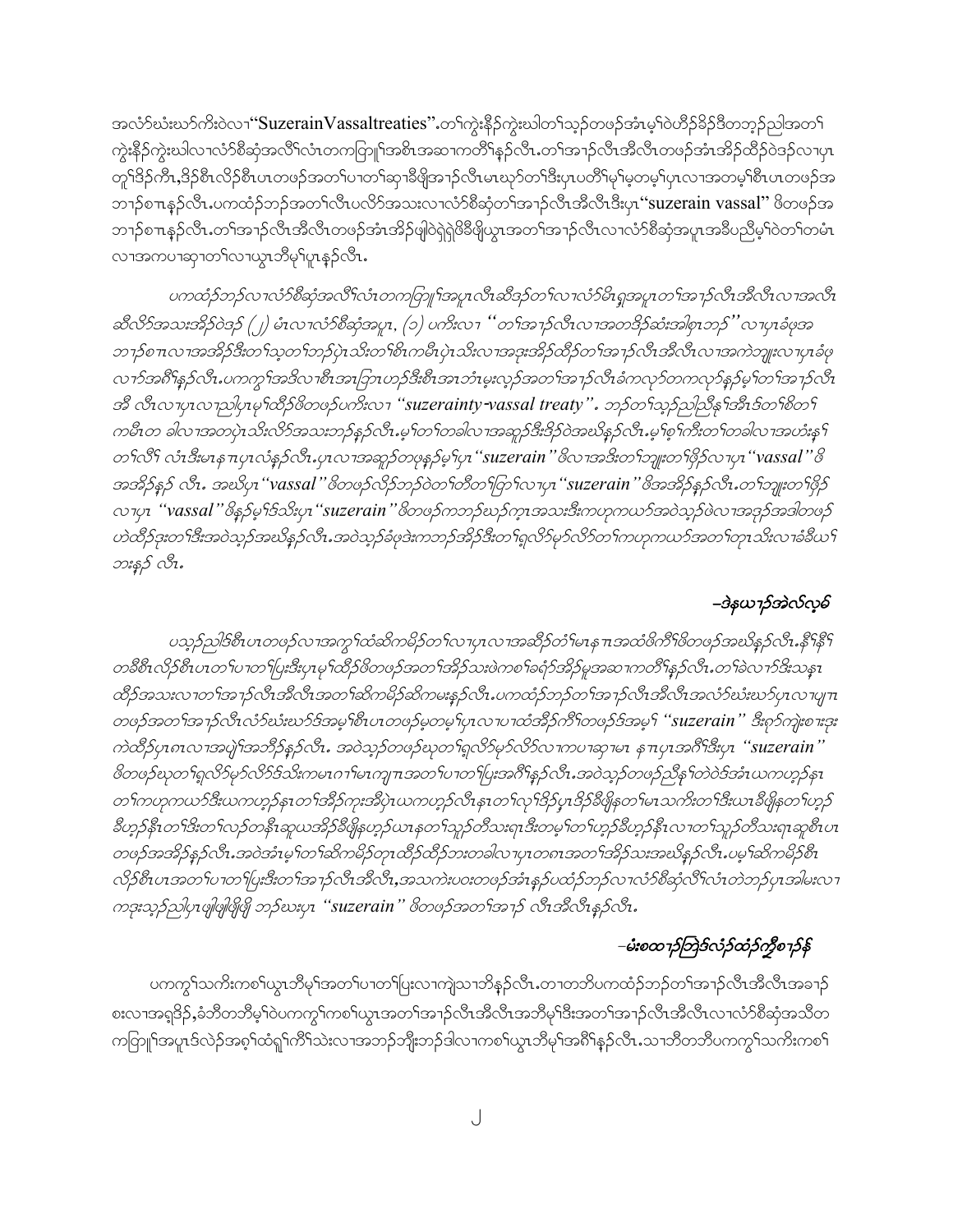အလံာ်ဃံးဃာ်ကီးဝဲလၢ“SuzerainVassaltreaties”.တၢ်ကွဲးနီၣ်ကွဲးဃါတၢ်သ့ၣ်တဖၣ်အံၤမ့ၢ်ဝဲဟီၣ်ခိၣ်ဒီတဘ့ၣ်ညါအတၢ်ကွဲးနီၣ်ကွဲးဃါလၢလံာ်စီဆုံအလိၢ်လံၤတကတြၢၢ်အစီၤအဆၢကတိၢ်နၣ်လီၤ.တၢ်အၢၣ်လီၤအီလီၤတဖၣ်အံၤအိၣ်ထိၣ်ဝဲဒၣ်လၢပှၤတူၢ်ဒိၣ်ကီၤ,ဒိၣ်စီၤလိၣ်စီၤပၤတဖၣ်အတၢ်ပၢတၢ်ဆှၢခီဖျိအၢၣ်လီၤမၤဃုာ်တၢ်ဒီးပှၤပတိၢ်မုၢ်မ့တမ့ၢ်ပှၤလၢအတမ့ၢ်စီၤပၤတဖၣ်အဘၢၣ်စၢၤနၣ်လီၤ.ပကထံၣ်ဘၣ်အတၢ်လီၤပလိာ်အသးလၢလံာ်စီဆုံတၢ်အၢၣ်လီၤအီလီၤဒီးပှၤ“suzerain vassal” ဖိတဖၣ်အဘၢၣ်စၢၤနၣ်လီၤ.တၢ်အၢၣ်လီၤအီလီၤတဖၣ်အံၤအိၣ်ဖျါဝဲရဲၣ်ရဲၣ်ပိၢ်ပိၢ်ဖျိယွၤအတၢ်အၢၣ်လီၤလၢလံာ်စီဆုံအပူၤအခီပညီမ့ၢ်ဝဲတၢ်တမံၤလၢအကပၢဆှၢတၢ်လၢယွၤဘီမုၢ်ပူၤနၣ်လီၤ.

*ပကထံၣ်ဘၣ်လၢလံာ်စီဆုံအလိၢ်လံၤတကတြၢၢ်အပူၤလီၤဆီဒၣ်တၢ်လၢလံာ်မိၤရှအပူၤတၢ်အၢၣ်လီၤအီလီၤလၢအလီၤဆီလိာ်အသးအိၣ်ဝဲဒၣ် (၂) မံၤလၢလံာ်စီဆုံအပူၤ, (၁) ပကီးလၢ “တၢ်အၢၣ်လီၤလၢအတဒိၣ်ဆံးအါစှၤဘၣ်” လၢပှၤခံဖုအဘၢၣ်စၢၤလၢအအိၣ်ဒီးတၢ်သ့တၢ်ဘၣ်ပုံၤသိးတၢ်စိတၢ်ကမီၤပုံၤသိးလၢအဒုးအိၣ်ထိၣ်တၢ်အၢၣ်လီၤအီလီၤလၢအကဲဘျုးလၢပှၤခံဖုလၢာ်အဂီၢ်နၣ်လီၤ.ပကကွၢ်အဒိလၢစီၤအၤဘြၤဟၣ်ဒီးစီၤအၤဘံၤမ့းလ့ၣ်အတၢ်အၢၣ်လီၤခံကလုာ်တကလုာ်နၣ်မ့ၢ်တၢ်အၢၣ်လီၤအီ လီၤလၢပှၤလၢညါပှၤမုၢ်ထိၣ်ဖိတဖၣ်ပကီးလၢ “suzerainty-vassal treaty”. ဘၣ်တၢ်သ့ၣ်ညါညီနှၢ်အီၤဒ်တၢ်စိတၢ်ကမီၤတခါလၢအတပုံၤသိးလိာ်အသးဘၣ်နၣ်လီၤ.မ့ၢ်တၢ်တခါလၢအဆူၣ်ဒီးဒိၣ်ဝဲအဃိနၣ်လီၤ.မ့ၢ်စ့ၢ်ကီးတၢ်တခါလၢအဟံးန့ၢ်တၢ်လိၢ် လံၤဒီးမၤနၢၤပှၤလံနၣ်လီၤ.ပှၤလၢအဆူၣ်တဖုနၣ်မ့ၢ်ပှၤ “suzerain” ဖိလၢအဒီးတၢ်ဘျုးတၢ်ဖှိၣ်လၢပှၤ “vassal” ဖိအအိၣ်နၣ် လီၤ. အဃိပှၤ “vassal” ဖိတဖၣ်လိၣ်ဘၣ်ဝဲတၢ်ဟီတၢ်ဖြၢ်လၢပှၤ “suzerain” ဖိအအိၣ်နၣ်လီၤ.တၢ်ဘျုးတၢ်ဖှိၣ်လၢပှၤ “vassal” ဖိနၣ်မ့ၢ်ဒ်သိးပှၤ “suzerain” ဖိတဖၣ်ကဘၣ်ဃၣ်ကူၤအသးဒီးကဟုကယာ်အဝဲသ့ၣ်ဖဲလၢအဒုၣ်အဒါတဖၣ်ဟဲထိၣ်ဒုးတၢ်ဒီးအဝဲသ့ၣ်အဃိနၣ်လီၤ.အဝဲသ့ၣ်ခံဖုဒဲးကဘၣ်အိၣ်ဒီးတၢ်ရှလိာ်မုာ်လိာ်တၢ်ကဟုကယာ်အတၢ်တုၤသိးလၢခံခီယၢ်ဘးနၣ် လီၤ.*

### *–ဒဲနယၢၣ်အဲလ်လ့စ်*

*ပသ့ၣ်ညါဒ်စီၤပၤတဖၣ်လၢအကွၢ်ထံဆိကမိၣ်တၢ်လၢပှၤလၢအဆီၣ်တံၢ်မၤနၢၤအထံဖိကိၢ်ဖိတဖၣ်အဃိနၣ်လီၤ.နီၢ်နီၢ်တခီစီၤလိၣ်စီၤပၤတၢ်ပၢတၢ်ပြးဒီးပှၤမုၢ်ထိၣ်ဖိတဖၣ်အတၢ်အိၣ်သးဖဲကစၢ်ခရံာ်အိၣ်မူအဆၢကတိၢ်နၣ်လီၤ.တၢ်ခဲလၢာ်ဒီးသန္ၤထိၣ်အသးလၢတၢ်အၢၣ်လီၤအီလီၤအတၢ်ဆိကမိၣ်ဆိကမးနၣ်လီၤ.ပကထံၣ်ဘၣ်တၢ်အၢၣ်လီၤအီလီၤအလံာ်ဃံးဃာ်ပှၤလၢပျၢၤတဖၣ်အတၢ်အၢၣ်လီၤလံာ်ဃံးဃာ်ဒ်အမ့ၢ်စီၤပၤတဖၣ်မ့တမ့ၢ်ပှၤလၢပၢထံအိၣ်ကိၢ်တဖၣ်ဒ်အမ့ၢ် “suzerain” ဒီးရုာ်ကွဲးစၢၤဒုးကဲထိၣ်ပှၤဂၤလၢအပျဲၢ်အဘိၣ်နၣ်လီၤ. အဝဲသ့ၣ်တဖၣ်ဃုတၢ်ရှလိာ်မုာ်လိာ်လၢကပၢဆှၢမၤနၢၤပှၤအဂီၢ်ဒီးပှၤ “suzerain” ဖိတဖၣ်ဃုတၢ်ရှလိာ်မုာ်လိာ်ဒ်သိးကမၤဂၢၢ်မၤကျၢၤအတၢ်ပၢတၢ်ပြးအဂီၢ်နၣ်လီၤ.အဝဲသ့ၣ်တဖၣ်ညီနှၢ်တဲဝဲဒ်အံၤယကဟ့ၣ်နၤတၢ်ကဟုကယာ်ဒီးယကဟ့ၣ်နၤတၢ်အိၣ်ကုးအိပုံၤယကဟ့ၣ်လီၤနၤတၢ်လုၢ်ဒိၣ်ပှၤဒိၣ်ခီဖျိနတၢ်မၤသကိးတၢ်ဒီးယၤခီဖျိနတၢ်ဟ့ၣ်ခီဟ့ၣ်နီၤတၢ်ဒီးတၢ်လှၣ်တနီၤဆူယအိၣ်ခီဖျိနဟ့ၣ်ယၤနတၢ်သူၣ်တီသးရၤဒီးတမ့ၢ်တၢ်ဟ့ၣ်ခီဟ့ၣ်နီၤလၢတၢ်သူၣ်တီသးရၤဆူစီၤပၤတဖၣ်အအိၣ်နၣ်လီၤ.အဝဲအံၤမ့ၢ်တၢ်ဆိကမိၣ်တုၤထိၣ်ထိၣ်ဘးတခါလၢပှၤတဂၤအတၢ်အိၣ်သးအဃိနၣ်လီၤ.ပမ့ၢ်ဆိကမိၣ်စီၤလိၣ်စီၤပၤအတၢ်ပၢတၢ်ပြးဒီးတၢ်အၢၣ်လီၤအီလီၤ,အသကဲးပဝးတဖၣ်အံၤနၣ်ပထံၣ်ဘၣ်လၢလံာ်စီဆုံလိၢ်လံၤတဲဘၣ်ပှၤအါမးလၢကဒုးသ့ၣ်ညါပှၤဖျါဖျါဖျိဖျိ ဘၣ်ဃးပှၤ “suzerain” ဖိတဖၣ်အတၢ်အၢၣ် လီၤအီလီၤနၣ်လီၤ.*

### *–မံးစထၢၣ်ဘြဲဒ်လံၣ်ထံၣ်ကျိၤစၢၣ်နိ*

ပကကွၢ်သကိးကစၢ်ယွၤဘီမုၢ်အတၢ်ပၢတၢ်ပြးလၢကျဲသၢဘိနၣ်လီၤ.တၢတဘိပကထံၣ်ဘၣ်တၢ်အၢၣ်လီၤအီလီၤအခၢၣ်စးလၢအရှဒိၣ်,ခံဘိတဘိမ့ၢ်ဝဲပကကွၢ်ကစၢ်ယွၤအတၢ်အၢၣ်လီၤအီလီၤအဘီမုၢ်ဒီးအတၢ်အၢၣ်လီၤအီလီၤလၢလံာ်စီဆုံအသိတကတြၢၢ်အပူၤဒ်လဲၣ်အစ့ၢ်ထံရှုၢ်ကိၢ်သဲးလၢအဘၣ်ဘိုးဘၣ်ဒါလၢကစၢ်ယွၤဘီမုၢ်အဂီၢ်နၣ်လီၤ.သၢဘိတဘိပကကွၢ်သကိးကစၢ်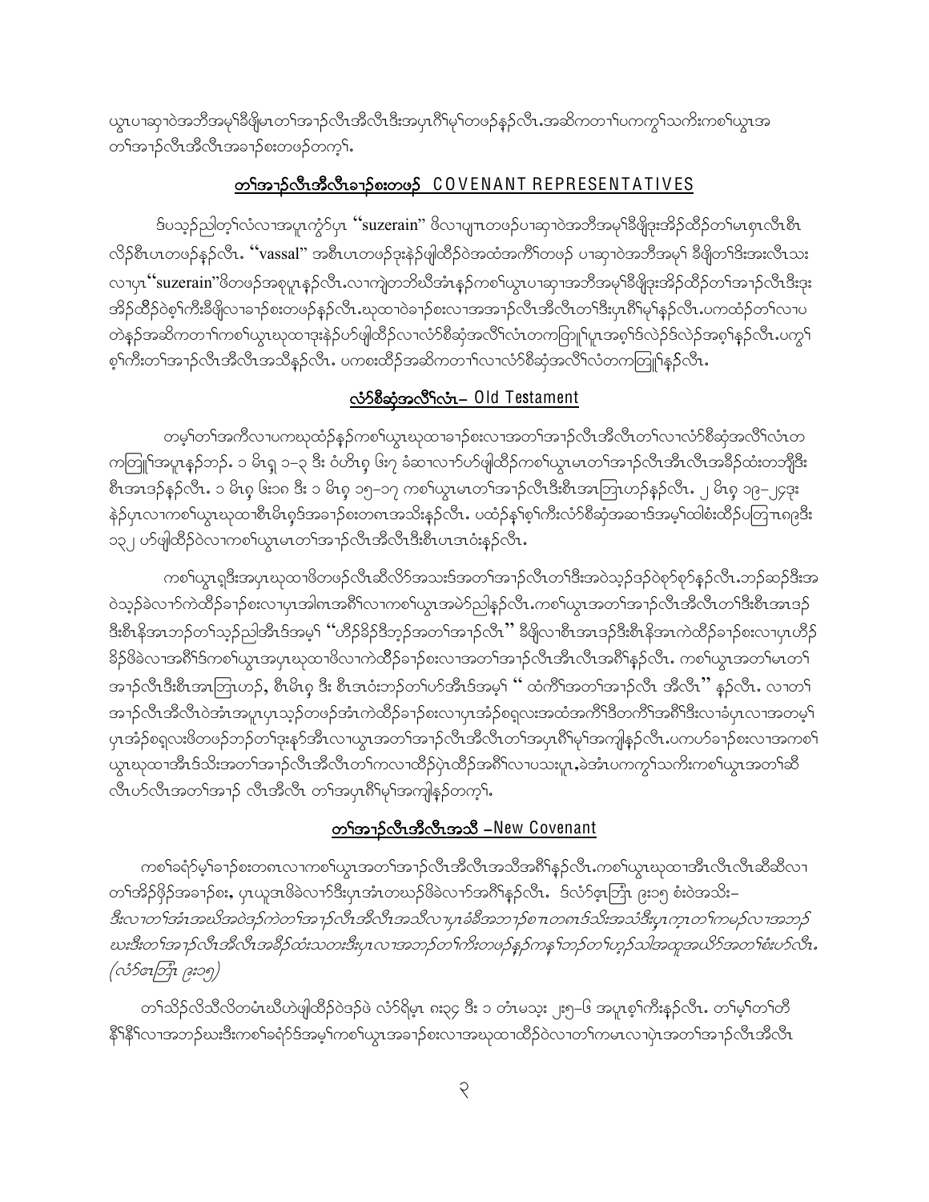ယွၤပၢဆှၢဝဲအဘီအမုၢ်ခီဖျိမၤတၢ်အၢၣ်လီၤအီလီၤဒီးအပှၤဂိၢ်မုၢ်တဖၣ်နၣ်လီၤ.အဆိကတၢၢ်ပကကွၢ်သကိးကစၢ်ယွၤအတၢ်အၢၣ်လီၤအီလီၤအခၢၣ်စးတဖၣ်တက့ၢ်.

## <u>တၢ်အၢၣ်လီၤအီလီၤခၢၣ်စးတဖၣ်</u> COVENANT REPRESENTATIVES

ဒ်ပသ့ၣ်ညါတ့ၢ်လံလၢအပူၤကွံာ်ပှၤ "suzerain" ဖိလၢပျၢၤတဖၣ်ပၢဆှၢဝဲအဘီအမုၢ်ခီဖျိဒုးအိၣ်ထိၣ်တၢ်မၤစှၤလီၤစီၤလိၣ်စီၤပၤတဖၣ်နၣ်လီၤ. "vassal" အစီၤပၤတဖၣ်ဒုးနဲၣ်ဖျါထီၣ်ဝဲအထံအကိၢ်တဖၣ် ပၢဆှၢဝဲအဘီအမုၢ် ခီဖျိတၢ်ဒိးအးလီၤသးလၢပှၤ"suzerain"ဖိတဖၣ်အစုပူၤနၣ်လီၤ.လၢကျဲတဘိဃီအံၤနၣ်ကစၢ်ယွၤပၢဆှၢအဘီအမုၢ်ခီဖျိဒုးအိၣ်ထိၣ်တၢ်အၢၣ်လီၤဒီးဒုးအိၣ်ထိၣ်ဝဲစ့ၢ်ကီးခီဖျိလၢခၢၣ်စးတဖၣ်နၣ်လီၤ.ဃုထၢဝဲခၢၣ်စးလၢအအၢၣ်လီၤအီလီၤတၢ်ဒီးပှၤဂိၢ်မုၢ်နၣ်လီၤ.ပကထံၣ်တၢ်လၢပတဲနၣ်အဆိကတၢၢ်ကစၢ်ယွၤဃုထၢဒုးနဲၣ်ဟ်ဖျါထီၣ်လၢလံာ်စီဆှံအလိၢ်လံၤတကတြူၢ်ပူၤအစ့ၢ်ဒ်လဲၣ်ဒ်လဲၣ်အစ့ၢ်နၣ်လီၤ.ပကွၢ်စ့ၢ်ကီးတၢ်အၢၣ်လီၤအီလီၤအသီနၣ်လီၤ. ပကစးထီၣ်အဆိကတၢၢ်လၢလံာ်စီဆှံအလိၢ်လံၤတကတြူၢ်နၣ်လီၤ.

## <u>လံာ်စီဆှံအလိၢ်လံၤ</u>– Old Testament

တမ့ၢ်တၢ်အကီလၢပကဃုထံၣ်နၣ်ကစၢ်ယွၤဃုထၢခၢၣ်စးလၢအတၢ်အၢၣ်လီၤအီလီၤတၢ်လၢလံာ်စီဆှံအလိၢ်လံၤတကတြူၢ်အပူၤနၣ်ဘၣ်. ၁ မိၤရှ ၁–၃ ဒီး ဝံဟိၤစ့ ဖး၇ ခံဆၢလၢာ်ဟ်ဖျါထီၣ်ကစၢ်ယွၤမၤတၢ်အၢၣ်လီၤအီၤလီၤအခီၣ်ထံးတဘျီဒီးစီၤအၤဒၣ်နၣ်လီၤ. ၁ မိၤစ့ ဖး၁၈ ဒီး ၁ မိၤစ့ ၁၅–၁၇ ကစၢ်ယွၤမၤတၢ်အၢၣ်လီၤဒီးစီၤအၤဘြၤဟၣ်နၣ်လီၤ. ၂ မိၤစ့ ၁၉–၂၄ဒုးနဲၣ်ပှၤလၢကစၢ်ယွၤဃုထၢစီၤမိၤစ့ဒ်အခၢၣ်စးတဂၤအသိးနၣ်လီၤ. ပထံၣ်နၢ်စ့ၢ်ကီးလံာ်စီဆှံအဆၢဒ်အမ့ၢ်ထါစံးထိၣ်ပတြၢၤ၈၉ဒီး ၁၃၂ ဟ်ဖျါထီၣ်ဝဲလၢကစၢ်ယွၤမၤတၢ်အၢၣ်လီၤအီလီၤဒီးစီၤပၤဒၤဝံးနၣ်လီၤ.

ကစၢ်ယွၤရှဒီးအပှၤဃုထၢဖိတဖၣ်လီၤဆီလိာ်အသးဒ်အတၢ်အၢၣ်လီၤတၢ်ဒီးအဝဲသ့ၣ်ဒၣ်ဝဲစုာ်စုာ်နၣ်လီၤ.ဘၣ်ဆၣ်ဒီးအဝဲသ့ၣ်ခဲလၢာ်ကဲထီၣ်ခၢၣ်စးလၢပှၤအါဂၤအဂီၢ်လၢကစၢ်ယွၤအမဲာ်ညါနၣ်လီၤ.ကစၢ်ယွၤအတၢ်အၢၣ်လီၤအီလီၤတၢ်ဒီးစီၤအၤဒၣ်ဒီးစီၤနိအၤဘၣ်တၢ်သ့ၣ်ညါအီၤဒ်အမ့ၢ် "ဟီၣ်ခိၣ်ဒီဘ့ၣ်အတၢ်အၢၣ်လီၤ" ခီဖျိလၢစီၤအၤဒၣ်ဒီးစီၤနိအၤကဲထီၣ်ခၢၣ်စးလၢပှၤဟီၣ်ခိၣ်ဖိခဲလၢာ်အဂီၢ်ဒ်ကစၢ်ယွၤအပှၤဃုထၢဖိလၢကဲထီၣ်ခၢၣ်စးလၢအတၢ်အၢၣ်လီၤအီၤလီၤအဂီၢ်နၣ်လီၤ. ကစၢ်ယွၤအတၢ်မၤတၢ်အၢၣ်လီၤဒီးစီၤအၤဘြၤဟၣ်, စီၤမိၤစ့ ဒီး စီၤဒၤဝံးဘၣ်တၢ်ဟ်အီၤဒ်အမ့ၢ် " ထံကိၢ်အတၢ်အၢၣ်လီၤ အီလီၤ" နၣ်လီၤ. လၢတၢ်အၢၣ်လီၤအီလီၤဝဲအံၤအပူၤပှၤသ့ၣ်တဖၣ်အံၤကဲထီၣ်ခၢၣ်စးလၢပှၤအံၣ်စရ့လးအထံအကိၢ်ဒိတကိၢ်အဂီၢ်ဒီးလၢခံပှၤလၢအတမ့ၢ်ပှၤအံၣ်စရ့လးဖိတဖၣ်ဘၣ်တၢ်ဒုးနာ်အီၤလၢယွၤအတၢ်အၢၣ်လီၤအီလီၤတၢ်အပှၤဂိၢ်မုၢ်အကျါနၣ်လီၤ.ပကဟ်ခၢၣ်စးလၢအကစၢ်ယွၤဃုထၢအီၤဒ်သိးအတၢ်အၢၣ်လီၤအီလီၤတၢ်ကလၢထီၣ်ပှဲၤထီၣ်အဂီၢ်လၢပသးပူၤ,ခဲအံၤပကကွၢ်သကိးကစၢ်ယွၤအတၢ်ဆီလီၤဟ်လီၤအတၢ်အၢၣ် လီၤအီလီၤ တၢ်အပှၤဂိၢ်မုၢ်အကျါနၣ်တက့ၢ်.

## <u>တၢ်အၢၣ်လီၤအီလီၤအသီ</u> –New Covenant

ကစၢ်ခရံာ်မ့ၢ်ခၢၣ်စးတဂၤလၢကစၢ်ယွၤအတၢ်အၢၣ်လီၤအီလီၤအသီအဂီၢ်နၣ်လီၤ.ကစၢ်ယွၤဃုထၢအီၤလီၤလီၤဆီဆီလၢတၢ်အိၣ်ဖှိၣ်အခၢၣ်စး, ပှၤယူဒၤဖိခဲလၢာ်ဒီးပှၤအံၤတဃၣ်ဖိခဲလၢာ်အဂီၢ်နၣ်လီၤ. ဒ်လံာ်ဧ့ၤဘြံၤ ၉း၁၅ စံးဝဲအသိး–

*ဒီးလၢတၢ်အံၤအဃိအဝဲဒၣ်ကဲတၢ်အၢၣ်လီၤအီလီၤအသီလၢပှၤခံခီအဘၢၣ်စၢၤတဂၤဒ်သိးအသံဒီးပှၤကူၤတၢ်ကမၣ်လၢအဘၣ်ဃးဒီးတၢ်အၢၣ်လီၤအီလီၤအခီၣ်ထံးသတးဒီးပှၤလၢအဘၣ်တၢ်ကိးတဖၣ်နၣ်ကနၢ်ဘၣ်တၢ်ဟ့ၣ်သါအထူအယိာ်အတၢ်စံးဟ်လီၤ. (လံာ်ဧ့ၤဘြံၤ ၉း၁၅)*

တၢ်သိၣ်လိသီလိတမံၤဃီဟဲဖျါထီၣ်ဝဲဒၣ်ဖဲ လံာ်ရိမ့ၤ ၈း၃၄ ဒီး ၁ တံၤမသ့း ၂း၅–၆ အပူၤစ့ၢ်ကီးနၣ်လီၤ. တၢ်မ့ၢ်တၢ်တီနီၢ်နီၢ်လၢအဘၣ်ဃးဒီးကစၢ်ခရံာ်ဒ်အမ့ၢ်ကစၢ်ယွၤအခၢၣ်စးလၢအဃုထၢထီၣ်ဝဲလၢတၢ်ကမၤလၢပှဲၤအတၢ်အၢၣ်လီၤအီလီၤ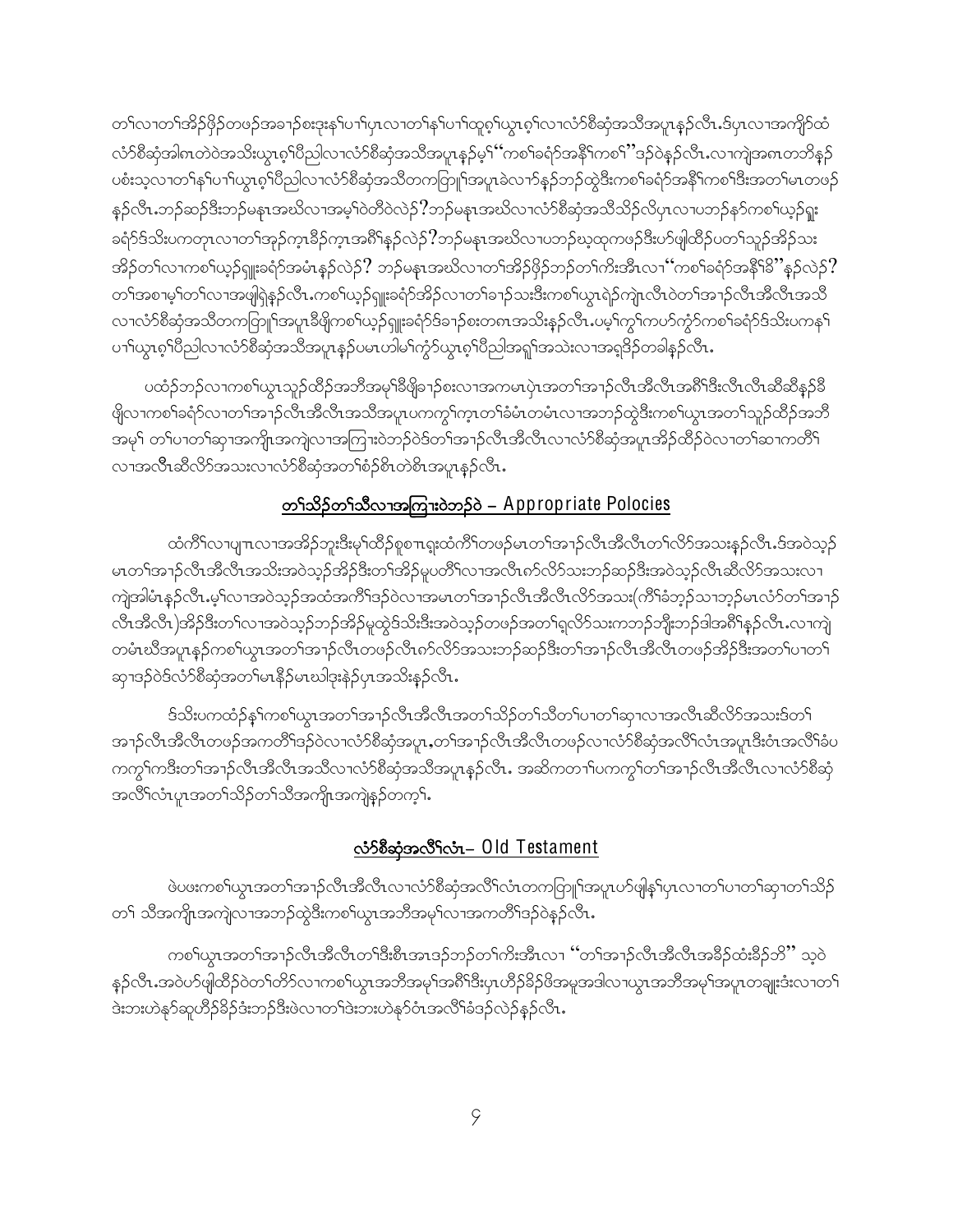တၢ်လၢတၢ်အိၣ်ဖှိၣ်တဖၣ်အခၢၣ်စးဒုးနဲၣ်ပၢၢ်ပှၤလၢတၢ်နၢ်ပၢၢ်ထူစ့ၢ်ယွၤဂ့ၢ်လၢလံာ်စီဆှံအသိအပူၤန့ၣ်လီၤ.ဒ်ပှၤလၢအကျိာ်ထံလံာ်စီဆှံအါဂၤတဲဝဲအသိးယွၤဂ့ၢ်ပီညါလၢလံာ်စီဆှံအသိအပူၤန့ၣ်မ့ၢ် "ကစၢ်ခရံာ်အနီၢ်ကစၢ်" ဒၣ်ဝဲန့ၣ်လီၤ.လၢကျဲအဂၤတဘိန့ၣ်ပစံးသ့လၢတၢ်နၢ်ပၢၢ်ယွၤဂ့ၢ်ပီညါလၢလံာ်စီဆှံအသိတကတြၢၢ်အပူၤခဲလၢာ်န့ၣ်ဘၣ်ထွဲဒီးကစၢ်ခရံာ်အနီၢ်ကစၢ်ဒီးအတၢ်မၤတဖၣ်န့ၣ်လီၤ.ဘၣ်ဆၣ်ဒီးဘၣ်မနုၤအဃိလၢအမ့ၢ်ဝဲတီဝဲလဲၣ်?ဘၣ်မနုၤအဃိလၢလံာ်စီဆှံအသိသိၣ်လိပှၤလၢပဘၣ်နာ်ကစၢ်ယ့ၣ်ရှူးခရံာ်ဒ်သိးပကတုၤလၢတၢ်အှၣ်ကဲ့ၤခီၣ်ကဲ့ၤအဂီၢ်န့ၣ်လဲၣ်?ဘၣ်မနုၤအဃိလၢပဘၣ်ဃုထုကဖၣ်ဒီးဟ်ဖျါထိၣ်ပတၢ်သူၣ်အိၣ်သးအိၣ်တၢ်လၢကစၢ်ယ့ၣ်ရှူးခရံာ်အမံၤန့ၣ်လဲၣ်? ဘၣ်မနုၤအဃိလၢတၢ်အိၣ်ဖှိၣ်ဘၣ်တၢ်ကိးအီၤလၢ "ကစၢ်ခရံာ်အနီၢ်ခိ" န့ၣ်လဲၣ်? တၢ်အစၢမ့ၢ်တၢ်လၢအဖျါရှဲန့ၣ်လီၤ.ကစၢ်ယ့ၣ်ရှူးခရံာ်အိၣ်လၢတၢ်ခၢၣ်သးဒီးကစၢ်ယွၤရဲၣ်ကျဲၤလီၤဝဲတၢ်အၢၣ်လီၤအီလီၤအသိလၢလံာ်စီဆှံအသိတကတြၢၢ်အပူၤခီဖျိကစၢ်ယ့ၣ်ရှူးခရံာ်ဒ်ခၢၣ်စးတဂၤအသိးန့ၣ်လီၤ.ပမ့ၢ်ကွၢ်ကဟ်ကွံာ်ကစၢ်ခရံာ်ဒ်သိးပကနၢ်ပၢၢ်ယွၤဂ့ၢ်ပီညါလၢလံာ်စီဆှံအသိအပူၤန့ၣ်ပမၤဟါမ်ၢ်ကွံာ်ယွၤဂ့ၢ်ပီညါအရှ့ၢ်အသဲးလၢအရှ့ဒိၣ်တခါန့ၣ်လီၤ.

ပထံၣ်ဘၣ်လၢကစၢ်ယွၤသူၣ်ထိၣ်အဘီအမုၢ်ခီဖျိခၢၣ်စးလၢအကမၤပှဲၤအတၢ်အၢၣ်လီၤအီလီၤအဂီၢ်ဒီးလီၤလီၤဆီဆီန့ၣ်ခီဖျိလၢကစၢ်ခရံာ်လၢတၢ်အၢၣ်လီၤအီလီၤအသိအပူၤပကကွၢ်ကူၤတၢ်ခံမံၤတမံၤလၢအဘၣ်ထွဲဒီးကစၢ်ယွၤအတၢ်သူၣ်ထိၣ်အဘီအမုၢ် တၢ်ပၢတၢ်ဆှၢအကျိၤအကျဲလၢအကြၢးဝဲဘၣ်ဝဲဒ်တၢ်အၢၣ်လီၤအီလီၤလၢလံာ်စီဆှံအပူၤအိၣ်ထိၣ်ဝဲလၢတၢ်ဆၢကတိၢ်လၢအလီၤဆီလိာ်အသးလၢလံာ်စီဆှံအတၢ်စံၣ်စိၤတဲစိၤအပူၤန့ၣ်လီၤ.

## တၢ်သိၣ်တၢ်သီလၢအကြၢးဝဲဘၣ်ဝဲ – Appropriate Polocies

ထံကီၢ်လၢပျπလၢအအိၣ်ဘူးဒီးမုၢ်ထိၣ်စုစπရူးထံကီၢ်တဖၣ်မၤတၢ်အၢၣ်လီၤအီလီၤတၢ်လိာ်အသးန့ၣ်လီၤ.ဒ်အဝဲသ့ၣ်မၤတၢ်အၢၣ်လီၤအီလီၤအသးအဝဲသ့ၣ်အိၣ်ဒီးတၢ်အိၣ်မူပတီၢ်လၢအလီၤက်လိာ်သးဘၣ်ဆၣ်ဒီးအဝဲသ့ၣ်လီၤဆီလိာ်အသးလၢကျဲအါမံၤန့ၣ်လီၤ.မ့ၢ်လၢအဝဲသ့ၣ်အထံအကီၢ်ဒၣ်ဝဲလၢအမၤတၢ်အၢၣ်လီၤအီလီၤလိာ်အသး(ကီၢ်ခံဘ့ၣ်သၢဘ့ၣ်မၤလံာ်တၢ်အၢၣ်လီၤအီလီၤ)အိၣ်ဒီးတၢ်လၢအဝဲသ့ၣ်ဘၣ်အိၣ်မူဒ်သိးဒီးအဝဲသ့ၣ်တဖၣ်အတၢ်ရှလိာ်သးကဘၣ်ဘိုးဘၣ်ဒါအဂီၢ်န့ၣ်လီၤ.လၢကျဲတမံၤဃီအပူၤန့ၣ်ကစၢ်ယွၤအတၢ်အၢၣ်လီၤတဖၣ်လီၤက်လိာ်အသးဘၣ်ဆၣ်ဒီးတၢ်အၢၣ်လီၤအီလီၤတဖၣ်အိၣ်ဒီးအတၢ်ပၢတၢ်ဆှၢဒၣ်ဝဲဒ်လံာ်စီဆှံအတၢ်မၤနီၣ်မၤဃါဒုးနဲၣ်ပှၤအသးန့ၣ်လီၤ.

ဒ်သိးပကထံၣ်နၢ်ကစၢ်ယွၤအတၢ်အၢၣ်လီၤအီလီၤအတၢ်သိၣ်တၢ်သီတၢ်ပၢတၢ်ဆှၢလၢအလီၤဆီလိာ်အသးဒ်တၢ်အၢၣ်လီၤအီလီၤတဖၣ်အကတိၢ်ဒၣ်ဝဲလၢလံာ်စီဆှံအပူၤ,တၢ်အၢၣ်လီၤအီလီၤတဖၣ်လၢလံာ်စီဆှံအလိၢ်လံၤအပူၤဒီးဝံၤအလိၢ်ခံပကကွၢ်ကဒီးတၢ်အၢၣ်လီၤအီလီၤအသိလၢလံာ်စီဆှံအသိအပူၤန့ၣ်လီၤ. အဆိကတၢၢ်ပကကွၢ်တၢ်အၢၣ်လီၤအီလီၤလၢလံာ်စီဆှံအလိၢ်လံၤပူၤအတၢ်သိၣ်တၢ်သီအကျိၤအကျဲန့ၣ်တက့ၢ်.

## လံာ်စီဆှံအလိၢ်လံၤ– Old Testament

ဖဲပဖးကစၢ်ယွၤအတၢ်အၢၣ်လီၤအီလီၤလၢလံာ်စီဆှံအလိၢ်လံၤတကတြၢၢ်အပူၤဟ်ဖျါနၢ်ပှၤလၢတၢ်ပၢတၢ်ဆှၢတၢ်သိၣ်တၢ် သီအကျိၤအကျဲလၢအဘၣ်ထွဲဒီးကစၢ်ယွၤအဘီအမုၢ်လၢအကတိၢ်ဒၣ်ဝဲန့ၣ်လီၤ.

ကစၢ်ယွၤအတၢ်အၢၣ်လီၤအီလီၤတၢ်ဒီးစိၤအၤဒၣ်ဘၣ်တၢ်ကိးအီၤလၢ "တၢ်အၢၣ်လီၤအီလီၤအခီၣ်ထံးခီၣ်ဘိ" သ့ဝဲန့ၣ်လီၤ.အဝဲဟ်ဖျါထိၣ်ဝဲတၢ်တိာ်လၢကစၢ်ယွၤအဘီအမုၢ်အဂီၢ်ဒီးပှၤဟီၣ်ခိၣ်ဖိအမူအဒါလၢယွၤအဘီအမုၢ်အပူၤတချူးဒံးလၢတၢ်ဒဲးဘးဟဲနုာ်ဆူဟီၣ်ခိၣ်ဒံးဘၣ်ဒီးဖဲလၢတၢ်ဒဲးဘးဟဲနုာ်ဝံၤအလိၢ်ခံဒၣ်လဲၣ်န့ၣ်လီၤ.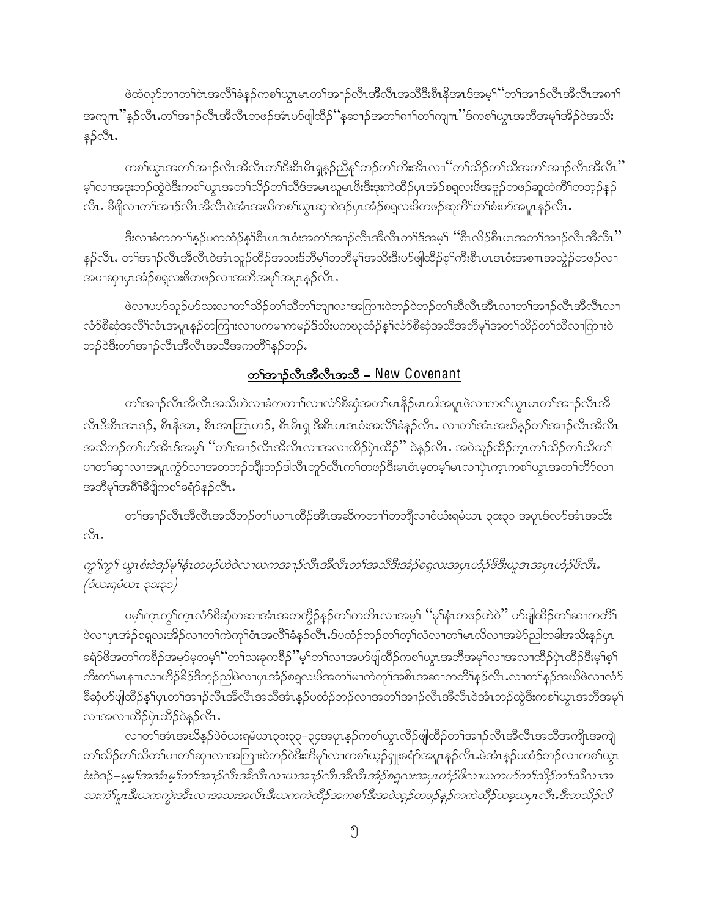ဖဲထံလၢာ်ဘၢတၢ်ဝံၤအလီၢ်ခံနဉ်ကစၢ်ယွၤမၤတၢ်အၢဉ်လီၤအီလီၤအသီဒီးစီၤနိအၤဒ်အမ့ၢ် "တၢ်အၢဉ်လီၤအီလီၤအဂၢၢ်အကျၤၤ" နဉ်လီၤ.တၢ်အၢဉ်လီၤအီလီၤတဖဉ်အံၤဟ်ဖျါထီဉ် "နဆၢဉ်အတၢ်ဂၢၢ်တၢ်ကျၤၤ" ဒ်ကစၢ်ယွၤအဘီအမုၢ်အိဉ်ဝဲအသိးနဉ်လီၤ.

ကစၢ်ယွၤအတၢ်အၢဉ်လီၤအီလီၤတၢ်ဒီးစီၤမိၤရှနဉ်ညီနုၢ်ဘဉ်တၢ်ကိးအီၤလၢ "တၢ်သိဉ်တၢ်သီအတၢ်အၢဉ်လီၤအီလီၤ" မ့ၢ်လၢအဒုးဘဉ်ထွဲဝဲဒီးကစၢ်ယွၤအတၢ်သိဉ်တၢ်သီဒ်အမၤဃုမၤဖိးဒီးဒုးကဲထိဉ်ပှၤအံဉ်စရ့လးဖိအဒူဉ်တဖဉ်ဆူထံကိၢ်တဘ့ဉ်နဉ်လီၤ. ခီဖျိလၢတၢ်အၢဉ်လီၤအီလီၤဝဲအံၤအဃိကစၢ်ယွၤဆုၢဝဲဒဉ်ပှၤအံဉ်စရ့လးဖိတဖဉ်ဆူကိၢ်တၢ်စံးဟ်အပူၤနဉ်လီၤ.

ဒီးလၢခံကတၢၢ်နဉ်ပကထံဉ်နၢ်စီၤပၤအဝံးအတၢ်အၢဉ်လီၤအီလီၤတၢ်ဒ်အမ့ၢ် "စီၤလိဉ်စီၤပၤအတၢ်အၢဉ်လီၤအီလီၤ" နဉ်လီၤ. တၢ်အၢဉ်လီၤအီလီၤဝဲအံၤသူဉ်ထိဉ်အသးဒ်ဘီမုၢ်တဘီမုၢ်အသိးဒီးဟ်ဖျါထိဉ်စ့ၢ်ကီးစီၤပၤအဝံးအစၢၤအသွဲဉ်တဖဉ်လၢအပၢဆှၢပှၤအံဉ်စရ့လးဖိတဖဉ်လၢအဘီအမုၢ်အပူၤနဉ်လီၤ.

ဖဲလၢပပာ်သူဉ်ဟ်သးလၢတၢ်သိဉ်တၢ်သီတၢ်ဘျၢလၢအကြၢးဝဲဘဉ်ဝဲဘဉ်တၢ်ဆီလီၤအီၤလၢတၢ်အၢဉ်လီၤအီလီၤလၢလံာ်စီဆှံအလိၢ်လံၤအပူၤနဉ်တကြၢးလၢပကမၢကမဉ်ဒ်သိးပကဃုထံဉ်နၢ်လံာ်စီဆှံအသီအဘီမုၢ်အတၢ်သိဉ်တၢ်သီလၢကြၢးဝဲဘဉ်ဝဲဒီးတၢ်အၢဉ်လီၤအီလီၤအသီအကတိၢ်နဉ်ဘဉ်.

## <u>တၢ်အၢဉ်လီၤအီလီၤအသီ – New Covenant</u>

တၢ်အၢဉ်လီၤအီလီၤအသီဟဲလၢခံကတၢၢ်လၢလံာ်စီဆှံအတၢ်မၤနီဉ်မၤဃါအပူၤဖဲလၢကစၢ်ယွၤမၤတၢ်အၢဉ်လီၤအီလီၤဒီးစီၤအၤဒဉ်, စီၤနိအၤ, စီၤအၤဘြၤဟဉ်, စီၤမိၤရှ ဒီးစီၤပၤအဝံးအလိၢ်ခံနဉ်လီၤ. လၢတၢ်အံၤအဃိနဉ်တၢ်အၢဉ်လီၤအီလီၤအသီဘဉ်တၢ်ဟ်အီၤဒ်အမ့ၢ် "တၢ်အၢဉ်လီၤအီလီၤလၢအလၢထီဉ်ပှဲၤထီဉ်" ဝဲနဉ်လီၤ. အဝဲသူဉ်ထိဉ်ကူၤတၢ်သိဉ်တၢ်သီတၢ်ပၢတၢ်ဆှၢလၢအပူၤကွံာ်လၢအတဘဉ်ဘျီးဘဉ်ဒါလီၤတူာ်လီၤကၢ်တဖဉ်ဒီးမၤဝံၤမ့တမ့ၢ်မၤလၢပှဲၤကူၤကစၢ်ယွၤအတၢ်တိာ်လၢအဘီမုၢ်အဂီၢ်ခီဖျိကစၢ်ခရံာ်နဉ်လီၤ.

တၢ်အၢဉ်လီၤအီလီၤအသီဘဉ်တၢ်ယπၤထိဉ်အီၤအဆိကတၢၢ်တဘျီလၢဝံယံးရမံယၤ ၃၁:၃၁ အပူၤဒ်လာ်အံၤအသိးလီၤ.

*ကွၢ်ကွၢ် ယွၤစံးဝဲဒဉ်မုၢ်နံၤတဖဉ်ဟဲဝဲလၢယကအၢဉ်လီၤအီလီၤတၢ်အသီဒီးအံဉ်စရ့လးအပှၤဟံဉ်ဖိဒီးယူဒၤအပှၤဟံဉ်ဖိလီၤ. (ဝံယံးရမံယၤ ၃၁:၃၁)*

ပမ့ၢ်ကူၤကွၢ်ကူၤလံာ်စီဆှံတဆၢအံၤအတကွီဉ်နဉ်တၢ်ကတိၤလၢအမ့ၢ် "မုၢ်နံၤတဖဉ်ဟဲဝဲ" ဟ်ဖျါထီဉ်တၢ်ဆၢကတိၢ်ဖဲလၢပှၤအံဉ်စရ့လးအိဉ်လၢတၢ်ကဲကုၢ်ဝံၤအလိၢ်ခံနဉ်လီၤ.ဒ်ပထံဉ်ဘဉ်တၢ်တ့ၢ်လံလၢတၢ်မၤလိလၢအမဲာ်ညါတခါအသိးနဉ်ပှၤခရံာ်ဖိအတၢ်ကစိဉ်အမ့ာ်မ့တမ့ၢ် "တၢ်သးခုကစိဉ်" မ့ၢ်တၢ်လၢအဟ်ဖျါထီဉ်ကစၢ်ယွၤအဘီအမုၢ်လၢအလၢထီဉ်ပှဲၤထီဉ်ဒီးမ့ၢ်စ့ၢ်ကီးတၢ်မၤနπၤလၢဟိဉ်ခိဉ်ဒိဘ့ဉ်ညါဖဲလၢပှၤအံဉ်စရ့လးဖိအတၢ်မၢကဲကုၢ်အစီၤအဆၢကတိၢ်နဉ်လီၤ.လၢတၢ်နဉ်အဃိဖဲလၢလံာ်စီဆှံဟ်ဖျါထီဉ်နၢ်ပှၤတၢ်အၢဉ်လီၤအီလီၤအသီအံၤနဉ်ပထံဉ်ဘဉ်လၢအတၢ်အၢဉ်လီၤအီလီၤဝဲအံၤဘဉ်ထွဲဒီးကစၢ်ယွၤအဘီအမုၢ်လၢအလၢထီဉ်ပှဲၤထီဉ်ဝဲနဉ်လီၤ.

လၢတၢ်အံၤအဃိနဉ်ဖဲဝံယံးရမံယၤ၃၁:၃၃–၃၄အပူၤနဉ်ကစၢ်ယွၤလိဉ်ဖျါထီဉ်တၢ်အၢဉ်လီၤအီလီၤအသီအကျိၤအကျဲတၢ်သိဉ်တၢ်သီတၢ်ပၢတၢ်ဆှၢလၢအကြၢးဝဲဘဉ်ဝဲဒီးဘီမုၢ်လၢကစၢ်ယ့ဉ်ရှူးခရံာ်အပူၤနဉ်လီၤ.ဖဲအံၤနဉ်ပထံဉ်ဘဉ်လၢကစၢ်ယွၤစံးဝဲဒဉ်–*မ့မ့ၢ်အအံၤမ့ၢ်တၢ်အၢဉ်လီၤအီလီၤလၢယအၢဉ်လီၤအံဉ်စရ့လးအပှၤဟံဉ်ဖိလၢယကပာ်တၢ်သိဉ်တၢ်သီလၢအသးကံၢ်ပူၤဒီးယကကွဲးအီၤလၢအသးအလိၤဒီးယကကဲထိဉ်အကစၢ်ဒီးအဝဲသ့ဉ်တဖဉ်နဉ်ကကဲထိဉ်ယခ့ယပှၤလီၤ.ဒီးတသိဉ်လိ*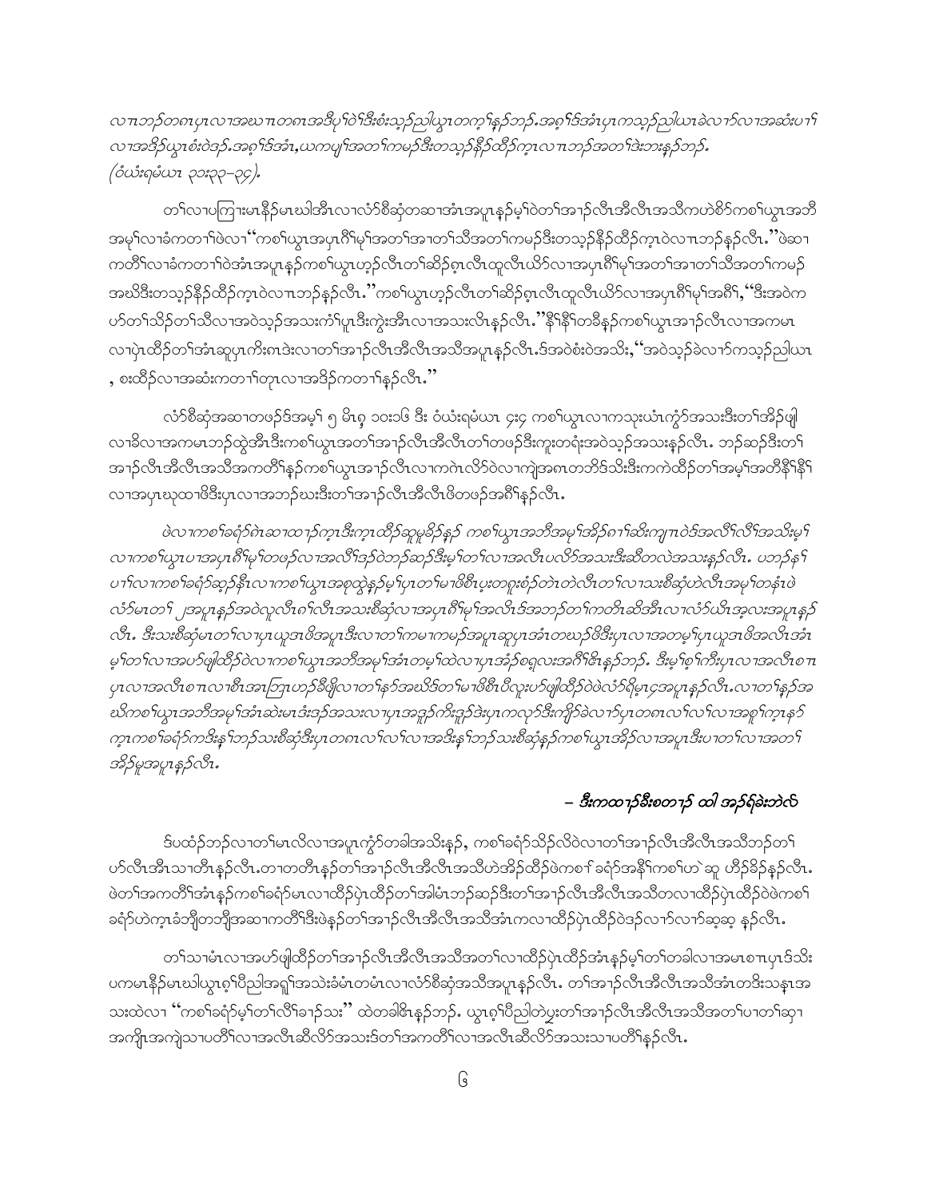*လၢဘၣ်တဂၤပှၤလၢအဃၢတဂၤအဒီပှ့ၢ်ဝဲၢ်ဒိးစံးသ့ၣ်ညါယွၤတက့ၢ်နှၣ်ဘၣ်. အစ့ၢ်ဒ်အံၤပှၤကသ့ၣ်ညါယၤခဲလၢာ်လၢအဆံးပၢၢ် လၢအဒိၣ်ယွၤစံးဝဲဒၣ်. အစ့ၢ်ဒ်အံၤ, ယကပျ့ၢ်အတၢ်ကမၣ်ဒီးတသ့ၣ်နီၣ်ထီၣ်က့ၤလၢဘၣ်အတၢ်ဒဲးဘးနှၣ်ဘၣ်. (ဝံယံးရမံယၤ ၃၁:၃၃–၃၄).*

တၢ်လၢပကြၢးမၤနီၣ်မၤဃါအီၤလၢလံာ်စီဆှံတဆၢအံၤအပူၤန့ၣ်မ့ၢ်ဝဲတၢ်အၢၣ်လီၤအီလီၤအသီကဟဲစိာ်ကစၢ်ယွၤအဘီအမုၢ်လၢခံကတၢၢ်ဖဲလၢ "ကစၢ်ယွၤအပှၤဂီၢ်မုၢ်အတၢ်အၢတၢ်သီအတၢ်ကမၣ်ဒီးတသ့ၣ်နီၣ်ထီၣ်က့ၤဝဲလၢၤဘၣ်နှၣ်လီၤ." ဖဲဆၢကတိၢ်လၢခံကတၢၢ်ဝဲအံၤအပူၤန့ၣ်ကစၢ်ယွၤဟ့ၣ်လီၤတၢ်ဆိၣ်စ့ၤလီၤထူလီၤယိာ်လၢအပှၤဂီၢ်မုၢ်အတၢ်အၢတၢ်သီအတၢ်ကမၣ်အဃိဒီးတသ့ၣ်နီၣ်ထီၣ်က့ၤဝဲလၢၤဘၣ်နှၣ်လီၤ." ကစၢ်ယွၤဟ့ၣ်လီၤတၢ်ဆိၣ်စ့ၤလီၤထူလီၤယိာ်လၢအပှၤဂီၢ်မုၢ်အဂီၢ်, "ဒီးအဝဲကဟ်တၢ်သိၣ်တၢ်သီလၢအဝဲသ့ၣ်အသးကံၢ်ပူၤဒီးကွဲးအီၤလၢအသးလိၤနှၣ်လီၤ." နီၢ်နီၢ်တဒိန့ၣ်ကစၢ်ယွၤအၢၣ်လီၤလၢအကမၤလၢပှဲၤထီၣ်တၢ်အံၤဆူပှၤကိးဂၤဒဲးလၢတၢ်အၢၣ်လီၤအီလီၤအသီအပူၤန့ၣ်လီၤ. ဒ်အဝဲစံးဝဲအသိး, "အဝဲသ့ၣ်ခဲလၢာ်ကသ့ၣ်ညါယၤ, စးထီၣ်လၢအဆံးကတၢၢ်တုၤလၢအဒိၣ်ကတၢၢ်နှၣ်လီၤ."

လံာ်စီဆှံအဆၢတဖၣ်ဒ်အမ့ၢ် ၅ မိၤစ့ ၁၀း၁၆ ဒီး ဝံယံးရမံယၤ ၄း၄ ကစၢ်ယွၤလၢကသုးယံၤကွံာ်အသးဒီးတၢ်အိၣ်ဖျါလၢခိလၢအကမၤဘၣ်ထွဲအီၤဒီးကစၢ်ယွၤအတၢ်အၢၣ်လီၤအီလီၤတၢ်တဖၣ်ဒီးကူးတရံးအဝဲသ့ၣ်အသးနှၣ်လီၤ. ဘၣ်ဆၣ်ဒီးတၢ်အၢၣ်လီၤအီလီၤအသီအကတိၢ်နှၣ်ကစၢ်ယွၤအၢၣ်လီၤလၢကကဲလိာ်ဝဲလၢကျဲအဂၤတဘိဒ်သိးဒီးကကဲထီၣ်တၢ်အမ့ၢ်အတိနီၢ်နီၢ်လၢအပှၤဃုထၢဖိဒီးပှၤလၢအဘၣ်ဃးဒီးတၢ်အၢၣ်လီၤအီလီၤဖိတဖၣ်အဂီၢ်နှၣ်လီၤ.

*ဖဲလၢကစၢ်ခရံာ်ဂဲၤဆၢထၢၣ်က့ၤဒီးက့ၤထီၣ်ဆူမူခိၣ်နှၣ် ကစၢ်ယွၤအဘီအမုၢ်အိၣ်ဂၢၢ်ဆိးကျπဝဲဒ်အလီၢ်လီၢ်အသိးမ့ၢ်လၢကစၢ်ယွၤပၢအပှၤဂီၢ်မုၢ်တဖၣ်လၢအလီၢ်ဒ့ၣ်ဝဲဘၣ်ဆၣ်ဒီးမ့ၢ်တၢ်လၢအလီၤပလိာ်အသးဒီးဆီတလဲအသးနှၣ်လီၤ. ပဘၣ်နၢ်ပၢၢ်လၢကစၢ်ခရံာ်ဆှၣ်နီၤလၢကစၢ်ယွၤအစုထွဲနှၣ်မ့ၢ်ပှၤတၢ်မၢဖိစီၤပူးတရူးစံၣ်တဲၤတဲလီၤတၢ်လၢသးစီဆှံဟဲလီၤအမုၢ်တနံၤဖဲလံာ်မၤတၢ် ၂အပူၤနှၣ်အဝဲလူလီၤဂၢ်လီၤအသးစီဆှံလၢအပှၤဂီၢ်မုၢ်အလိၤဒ်အဘၣ်တၢ်ကတိၤဆိအီၤလၢလံာ်ယိၤအ့လးအပူၤနှၣ်လီၤ. ဒီးသးစီဆှံမၤတၢ်လၢပှၤယူအၤဖိအပူၤဒီးလၢတၢ်ကမၢကမၣ်အပူၤဆူပှၤအံၤတဃၣ်ဖိဒီးပှၤလၢအတမ့ၢ်ပှၤယူအၤဖိအလိၤအံၤမ့ၢ်တၢ်လၢအဟ်ဖျါထီၣ်ဝဲလၢကစၢ်ယွၤအဘီအမုၢ်အံၤတမ့ၢ်ထဲလၢပှၤအံၣ်စရ့လးအဂီၢ်ဓိၤနှၣ်ဘၣ်. ဒီးမ့ၢ်စ့ၢ်ကီးပှၤလၢအလီၤစπပှၤလၢအလီၤစπလၢစီၤအၤဘြၤဟၣ်ခီဖျိလၢတၢ်နာ်အဃိဒ်တၢ်မၢဖိစီၤပီလူးဟ်ဖျါထီၣ်ဝဲဖဲလံာ်ရိမ့ၤ၄အပူၤနှၣ်လီၤ. လၢတၢ်နှၣ်အဃိကစၢ်ယွၤအဘီအမုၢ်အံၤဆဲးမၤဒံးဒၣ်အသးလၢပှၤအဒူၣ်ကိးဒူၣ်ဒဲးပှၤကလုာ်ဒီးကျိာ်ခဲလၢာ်ပှၤတဂၤလၢ်လၢ်လၢအစူၢ်က့ၤနှၣ်က့ၤကစၢ်ခရံာ်ကဒီးနၢ်ဘၣ်သးစီဆှံဒီးပှၤတဂၤလၢ်လၢ်လၢအဒိးနၢ်ဘၣ်သးစီဆှံနှၣ်ကစၢ်ယွၤအိၣ်လၢအပူၤဒီးပၢတၢ်လၢအတၢ်အိၣ်မူအပူၤနှၣ်လီၤ.*

***– ဒီးကထၢၣ်ဒီးစတၢၣ် ထါ အၣ်ရံခဲးဘဲလ်***

ဒ်ပထံၣ်ဘၣ်လၢတၢ်မၤလိလၢအပူၤကွံာ်တခါအသိးနှၣ်, ကစၢ်ခရံာ်သိၣ်လိဝဲလၢတၢ်အၢၣ်လီၤအီလီၤအသီဘၣ်တၢ်ဟ်လီၤအီၤသၢတီၤနှၣ်လီၤ. တၢတတီၤနှၣ်တၢ်အၢၣ်လီၤအီလီၤအသီဟဲအိၣ်ထီၣ်ဖဲကစၢ် ခရံာ်အနီၢ်ကစၢ်ဟဲ ဆူ ဟီၣ်ခိၣ်နှၣ်လီၤ. ဖဲတၢ်အကတိၢ်အံၤနှၣ်ကစၢ်ခရံာ်မၤလၢထီၣ်ပှဲၤထီၣ်တၢ်အါမံၤဘၣ်ဆၣ်ဒီးတၢ်အၢၣ်လီၤအီလီၤအသီတလၢထီၣ်ပှဲၤထီၣ်ဝဲဖဲကစၢ်ခရံာ်ဟဲက့ၤခံဘျီတဘျီအဆၢကတိၢ်ဒီးဖဲနှၣ်တၢ်အၢၣ်လီၤအီလီၤအသီအံၤကလၢထီၣ်ပှဲၤထီၣ်ဝဲဒၣ်လၢာ်လၢာ်ဆှၣ်ဆှၣ် နှၣ်လီၤ.

တၢ်သၢမံၤလၢအဟ်ဖျါထီၣ်တၢ်အၢၣ်လီၤအီလီၤအသီအတၢ်လၢထီၣ်ပှဲၤထီၣ်အံၤနှၣ်မ့ၢ်တၢ်တခါလၢအမၤစπပှၤဒ်သိးပကမၤနီၣ်မၤဃါယွၤစ့ၢ်ပီညါအရူၢ်အသဲးခံမံၤတမံၤလၢလံာ်စီဆှံအသီအပူၤနှၣ်လီၤ. တၢ်အၢၣ်လီၤအီလီၤအသီအံၤတဒိးသန့ၤအသးထဲလၢ "ကစၢ်ခရံာ်မ့ၢ်တၢ်လီၢ်ခၢၣ်သး" ထဲတခါဓိၤနှၣ်ဘၣ်. ယွၤစ့ၢ်ပီညါတဲဖျးတၢ်အၢၣ်လီၤအီလီၤအသီအတၢ်ပၢတၢ်ဆှၢအကျိၤအကျဲသၢပတိၢ်လၢအလီၤဆီလိာ်အသးဒ်တၢ်အကတိၢ်လၢအလီၤဆီလိာ်အသးသၢပတိၢ်နှၣ်လီၤ.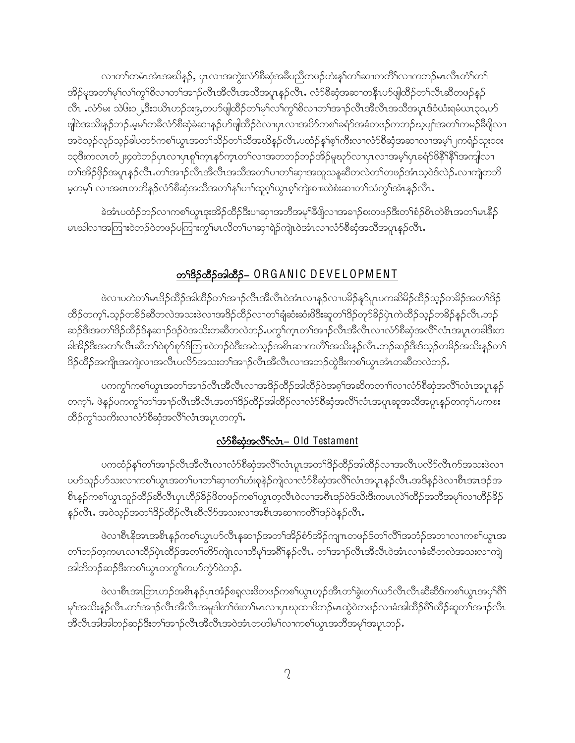လၢတၢ်တမံၤအံၤအဃိန့ၣ်, ပှၤလၢအကွဲးလံာ်စီဆှံအခီပညီတဖၣ်ဟံးန့ၢ်တၢ်ဆၢကတီၢ်လၢကဘၣ်မၤလီၤတံၢ်တၢ်အိၣ်မူအတၢ်မုၢ်လၢ်ကွၢ်စိလၢတၢ်အၢၣ်လီၤအီလီၤအသိအပူၤန့ၣ်လီၤ. လံာ်စီဆှံအဆၢတနီၤဟ်ဖျါထီၣ်တၢ်လီၤဆီတဖၣ်န့ၣ်လီၤ .လံာ်မး သဲဖး၁၂,ဒီး၁ယိၤဟၣ်၁း၉,တဟ်ဖျါထီၣ်တၢ်မုၢ်လၢ်ကွၢ်စိလၢတၢ်အၢၣ်လီၤအီလီၤအသိအပူၤဒ်ဝံယံးရမံယၤ၃၁,ဟ်ဖျါဝဲအသိးန့ၣ်ဘၣ်.မ့မ့ၢ်တခီလံာ်စီဆှံခံဆၢန့ၣ်ဟ်ဖျါထီၣ်ဝဲလၢပှၤလၢအဝိၣ်ကစၢ်ခရံာ်အခံတဖၣ်ကဘၣ်ဃုပျၢ်အတၢ်ကမၣ်ခီဖျိလၢအဝဲသ့ၣ်လုၣ်သ့ၣ်ခါပတၢ်ကစၢ်ယွၤအတၢ်သိၣ်တၢ်သီအဃိန့ၣ်လီၤ.ပထံၣ်န့ၢ်စ့ၢ်ကီးလၢလံာ်စီဆှံအဆၢလၢအမ့ၢ် ၂ကရံၣ်သူး၁း၁၃ဒီးကလၤတံ ၂း၄တဲဘၣ်ပှၤလၢပှၤစူၢ်ကၤနာ်ကၤတၢ်လၢအတဘၣ်ဘၣ်အိၣ်မူဃှာ်လၢပှၤလၢအမ့ၢ်ပှၤခရံာ်ဖိနီၢ်နီၢ်အကျါလၢတၢ်အိၣ်ဖှိၣ်အပူၤန့ၣ်လီၤ.တၢ်အၢၣ်လီၤအီလီၤအသိအတၢ်ပၢတၢ်ဆှၢအထူသနူဆီတလဲတၢ်တဖၣ်အံၤသ့ဝဲဒ်လဲၣ်.လၢကျဲတဘိမ့တမ့ၢ် လၢအစၢတဘိန့ၣ်လံာ်စီဆှံအသိအတၢ်နၢ်ပၢၢ်ထူဂ့ၢ်ယွၤဂ့ၢ်ကျဲးစၢးထဲစံးဆၢတၢ်သံကွၢ်အံၤန့ၣ်လီၤ.

ခဲအံၤပထံၣ်ဘၣ်လၢကစၢ်ယွၤဒုးအိၣ်ထိၣ်ဒီးပၢဆှၢအဘီအမုၢ်ခီဖျိလၢအခၢၣ်စးတဖၣ်ဒီးတၢ်စံၣ်စိၤတဲစိၤအတၢ်မၤနီၣ်မၤဃါလၢအကြၢးဝဲဘၣ်ဝဲတဖၣ်ပကြၢးကွၢ်မၤလိတၢ်ပၢဆှၢရဲၣ်ကျဲၤဝဲအံၤလၢလံာ်စီဆှံအသိအပူၤန့ၣ်လီၤ.

## တၢ်ဒိၣ်ထီၣ်အါထီၣ်– ORGANIC DEVELOPMENT

ဖဲလၢပတဲတၢ်မၤဒိၣ်ထီၣ်အါထီၣ်တၢ်အၢၣ်လီၤအီလီၤဝဲအံၤလၢန့ၣ်လၢပခိၣ်နှာ်ပှၤပကဆိမိၣ်ထိၣ်သ့ၣ်တခိၣ်အတၢ်ဒိၣ်ထိၣ်တက့ၢ်.သ့ၣ်တခိၣ်ဆီတလဲအသးဖဲလၢအဒိၣ်ထိၣ်လၢတၢ်ချံဆံးဆံးဖိဒီးဆူတၢ်ဒိၣ်တုာ်ခိၣ်ပုံၤကဲထိၣ်သ့ၣ်တခိၣ်န့ၣ်လီၤ.ဘၣ်ဆၣ်ဒီးအတၢ်ဒိၣ်ထိၣ်ဒ်နဆၢၣ်ဒၣ်ဝဲအသိးတဆီတလဲဘၣ်.ပကွၢ်ကၤတၢ်အၢၣ်လီၤအီလီၤလၢလံာ်စီဆှံအလိၢ်လံၤအပူၤတခါဒီးတခါအိၣ်ဒီးအတၢ်လီၤဆီတၢ်ဝဲစှာ်စှာ်ဒ်ကြၢးဝဲဘၣ်ဝဲဒီးအဝဲသ့ၣ်အစိၤဆၢကတီၢ်အသိးန့ၣ်လီၤ.ဘၣ်ဆၣ်ဒီးဒ်သ့ၣ်တခိၣ်အသိးန့ၣ်တၢ်ဒိၣ်ထိၣ်အကျိၤအကျဲလၢအလီၤပလိာ်အသးတၢ်အၢၣ်လီၤအီလီၤလၢအဘၣ်ထွဲဒီးကစၢ်ယွၤအံၤတဆီတလဲဘၣ်.

ပကကွၢ်ကစၢ်ယွၤအတၢ်အၢၣ်လီၤအီလီၤလၢအဒိၣ်ထိၣ်အါထိၣ်ဝဲအဂ့ၢ်အဆိကတၢၢ်လၢလံာ်စီဆှံအလီၢ်လံၤအပူၤန့ၣ်တက့ၢ်. ဖဲန့ၣ်ပကကွၢ်တၢ်အၢၣ်လီၤအီလီၤအတၢ်ဒိၣ်ထိၣ်အါထိၣ်လၢလံာ်စီဆှံအလိၢ်လံၤအပူၤဆူအသိအပူၤန့ၣ်တက့ၢ်.ပကစးထိၣ်ကွၢ်သကိးလၢလံာ်စီဆှံအလိၢ်လံၤအပူၤတက့ၢ်.

## လံာ်စီဆှံအလိၢ်လံၤ– Old Testament

ပကထံၣ်န့ၢ်တၢ်အၢၣ်လီၤအီလီၤလၢလံာ်စီဆှံအလိၢ်လံၤပူၤအတၢ်ဒိၣ်ထိၣ်အါထိၣ်လၢအလီၤပလိာ်လီၤက်အသးဖဲလၢပဟ်သူၣ်ဟ်သးလၢကစၢ်ယွၤအတၢ်ပၢတၢ်ဆှၢတၢ်ဟံးစုနဲၣ်ကျဲလၢလံာ်စီဆှံအလိၢ်လံၤအပူၤန့ၣ်လီၤ.အဒိန့ၣ်ဖဲလၢစိၤအၢၤဒၣ်အစိၤန့ၣ်ကစၢ်ယွၤသူၣ်ထိၣ်ဆီလီၤပှၤဟီၣ်ခိၣ်ဖိတဖၣ်ကစၢ်ယွၤတ့လီၤဝဲလၢအစိၤဒၣ်ဝဲဒ်သိးဒီးကမၤလဲၢ်ထိၣ်အဘီအမုၢ်လၢဟီၣ်ခိၣ်န့ၣ်လီၤ. အဝဲသ့ၣ်အတၢ်ဒိၣ်ထိၣ်လီၤဆီလိာ်အသးလၢအစိၤအဆၢကတီၢ်ဒၣ်ဝဲန့ၣ်လီၤ.

ဖဲလၢစိၤနိအၢၤအစိၤန့ၣ်ကစၢ်ယွၤဟ်လီၤနဆၢၣ်အတၢ်အိၣ်စံာ်အိၣ်ကျၢၤတဖၣ်ဒ်တၢ်လိၢ်အဘံၣ်အဘၢလၢကစၢ်ယွၤအတၢ်ဘၣ်တ့ကမၤလၢထိၣ်ပုံၤထိၣ်အတၢ်တိာ်ကျဲၤလၢဘီမုၢ်အဂီၢ်န့ၣ်လီၤ. တၢ်အၢၣ်လီၤအီလီၤဝဲအံၤလၢခံဆီတလဲအသးလၢကျဲအါဘိဘၣ်ဆၣ်ဒီးကစၢ်ယွၤတကွၢ်ကဟ်ကွံာ်ဝဲဘၣ်.

ဖဲလၢစိၤအၤဘြၤဟၣ်အစိၤန့ၣ်ပှၤအံၣ်စရ့လးဖိတဖၣ်ကစၢ်ယွၤဟ့ၣ်အီၤတၢ်ခွဲးတၢ်ယာ်လီၤလီၤဆီဆီဒ်ကစၢ်ယွၤအပှၢ်ဂီၢ်မုၢ်အသိးန့ၣ်လီၤ.တၢ်အၢၣ်လီၤအီလီၤအမူဒါတၢ်ဖံးတၢ်မၤလၢပှၤဃုထၢဖိဘၣ်မၤထွဲဝဲတဖၣ်လၢခံအါထိၣ်ဂိၢ်ထိၣ်ဆူတၢ်အၢၣ်လီၤအီလီၤအါအါဘၣ်ဆၣ်ဒီးတၢ်အၢၣ်လီၤအီလီၤအဝဲအံၤတဟါမ့ၢ်လၢကစၢ်ယွၤအဘီအမုၢ်အပူၤဘၣ်.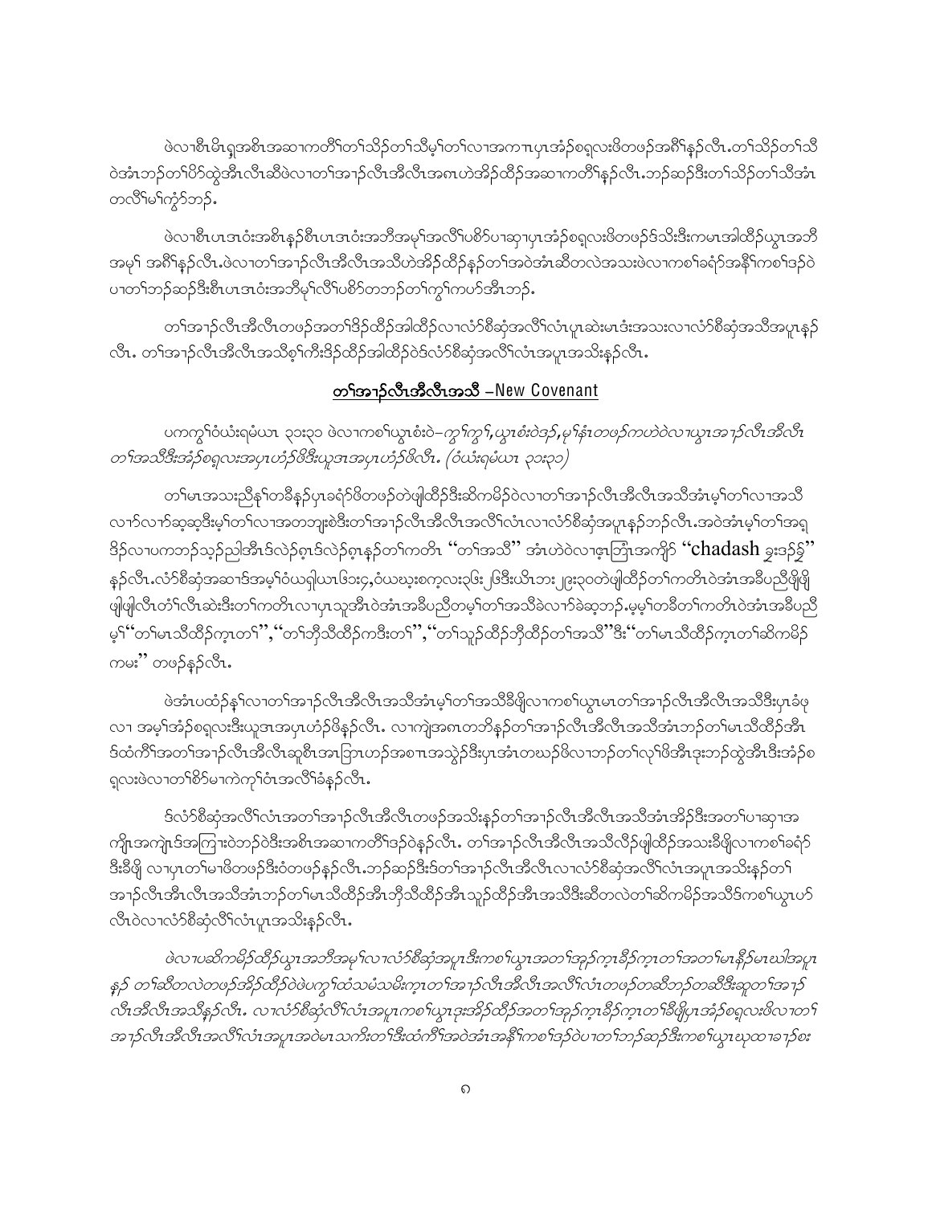ဖဲလၢစီၤမိၤရှၤအစိၤအဆၢကတီၢ်တၢ်သိဉ်တၢ်သီမ့ၢ်တၢ်လၢအကၢၤပှၤအံဉ်စရူလးဖိတဖဉ်အဂီၢ်နဉ်လီၤ.တၢ်သိဉ်တၢ်သီ ဝဲအံၤဘဉ်တၢ်ပိဉ်ထွဲအီၤလီၤဆီဖဲလၢတၢ်အၢဉ်လီၤအီလီၤအဂၤဟဲအိဉ်ထီဉ်အဆၢကတီၢ်နဉ်လီၤ.ဘဉ်ဆဉ်ဒီးတၢ်သိဉ်တၢ်သီအံၤ တလီၢ်မၢ်ကွံာ်ဘဉ်.

ဖဲလၢစီၤပၤဒၤဝံးအစိၤနဉ်စီၤပၤဒၤဝံးအဘီအမုၢ်အလီၢ်ပစိာ်ပၢဆှၢပှၤအံဉ်စရူလးဖိတဖဉ်ဒ်သိးဒီးကမၤအါထီဉ်ယွၤအဘီ အမုၢ် အဂီၢ်နဉ်လီၤ.ဖဲလၢတၢ်အၢဉ်လီၤအီလီၤအသီဟဲအိဉ်ထီဉ်နဉ်တၢ်အဝဲအံၤဆီတလဲအသးဖဲလၢကစၢ်ခရံာ်အနီၢ်ကစၢ်ဒဉ်ဝဲ ပၢတၢ်ဘဉ်ဆဉ်ဒီးစီၤပၤဒၤဝံးအဘီမုၢ်လီၢ်ပစိာ်တဘဉ်တၢ်ကွၢ်ကဟ်အီၤဘဉ်.

တၢ်အၢဉ်လီၤအီလီၤတဖဉ်အတၢ်ဒိဉ်ထိဉ်အါထိဉ်လၢလံာ်စီဆှံအလီၢ်လံၤပူၤဆဲးမၤဒံးအသးလၢလံာ်စီဆှံအသီအပူၤနဉ် လီၤ. တၢ်အၢဉ်လီၤအီလီၤအသိစ့ၢ်ကီးဒိဉ်ထိဉ်အါထိဉ်ဝဲဒ်လံာ်စီဆှံအလီၢ်လံၤအပူၤအသိးနဉ်လီၤ.

## <u>တၢ်အၢဉ်လီၤအီလီၤအသီ –New Covenant</u>

ပကကွၢ်ဝံယံးရမံယၤ ၃၁:၃၁ ဖဲလၢကစၢ်ယွၤစံးဝဲ–*ကွၢ်ကွၢ်,ယွၤစံးဝဲဒဉ်,မုၢ်နံၤတဖဉ်ကဟဲဝဲလၢယွၤအၢဉ်လီၤအီလီၤ တၢ်အသီဒီးအံဉ်စရူလးအပှၤဟံဉ်ဖိဒီးယူဒၤအပှၤဟံဉ်ဖိလီၤ. (ဝံယံးရမံယၤ ၃၁:၃၁)*

တၢ်မၤအသးညီနုၢ်တခီနဉ်ပှၤခရံာ်ဖိတဖဉ်တဲဖျါထီဉ်ဒီးဆိကမိဉ်ဝဲလၢတၢ်အၢဉ်လီၤအီလီၤအသီအံၤမ့ၢ်တၢ်လၢအသီ လၢာ်လၢာ်ဆ့ဆ့ဒီးမ့ၢ်တၢ်လၢအတဘျးစဲဒီးတၢ်အၢဉ်လီၤအီလီၤအလီၢ်လံၤလၢလံာ်စီဆှံအပူၤနဉ်ဘဉ်လီၤ.အဝဲအံၤမ့ၢ်တၢ်အရှ ဒိဉ်လၢပကဘဉ်သ့ဉ်ညါအီၤဒ်လဲဉ်စ့ၤဒ်လဲဉ်စ့ၤနဉ်တၢ်ကတိၤ "တၢ်အသီ" အံၤဟဲဝဲလၢဧ့ၤဘြံၤအကျိာ် "**chadash** ခ့ဒးဒ္ဓ" နဉ်လီၤ.လံာ်စီဆှံအဆၢဒ်အမ့ၢ်ဝံယရှါယၤဖ၁း၄,ဝံယဃ့းစက့လးဍ၆း ၂၆ဒီးယိၤဘး ၂၉း၃၀တဲဖျါထီဉ်တၢ်ကတိၤဝဲအံၤအခီပညီဖှိဖှိ ဖျါဖျါလီၤတံၢ်လီၤဆဲးဒီးတၢ်ကတိၤလၢပှၤသူအီၤဝဲအံၤအခီပညီတမ့ၢ်တၢ်အသီခဲလၢာ်ခဲဆ့ဘဉ်.မ့မ့ၢ်တခီတၢ်ကတိၤဝဲအံၤအခီပညီ မ့ၢ်"တၢ်မၤသီထိဉ်က့ၤတၢ်","တၢ်ဘှိသီထိဉ်ကဒီးတၢ်","တၢ်သူဉ်ထိဉ်ဘှိထိဉ်တၢ်အသီ"ဒီး"တၢ်မၤသီထိဉ်က့ၤတၢ်ဆိကမိဉ် ကမး" တဖဉ်နဉ်လီၤ.

ဖဲအံၤပထံဉ်နှၢ်လၢတၢ်အၢဉ်လီၤအီလီၤအသီအံၤမ့ၢ်တၢ်အသီခီဖျိလၢကစၢ်ယွၤမၤတၢ်အၢဉ်လီၤအီလီၤအသီဒီးပှၤခံဖု လၢ အမ့ၢ်အံဉ်စရူလးဒီးယူဒၤအပှၤဟံဉ်ဖိနဉ်လီၤ. လၢကျဲအဂၤတဘိနဉ်တၢ်အၢဉ်လီၤအီလီၤအသီအံၤဘဉ်တၢ်မၤသီထိဉ်အီၤ ဒ်ထံကီၢ်အတၢ်အၢဉ်လီၤအီလီၤဆူစီၤအၤဘြၤဟဉ်အစၢၤအသွဲဉ်ဒီးပှၤအံၤတဃဉ်ဖိလၢဘဉ်တၢ်လုၢ်ဖိအီၤဒုးဘဉ်ထွဲအီၤဒီးအံဉ်စ ရူလးဖဲလၢတၢ်စိာ်မၢကဲက့ၢ်ဝံၤအလီၢ်ခံနဉ်လီၤ.

ဒ်လံာ်စီဆှံအလီၢ်လံၤအတၢ်အၢဉ်လီၤအီလီၤတဖဉ်အသိးနဉ်တၢ်အၢဉ်လီၤအီလီၤအသီအံၤအိဉ်ဒီးအတၢ်ပၢဆှၢအ ကျိၤအကျဲၤဒ်အကြၢးဝဲဘဉ်ဝဲဒီးအစိၤအဆၢကတီၢ်ဒဉ်ဝဲနဉ်လီၤ. တၢ်အၢဉ်လီၤအီလီၤအသီလိဉ်ဖျါထီဉ်အသးခီဖျိလၢကစၢ်ခရံာ် ဒီးခီဖျိ လၢပှၤတၢ်မၢဖိတဖဉ်ဒီးဝံတဖဉ်နဉ်လီၤ.ဘဉ်ဆဉ်ဒီးဒ်တၢ်အၢဉ်လီၤအီလီၤလၢလံာ်စီဆှံအလီၢ်လံၤအပူၤအသိးနဉ်တၢ် အၢဉ်လီၤအီၤလီၤအသီအံၤဘဉ်တၢ်မၤသီထိဉ်အီၤဘှိသီထိဉ်အီၤသူဉ်ထိဉ်အီၤအသီဒီးဆီတလဲတၢ်ဆိကမိဉ်အသိဒ်ကစၢ်ယွၤဟ် လီၤဝဲလၢလံာ်စီဆှံလီၢ်လံၤပူၤအသိးနဉ်လီၤ.

*ဖဲလၢပဆိကမိဉ်ထိဉ်ယွၤအဘီအမုၢ်လၢလံာ်စီဆှံအပူၤဒီးကစၢ်ယွၤအတၢ်အှဉ်က့ၤခီဉ်က့ၤတၢ်အတၢ်မၤနီဉ်မၤဃါအပူၤ နဉ် တၢ်ဆီတလဲတဖဉ်အိဉ်ထိဉ်ဝဲဖဲပကွၢ်ထံသမံသမိးက့ၤတၢ်အၢဉ်လီၤအီလီၤအလီၢ်လံၤတဖဉ်တဆီဘဉ်တဆီဒီးဆူတၢ်အၢဉ် လီၤအီလီၤအသီနဉ်လီၤ. လၢလံာ်စီဆှံလီၢ်လံၤအပူၤကစၢ်ယွၤဒုးအိဉ်ထိဉ်အတၢ်အှဉ်က့ၤခီဉ်က့ၤတၢ်ခီဖျိပှၤအံဉ်စရူလးဖိလၢတၢ် အၢဉ်လီၤအီလီၤအလီၢ်လံၤအပူၤအဝဲမၤသကိးတၢ်ဒီးထံကီၢ်အဝဲအံၤအနီၢ်ကစၢ်ဒဉ်ဝဲပၢတၢ်ဘဉ်ဆဉ်ဒီးကစၢ်ယွၤဃုထၢခၢဉ်စး*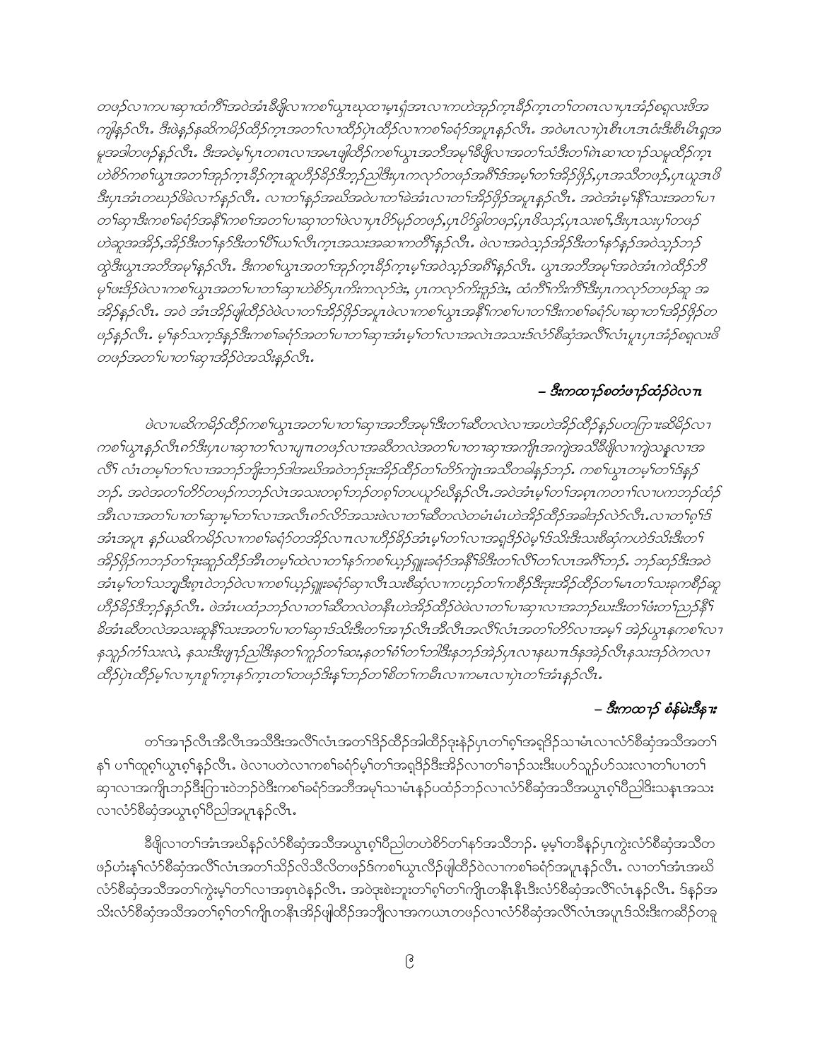*တဖဉ်လၢကပၢဆှၢထံကီၢ်အဝဲအံၤခီဖျိလၢကစၢ်ယွၤဃုထၢမ့ၢ်ရဲအၤလၢကဟဲအုဉ်ကူၤခိဉ်ကူၤတၢ်တဂၤလၢပှၤအံဉ်စရ့လးဖိအကျါန့ဉ်လီၤ. ဒီးဖဲန့ဉ်နဆိကမိဉ်ထိဉ်ကူၤအတၢ်လၢထိဉ်ပှဲၤထိဉ်လၢကစၢ်ခရံာ်အပူၤန့ဉ်လီၤ. အဝဲမၤလၢပှဲၤစီၤပၤဒၤဝံးဒီးစီၤမိၤရှအမူအဒါတဖဉ်န့ဉ်လီၤ. ဒီးအဝဲမ့ၢ်ပှၤတဂၤလၢအမၤဖျါထိဉ်ကစၢ်ယွၤအဘီအမုၢ်ခီဖျိလၢအတၢ်သံဒီးတၢ်ဂဲၤဆၢထၢဉ်သမူထိဉ်ကူၤဟဲစိာ်ကစၢ်ယွၤအတၢ်အုဉ်ကူၤခိဉ်ကူၤဆူဟီဉ်ခိဉ်ဒိဉ်ဘ့ဉ်ညါဒီးပှၤကလုာ်တဖဉ်အဂီၢ်ဒ်အမ့ၢ်တၢ်အိဉ်ဖှိဉ်,ပှၤအသိတဖဉ်,ပှၤယူအၤဖိဒီးပှၤအံၤတဃဉ်ဖိခဲလၢာ်န့ဉ်လီၤ. လၢတၢ်နဉ်အဃိအဝဲပၢတၢ်ခဲအံၤလၢတၢ်အိဉ်ဖှိဉ်အပူၤန့ဉ်လီၤ. အဝဲအံၤမ့ၢ်နီၢ်သးအတၢ်ပၢတၢ်ဆှၢဒီးကစၢ်ခရံာ်အနီၢ်ကစၢ်အတၢ်ပၢဆှၢတၢ်ဖဲလၢပှၤပိာ်မုဉ်တဖဉ်,ပှၤပိာ်ခွါတဖဉ်,ပှၤဖိသဉ်,ပှၤသးစၢ်,ဒီးပှၤသးပှ့ၢ်တဖဉ်ဟဲဆူအအိဉ်,အိဉ်ဒီးတၢ်နာ်ဒီးတၢ်ပီၢ်ယၢ်လီၤကူၤအသးအဆၢကတီၢ်န့ဉ်လီၤ. ဖဲလၢအဝဲသ့ဉ်အိဉ်ဒီးတၢ်နာ်နဉ်အဝဲသ့ဉ်ဘဉ်ထွဲဒီးယွၤအဘီအမုၢ်န့ဉ်လီၤ. ဒီးကစၢ်ယွၤအတၢ်အုဉ်ကူၤခိဉ်ကူၤမ့ၢ်အဝဲသ့ဉ်အဂီၢ်န့ဉ်လီၤ. ယွၤအဘီအမုၢ်အဝဲအံၤကဲထိဉ်ဘီမုၢ်ဖးဒိဉ်ဖဲလၢကစၢ်ယွၤအတၢ်ပၢတၢ်ဆှၢဟဲစိာ်ပှၤကိးကလုာ်ဒဲး, ပှၤကလုာ်ကိးဒူဉ်ဒဲး, ထံကီၢ်ကိးကီၢ်ဒီးပှၤကလုာ်တဖဉ်ဆူ အအိဉ်န့ဉ်လီၤ. အဝဲ အံၤအိဉ်ဖျါထိဉ်ဝဲဖဲလၢတၢ်အိဉ်ဖှိဉ်အပူၤဖဲလၢကစၢ်ယွၤအနီၢ်ကစၢ်ပၢတၢ်ဒီးကစၢ်ခရံာ်ပၢဆှၢတၢ်အိဉ်ဖှိဉ်တဖဉ်န့ဉ်လီၤ. မ့ၢ်နာ်သကဲ့ဒ်န့ဉ်ဒီးကစၢ်ခရံာ်အတၢ်ပၢတၢ်ဆှၢအံၤမ့ၢ်တၢ်လၢအလဲၤအသးဒ်လံာ်စီဆှံအလီၢ်လံၤပူၤပှၤအံဉ်စရ့လးဖိတဖဉ်အတၢ်ပၢတၢ်ဆှၢအိဉ်ဝဲအသိးန့ဉ်လီၤ.*

**– ဒီးကထၢဉ်စတံဖၢဉ်ထံဉ်ဝဲလၢ.**

*ဖဲလၢပဆိကမိဉ်ထိဉ်ကစၢ်ယွၤအတၢ်ပၢတၢ်ဆှၢအဘီအမုၢ်ဒီးတၢ်ဆီတလဲလၢအဟဲအိဉ်ထိဉ်န့ဉ်ပတကြၢးဆိမိဉ်လၢကစၢ်ယွၤန့ဉ်လီၤဂၢ်ဒီးပှၤပၢဆှၢတၢ်လၢပျၤတဖဉ်လၢအဆီတလဲအတၢ်ပၢတၢဆှၢအကျိၤအကျဲအသိခီဖျိလၢကျဲသနူလၢအလီၢ် လံၤတမ့ၢ်တၢ်လၢအဘဉ်ဘျိးဘဉ်ဒါအဃိအဝဲဘဉ်ဒုးအိဉ်ထိဉ်တၢ်တိာ်ကျဲၤအသိတခါန့ဉ်ဘဉ်. ကစၢ်ယွၤတမ့ၢ်တၢ်ဒ်န့ဉ်ဘဉ်. အဝဲအတၢ်တိာ်တဖဉ်ကဘဉ်လဲၤအသးတစ့ၢ်ဘဉ်တစ့ၢ်တပယူာ်ဃီန့ဉ်လီၤ.အဝဲအံၤမ့ၢ်တၢ်အစ့ၤကတၢၢ်လၢပကဘဉ်ထံဉ်အီၤလၢအတၢ်ပၢတၢ်ဆှၢမ့ၢ်တၢ်လၢအလီၤဂၢ်လိာ်အသးဖဲလၢတၢ်ဆီတလဲတမံၤမံၤဟဲအိဉ်ထိဉ်အခါဒဉ်လဲာ်လီၤ.လၢတၢ်ဂ့ၢ်ဒ်အံၤအပူၤ န့ဉ်ယဆိကမိဉ်လၢကစၢ်ခရံာ်တအိဉ်လၢၤလၢဟီဉ်ခိဉ်အံၤမ့ၢ်တၢ်လၢအရှုဒိဉ်ဝဲမ့ၢ်ဒ်သိးဒီးသးစီဆှံကဟဲဒ်သိးဒီးတၢ်အိဉ်ဖှိဉ်ကဘဉ်တၢ်ဒုးဆူဉ်ထိဉ်အီၤတမ့ၢ်ထဲလၢတၢ်နာ်ကစၢ်ယှဉ်ရှုးခရံာ်အနီၢ်ခိဉ်ဒီးတၢ်လီၢ်တၢ်လၤအဂီၢ်ဘဉ်. ဘဉ်ဆဉ်ဒီးအဝဲအံၤမ့ၢ်တၢ်သဘျဲဒီးစ့ၤဝဲဘဉ်ဝဲလၢကစၢ်ယှဉ်ရှုးခရံာ်ဆှၢလီၤသးစီဆှံလၢကဟ့ဉ်တၢ်ကစိဉ်ဒီးဒုးအိဉ်ထိဉ်တၢ်မၤတၢ်သးခုကစိဉ်ဆူဟီဉ်ခိဉ်ဒိဘ့ဉ်န့ဉ်လီၤ. ဖဲအံၤပထံဉ်ဘဉ်လၢတၢ်ဆီတလဲတနီၤဟဲအိဉ်ထိဉ်ဝဲဖဲလၢတၢ်ပၢဆှၢလၢအဘဉ်ဃးဒီးတၢ်ဖံးတၢ်ညဉ်နီၢ်ခိအံၤဆီတလဲအသးဆူနီၢ်သးအတၢ်ပၢတၢ်ဆှၢဒ်သိးဒီးတၢ်အၢဉ်လီၤအီလီၤအလီၢ်လံၤအတၢ်တိာ်လၢအမ့ၢ် အဲဉ်ယွၤနကစၢ်လၢနသ့ဉ်ကံၢ်သးလဲ, နသးဒီးဖျၢဉ်ညါဒီးနတၢ်ကူဉ်တၢ်ဆး,နတၢ်ဂံၢ်တၢ်ဘါဒီးနဘဉ်အဲဉ်ပှၤလၢနဃၤဒ်နအဲဉ်လီၤနသးဒဉ်ဝဲကလၢထိဉ်ပှဲၤထိဉ်မ့ၢ်လၢပှၤစူၢ်ကူၤနာ်ကူၤတၢ်တဖဉ်ဒီးန့ၢ်ဘဉ်တၢ်စိတၢ်ကမီၤလၢကမၤလၢပှဲၤတၢ်အံၤန့ဉ်လီၤ.*

**– ဒီးကထၢဉ် စံန်မဲးဒီနၤး**

တၢ်အၢဉ်လီၤအီလီၤအသိဒီးအလီၢ်လံၤအတၢ်ဒိဉ်ထိဉ်အါထိဉ်ဒုးနဲဉ်ပှၤတၢ်ဂ့ၢ်အရှုဒိဉ်သၢမံၤလၢလံာ်စီဆှံအသိအတၢ်န့ၢ် ပၢၢ်ထူဂ့ၢ်ယွၤဂ့ၢ်န့ဉ်လီၤ. ဖဲလၢပတဲလၢကစၢ်ခရံာ်မ့ၢ်တၢ်အရှုဒိဉ်ဒီးအိဉ်လၢတၢ်ခၢဉ်သးဒီးပပာ်သူဉ်ပာ်သးလၢတၢ်ပၢတၢ်ဆှၢလၢအကျိၤဘဉ်ဒီးကြၢးဝဲဘဉ်ဝဲဒီးကစၢ်ခရံာ်အဘီအမုၢ်သၢမံၤန့ဉ်ပထံဉ်ဘဉ်လၢလံာ်စီဆှံအသိအယွၤဂ့ၢ်ပီညါဒီးသနူၤအသးလၢလံာ်စီဆှံအယွၤဂ့ၢ်ပီညါအပူၤန့ဉ်လီၤ.

ခီဖျိလၢတၢ်အံၤအဃိန့ဉ်လံာ်စီဆှံအသိအယွၤဂ့ၢ်ပီညါတဟဲစိာ်တၢ်နာ်အသိဘဉ်. မ့မ့ၢ်တခီန့ဉ်ပှၤကွဲးလံာ်စီဆှံအသိတဖဉ်ဟံးန့ၢ်လံာ်စီဆှံအလီၢ်လံၤအတၢ်သိဉ်လိသီလိတဖဉ်ဒ်ကစၢ်ယွၤလီဉ်ဖျါထိဉ်ဝဲလၢကစၢ်ခရံာ်အပူၤန့ဉ်လီၤ. လၢတၢ်အံၤအဃိ လံာ်စီဆှံအသိအတၢ်ကွဲးမ့ၢ်တၢ်လၢအစှၢဝဲန့ဉ်လီၤ. အဝဲဒုးစဲးဘူးတၢ်ဂ့ၢ်တၢ်ကျိၤတနီၤနီၤဒီးလံာ်စီဆှံအလီၢ်လံၤန့ဉ်လီၤ. ဒ်န့ဉ်အသိးလံာ်စီဆှံအသိအတၢ်ဂ့ၢ်တၢ်ကျိၤတနီၤအိဉ်ဖျါထိဉ်အဘျီလၢအကယၢၤတဖဉ်လၢလံာ်စီဆှံအလီၢ်လံၤအပူၤဒ်သိးဒီးကဆိဉ်တခ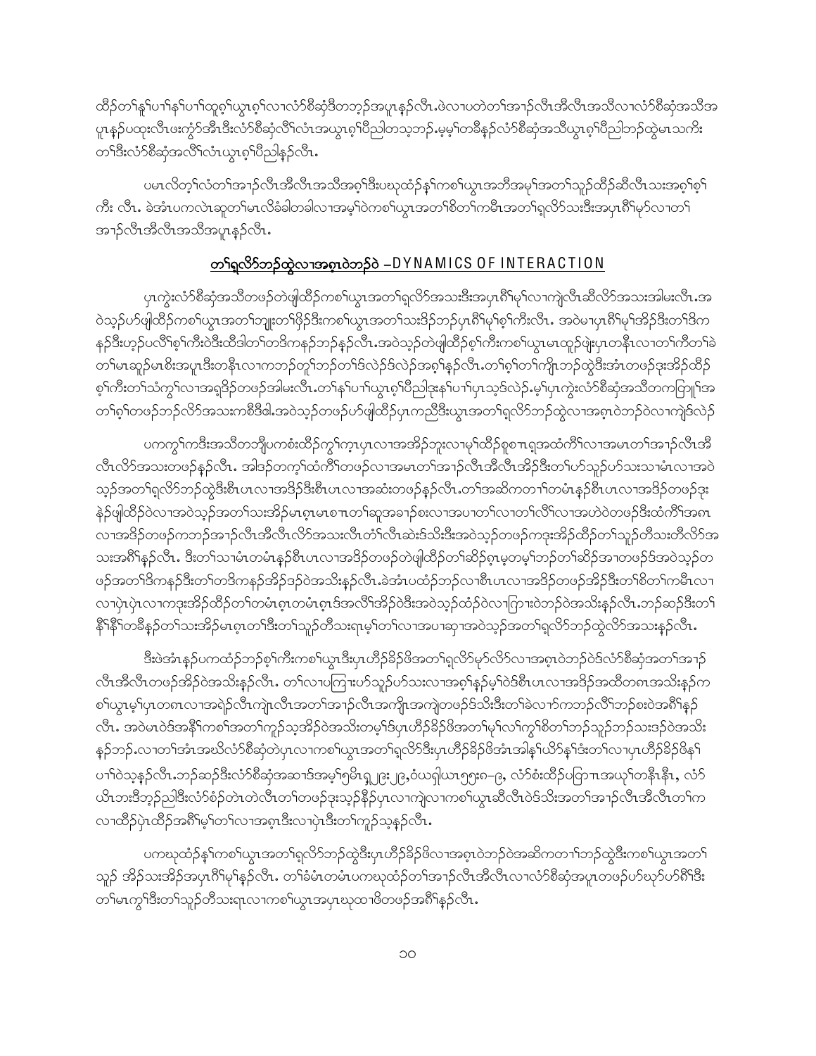ထိၣ်တၢ်နူၢ်ပၢၢ်နၢ်ပၢၢ်ထူစ့ၢ်ယွၤဂ့ၢ်လၢလံာ်စီဆှံဒီတဘ့ၣ်အပူၤန့ၣ်လီၤ.ဖဲလၢပတဲတၢ်အၢၣ်လီၤအီလီၤအသိလၢလံာ်စီဆှံအသိအပူၤန့ၣ်ပထုးလီၤဖးကွံာ်အီၤဒီးလံာ်စီဆှံလိၢ်လံၤအယွၤဂ့ၢ်ပီညါတသ့ဘၣ်.မ့မ့ၢ်တခီန့ၣ်လံာ်စီဆှံအသိယွၤဂ့ၢ်ပီညါဘၣ်ထွဲမၤသကိးတၢ်ဒီးလံာ်စီဆှံအလိၢ်လံၤယွၤဂ့ၢ်ပီညါန့ၣ်လီၤ.

ပမၤလိတ့ၢ်လံတၢ်အၢၣ်လီၤအီလီၤအသိအစှၢ်ဒီးပဃုထံၣ်နှၢ်ကစၢ်ယွၤအဘီအမုၢ်အတၢ်သူၣ်ထိၣ်ဆီလီၤသးအစှၢ်စှၢ်ကီး လီၤ. ခဲအံၤပကလဲၤဆူတၢ်မၤလိခံခါတခါလၢအမ့ၢ်ဝဲကစၢ်ယွၤအတၢ်စိတၢ်ကမီၤအတၢ်ရှလိာ်သးဒီးအပှၤကီၢ်မုာ်လၢတၢ်အၢၣ်လီၤအီလီၤအသိအပူၤန့ၣ်လီၤ.

## တၢ်ရှလိာ်ဘၣ်ထွဲလၢအစှၤဝဲဘၣ်ဝဲ – DYNAMICS OF INTERACTION

ပှၤကွဲးလံာ်စီဆှံအသိတဖၣ်တဲဖျါထိၣ်ကစၢ်ယွၤအတၢ်ရှလိာ်အသးဒီးအပှၤကီၢ်မုၢ်လၢကျဲလီၤဆီလိာ်အသးအါမးလီၤ.အဝဲသ့ၣ်ဟ်ဖျါထိၣ်ကစၢ်ယွၤအတၢ်ဘျုးတၢ်ဖှိၣ်ဒီးကစၢ်ယွၤအတၢ်သးဒိၣ်ဘၣ်ပှၤကီၢ်မုၢ်စ့ၢ်ကီးလီၤ. အဝဲမၤပှၤကီၢ်မုၢ်အိၣ်ဒီးတၢ်ဒိကနၣ်ဒီးဟ့ၣ်ပလိၢ်စ့ၢ်ကီးဝဲဒီးထီဒါတၢ်တဒိကနၣ်ဘၣ်န့ၣ်လီၤ.အဝဲသ့ၣ်တဲဖျါထိၣ်စ့ၢ်ကီးကစၢ်ယွၤမၤထူၣ်ဖျဲးပှၤတနီၤလၢတၢ်ကီတၢ်ခဲတၢ်မၤဆူၣ်မၤစိးအပူၤဒီးတနီၤလၢကဘၣ်တူၢ်ဘၣ်တၢ်ဒ်လဲၣ်ဒ်လဲၣ်အစှၢ်န့ၣ်လီၤ.တၢ်စှၢ်တၢ်ကျိၤဘၣ်ထွဲဒီးအံၤတဖၣ်ဒုးအိၣ်ထိၣ်စ့ၢ်ကီးတၢ်သံကွၢ်လၢအရှဒိၣ်တဖၣ်အါမးလီၤ.တၢ်နၢ်ပၢၢ်ယွၤဂ့ၢ်ပီညါဒုးနၢ်ပၢၢ်ပှၤသ့ဒ်လဲၣ်.မ့ၢ်ပှၤကွဲးလံာ်စီဆှံအသိတကတြူၢ်အတၢ်စှၢ်တဖၣ်ဘၣ်လိာ်အသးကစီဒီဓါ.အဝဲသ့ၣ်တဖၣ်ဟ်ဖျါထိၣ်ပှၤကညီဒီးယွၤအတၢ်ရှလိာ်ဘၣ်ထွဲလၢအစှၤဝဲဘၣ်ဝဲလၢကျဲဒ်လဲၣ်

ပကကွၢ်ကဒီးအသိတဘျီပကစံးထိၣ်ကွၢ်က့ၤပှၤလၢအအိၣ်ဘူးလၢမုၢ်ထိၣ်စုစ္ၤရှအထံကိၢ်လၢအမၤတၢ်အၢၣ်လီၤအီလီၤလိာ်အသးတဖၣ်န့ၣ်လီၤ. အါဒၣ်တက့ၢ်ထံကိၢ်တဖၣ်လၢအမၤတၢ်အၢၣ်လီၤအီလီၤအိၣ်ဒီးတၢ်ဟ်သူၣ်ဟ်သးသၢမံၤလၢအဝဲသ့ၣ်အတၢ်ရှလိာ်ဘၣ်ထွဲဒီးစီၤပၤလၢအဒိၣ်ဒီးစီၤပၤလၢအဆံးတဖၣ်န့ၣ်လီၤ.တၢ်အဆိကတၢၢ်တမံၤန့ၣ်စီၤပၤလၢအဒိၣ်တဖၣ်ဒုးနဲၣ်ဖျါထိၣ်ဝဲလၢအဝဲသ့ၣ်အတၢ်သးအိၣ်မၤစှၤမၤစ္ၤတၢ်ဆူအခၢၣ်စးလၢအပၢတၢ်လၢတၢ်လိၢ်လၢအဟဲဝဲတဖၣ်ဒီးထံကိၢ်အဂၤလၢအဒိၣ်တဖၣ်ကဘၣ်အၢၣ်လီၤအီလီၤလိာ်အသးလီၤတံၢ်လီၤဆဲးဒ်သိးဒီးအဝဲသ့ၣ်တဖၣ်ကဒုးအိၣ်ထိၣ်တၢ်သူၣ်တီသးတီလိာ်အသးအဂီၢ်န့ၣ်လီၤ. ဒီးတၢ်သၢမံၤတမံၤန့ၣ်စီၤပၤလၢအဒိၣ်တဖၣ်တဲဖျါထိၣ်တၢ်ဆိၣ်စှၤမ့တမ့ၢ်ဘၣ်တၢ်ဆိၣ်အၢတဖၣ်ဒ်အဝဲသ့ၣ်တဖၣ်အတၢ်ဒိကနၣ်ဒီးတၢ်တဒိကနၣ်အိၣ်ဒၣ်ဝဲအသိးန့ၣ်လီၤ.ခဲအံၤပထံၣ်ဘၣ်လၢစီၤပၤလၢအဒိၣ်တဖၣ်အိၣ်ဒီးတၢ်စိတၢ်ကမီၤလၢလၢပုံၤပုံၤလၢကဒုးအိၣ်ထိၣ်တၢ်တမံၤစှၤတမံၤစှၤဒ်အလိၢ်အိၣ်ဝဲဒီးအဝဲသ့ၣ်ထံၣ်ဝဲလၢကြၢးဝဲဘၣ်ဝဲအသိးန့ၣ်လီၤ.ဘၣ်ဆၣ်ဒီးတၢ်နီၢ်နီၢ်တခီန့ၣ်တၢ်သးအိၣ်မၤစှၤတၢ်ဒီးတၢ်သူၣ်တီသးရၤမ့ၢ်တၢ်လၢအပၢဆှၢအဝဲသ့ၣ်အတၢ်ရှလိာ်ဘၣ်ထွဲလိာ်အသးန့ၣ်လီၤ.

ဒီးဖဲအံၤန့ၣ်ပကထံၣ်ဘၣ်စ့ၢ်ကီးကစၢ်ယွၤဒီးပှၤဟီၣ်ခိၣ်ဖိအတၢ်ရှလိာ်မုာ်လိာ်လၢအစှၤဝဲဘၣ်ဝဲဒ်လံာ်စီဆှံအတၢ်အၢၣ်လီၤအီလီၤတဖၣ်အိၣ်ဝဲအသိးန့ၣ်လီၤ. တၢ်လၢပကြၢးဟ်သူၣ်ဟ်သးလၢအစှၢ်န့ၣ်မ့ၢ်ဝဲဒ်စီၤပၤလၢအဒိၣ်အထီတဂၤအသိးန့ၣ်ကစၢ်ယွၤမ့ၢ်ပှၤတဂၤလၢအရဲၣ်လီၤကျဲၤလီၤအတၢ်အၢၣ်လီၤအကျိၤအကျဲတဖၣ်ဒ်သိးဒီးတၢ်ခဲလၢာ်ကဘၣ်လိၢ်ဘၣ်စးဝဲအဂီၢ်န့ၣ်လီၤ. အဝဲမၤဝဲဒ်အနီၢ်ကစၢ်အတၢ်ကူၣ်သ့အိၣ်ဝဲအသိးတမ့ၢ်ဒ်ပှၤဟီၣ်ခိၣ်ဖိအတၢ်မုၢ်လၢ်ကွၢ်စိတၢ်ဘၣ်သူၣ်ဘၣ်သးဒၣ်ဝဲအသိးန့ၣ်ဘၣ်.လၢတၢ်အံၤအဃိလံာ်စီဆှံတဲပှၤလၢကစၢ်ယွၤအတၢ်ရှလိာ်ဒီးပှၤဟီၣ်ခိၣ်ဖိအံၤအါန့ၢ်ယိာ်နှၢ်ဒံးတၢ်လၢပှၤဟီၣ်ခိၣ်ဖိနၢ်ပၢၢ်ဝဲသ့န့ၣ်လီၤ.ဘၣ်ဆၣ်ဒီးလံာ်စီဆှံအဆၢဒ်အမ့ၢ်ၡမိၤရှ ၂၉း၂၉,ဝံယရါယၤ ၅၅း၈–၉, လံာ်စံးထိၣ်ပတြၢၤအယှၢ်တနီၤနီၤ, လံာ်ယိၤဘးဒီဘ့ၣ်ညါဒီးလံာ်စံၣ်တဲၤတဲလီၤတၢ်တဖၣ်ဒုးသ့ၣ်နီၣ်ပှၤလၢကျဲလၢကစၢ်ယွၤဆီလီၤဝဲဒ်သိးအတၢ်အၢၣ်လီၤအီလီၤတၢ်ကလၢထိၣ်ပုဲၤထိၣ်အဂီၢ်မ့ၢ်တၢ်လၢအစှၤဒီးလၢပုံၤဒီးတၢ်ကူၣ်သ့န့ၣ်လီၤ.

ပကဃုထံၣ်နှၢ်ကစၢ်ယွၤအတၢ်ရှလိာ်ဘၣ်ထွဲဒီးပှၤဟီၣ်ခိၣ်ဖိလၢအစှၤဝဲဘၣ်ဝဲအဆိကတၢၢ်ဘၣ်ထွဲဒီးကစၢ်ယွၤအတၢ်သူၣ် အိၣ်သးအိၣ်အပှၤကီၢ်မုၢ်န့ၣ်လီၤ. တၢ်ခံမံၤတမံၤပကဃုထံၣ်တၢ်အၢၣ်လီၤအီလီၤလၢလံာ်စီဆှံအပူၤတဖၣ်ဟ်ဃုာ်ဟ်ကီၢ်ဒီးတၢ်မၤကွၢ်ဒီးတၢ်သူၣ်တီသးရၤလၢကစၢ်ယွၤအပှၤဃုထၢဖိတဖၣ်အဂီၢ်န့ၣ်လီၤ.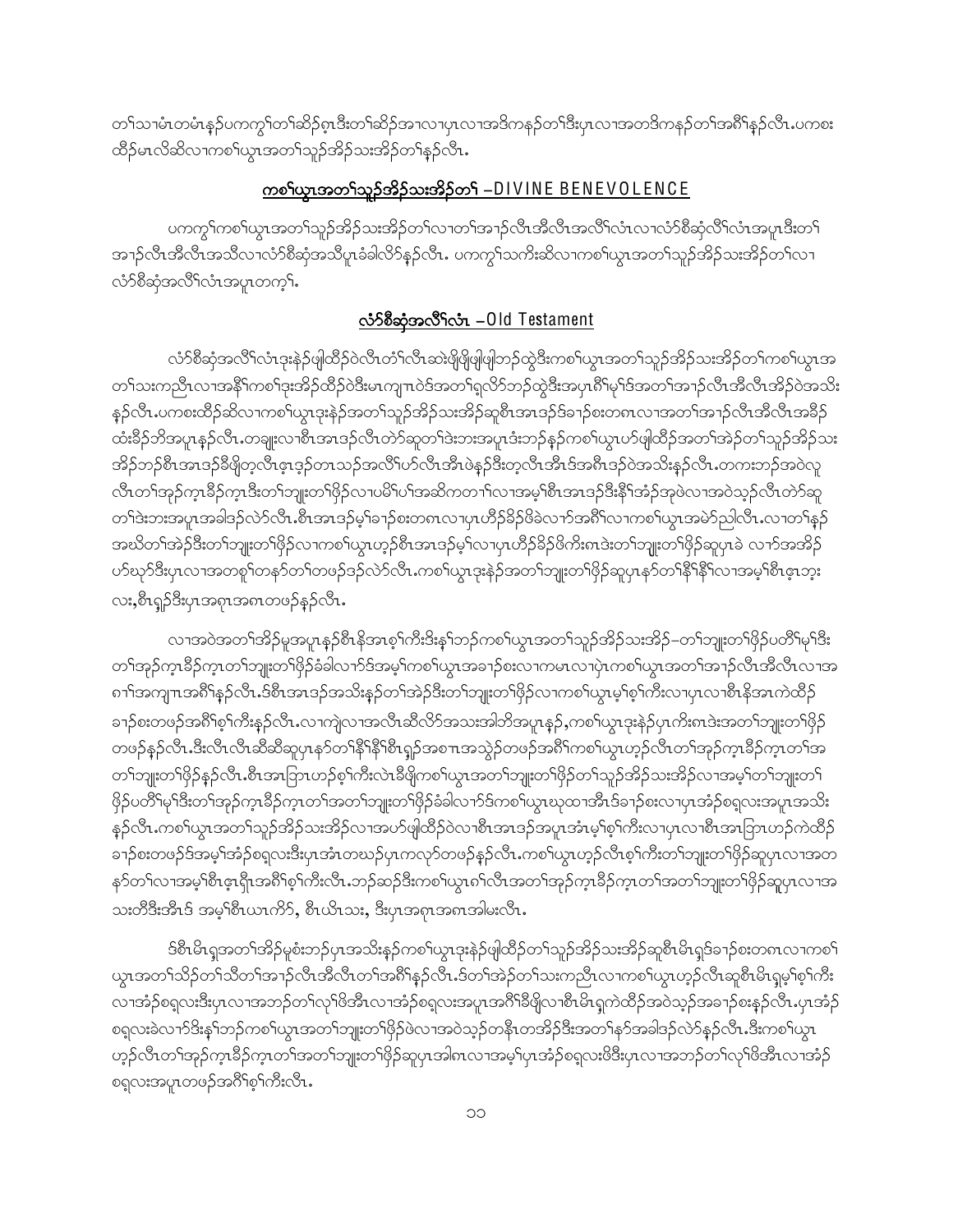တၢ်သၢမံၤတမံၤနဲ္ပကကွၢ်တၢ်ဆိဉ်စ့ၤဒီးတၢ်ဆိဉ်အၢလၢပှၤလၢအဒိကနဉ်တၢ်ဒီးပှၤလၢအတဒိကနဉ်တၢ်အဂီၢ်နဉ်လီၤ.ပကစး ထိဉ်မၤလိဆိလၢကစၢ်ယွၤအတၢ်သူဉ်အိဉ်သးအိဉ်တၢ်နဉ်လီၤ.

## ကစၢ်ယွၤအတၢ်သူဉ်အိဉ်သးအိဉ်တၢ် –DIVINE BENEVOLENCE

ပကကွၢ်ကစၢ်ယွၤအတၢ်သူဉ်အိဉ်သးအိဉ်တၢ်လၢတၢ်အၢၣ်လီၤအီလီၤအလီၢ်လံၤလၢလံာ်စီဆှံလီၢ်လံၤအပူၤဒီးတၢ်အၢၣ်လီၤအီလီၤအသီလၢလံာ်စီဆှံအသီပူၤခံခါလိာ်နဉ်လီၤ. ပကကွၢ်သကိးဆိလၢကစၢ်ယွၤအတၢ်သူဉ်အိဉ်သးအိဉ်တၢ်လၢလံာ်စီဆှံအလီၢ်လံၤအပူၤတက့ၢ်.

## လံာ်စီဆှံအလီၢ်လံၤ –Old Testament

လံာ်စီဆှံအလီၢ်လံၤဒုးနဲဉ်ဖျါထီဉ်ဝဲလီၤတံၢ်လီၤဆဲးဖိုဖြိုဖျါဘဉ်ထွဲဒီးကစၢ်ယွၤအတၢ်သူဉ်အိဉ်သးအိဉ်တၢ်ကစၢ်ယွၤအတၢ်သးကညီၤလၢအနီၢ်ကစၢ်ဒုးအိဉ်ထိဉ်ဝဲဒီးမၤကျၢၤဝဲဒ်အတၢ်ရလိာ်ဘဉ်ထွဲဒီးအပှၤဂီၢ်မုၢ်ဒ်အတၢ်အၢၣ်လီၤအီလီၤအိဉ်ဝဲအသိးနဉ်လီၤ.ပကစးထိဉ်ဆိလၢကစၢ်ယွၤဒုးနဲဉ်အတၢ်သူဉ်အိဉ်သးအိဉ်ဆူစီၤအၤဒဉ်ဒ်ခၢဉ်စးတစုလၢအတၢ်အၢၣ်လီၤအီလီၤအခီဉ်ထံးခီဉ်ဘိအပူၤနဉ်လီၤ.တချုးလၢစီၤအၤဒဉ်လီၤတဲာ်ဆူတၢ်ဒဲးဘးအပူၤဒံးဘဉ်နဉ်ကစၢ်ယွၤဟ်ဖျါထီဉ်အတၢ်အဲဉ်တၢ်သူဉ်အိဉ်သးအိဉ်ဘဉ်စီၤအၤဒဉ်ခီဖျိတ့လီၤဖ့ၤဒဉ်တၢသဉ်အလီၢ်ဟ်လီၤအီၤဖဲနဉ်ဒီးတ့လီၤအီၤဒ်အဂီၤဒဉ်ဝဲအသိးနဉ်လီၤ.တကးဘဉ်အဝဲလူလီၤတၢ်အှဉ်က့ၤခီဉ်က့ၤဒီးတၢ်ဘျုးတၢ်ဖိုဉ်လၢပမိၢ်ပၢ်အဆိကတၢၢ်လၢအမ့ၢ်စီၤအၤဒဉ်ဒီးနီၢ်အံဉ်အှဖဲလၢအဝဲသ့ဉ်လီၤတဲာ်ဆူတၢ်ဒဲးဘးအပူၤအခါဒဉ်လဲာ်လီၤ.စီၤအၤဒဉ်မ့ၢ်ခၢဉ်စးတစုလၢပှၤဟီဉ်ခိဉ်ဖိခဲလၢာ်အဂီၢ်လၢကစၢ်ယွၤအမဲာ်ညါလီၤ.လၢတၢ်နဉ်အဃိတၢ်အဲဉ်ဒီးတၢ်ဘျုးတၢ်ဖိုဉ်လၢကစၢ်ယွၤဟ့ဉ်စီၤအၤဒဉ်မ့ၢ်လၢပှၤဟီဉ်ခိဉ်ဖိကိးဂၤဒဲးတၢ်ဘျုးတၢ်ဖိုဉ်ဆူပှၤခဲ လၢာ်အအိဉ်ဟ်ဃုာ်ဒီးပှၤလၢအတစူၢ်တနာ်တၢ်တဖဉ်ဒဉ်လဲာ်လီၤ.ကစၢ်ယွၤဒုးနဲဉ်အတၢ်ဘျုးတၢ်ဖိုဉ်ဆူပှၤနာ်တၢ်နီၢ်နီၢ်လၢအမ့ၢ်စီၤဖ့ၤဘ့းလး,စီၤရှဉ်ဒီးပှၤအစုၤအဂၤတဖဉ်နဉ်လီၤ.

လၢအဝဲအတၢ်အိဉ်မူအပူၤနဉ်စီၤနိအၤစ့ၢ်ကီးဒိးနၢ်ဘဉ်ကစၢ်ယွၤအတၢ်သူဉ်အိဉ်သးအိဉ်–တၢ်ဘျုးတၢ်ဖိုဉ်ပတီၢ်မုၢ်ဒီးတၢ်အှဉ်က့ၤခီဉ်က့ၤတၢ်ဘျုးတၢ်ဖိုဉ်ခံခါလၢာ်ဒ်အမ့ၢ်ကစၢ်ယွၤအခၢဉ်စးလၢကမၤလၢပှဲၤကစၢ်ယွၤအတၢ်အၢၣ်လီၤအီလီၤလၢအဂၢ်အကျၢၤအဂီၢ်နဉ်လီၤ.ဒ်စီၤအၤဒဉ်အသိးနဉ်တၢ်အဲဉ်ဒီးတၢ်ဘျုးတၢ်ဖိုဉ်လၢကစၢ်ယွၤမ့ၢ်စ့ၢ်ကီးလၢပှၤလၢစီၤနိအၤကဲထိဉ်ခၢဉ်စးတဖဉ်အဂီၢ်စ့ၢ်ကီးနဉ်လီၤ.လၢကျဲလၢအလီၤဆီလိာ်အသးအါဘိအပူၤနဉ်,ကစၢ်ယွၤဒုးနဲဉ်ပှၤကိးဂၤဒဲးအတၢ်ဘျုးတၢ်ဖိုဉ်တဖဉ်နဉ်လီၤ.ဒီးလီၤလီၤဆီဆီဆူပှၤနာ်တၢ်နီၢ်နီၢ်စီၤရှဉ်အစၢၤအသွဲဉ်တဖဉ်အဂီၢ်ကစၢ်ယွၤဟ့ဉ်လီၤတၢ်အှဉ်က့ၤခီဉ်က့ၤတၢ်အတၢ်ဘျုးတၢ်ဖိုဉ်နဉ်လီၤ.စီၤအၤဘြၤဟဉ်စ့ၢ်ကီးလဲၤခီဖျိကစၢ်ယွၤအတၢ်ဘျုးတၢ်ဖိုဉ်တၢ်သူဉ်အိဉ်သးအိဉ်လၢအမ့ၢ်တၢ်ဘျုးတၢ်ဖိုဉ်ပတီၢ်မုၢ်ဒီးတၢ်အှဉ်က့ၤခီဉ်က့ၤတၢ်အတၢ်ဘျုးတၢ်ဖိုဉ်ခံခါလၢာ်ဒ်ကစၢ်ယွၤဃုထၢအီၤဒ်ခၢဉ်စးလၢပှၤအံဉ်စရ့လးအပူၤအသိးနဉ်လီၤ.ကစၢ်ယွၤအတၢ်သူဉ်အိဉ်သးအိဉ်လၢအဟ်ဖျါထီဉ်ဝဲလၢစီၤအၤဒဉ်အပူၤအံၤမ့ၢ်စ့ၢ်ကီးလၢပှၤလၢစီၤအၤဘြၤဟဉ်ကဲထိဉ်ခၢဉ်စးတဖဉ်ဒ်အမ့ၢ်အံဉ်စရ့လးဒီးပှၤအံၤတဃၣ်ပှၤကလုာ်တဖဉ်နဉ်လီၤ.ကစၢ်ယွၤဟ့ဉ်လီၤစ့ၢ်ကီးတၢ်ဘျုးတၢ်ဖိုဉ်ဆူပှၤလၢအတနာ်တၢ်လၢအမ့ၢ်စီၤဖ့ၤရိၤအဂီၢ်စ့ၢ်ကီးလီၤ.ဘဉ်ဆဉ်ဒီးကစၢ်ယွၤဂၢ်လီၤအတၢ်အှဉ်က့ၤခီဉ်က့ၤတၢ်အတၢ်ဘျုးတၢ်ဖိုဉ်ဆူပှၤလၢအသးတီဒီးအီၤဒ် အမ့ၢ်စီၤယၤကိာ်, စီၤယိၤသး, ဒီးပှၤအစုၤအဂၤအါမးလီၤ.

ဒ်စီၤမိၤရှအတၢ်အိဉ်မူစးဘဉ်ပှၤအသိးနဉ်ကစၢ်ယွၤဒုးနဲဉ်ဖျါထီဉ်တၢ်သူဉ်အိဉ်သးအိဉ်ဆူစီၤမိၤရှဒ်ခၢဉ်စးတစုလၢကစၢ်ယွၤအတၢ်သိဉ်တၢ်သိတၢ်အၢၣ်လီၤအီလီၤတၢ်အဂီၢ်နဉ်လီၤ.ဒ်တၢ်အဲဉ်တၢ်သးကညီၤလၢကစၢ်ယွၤဟ့ဉ်လီၤဆူစီၤမိၤရှမ့ၢ်စ့ၢ်ကီးလၢအံဉ်စရ့လးဒီးပှၤလၢအဘဉ်တၢ်လုၢ်ဖိအီၤလၢအံဉ်စရ့လးအပူၤအဂီၢ်ခီဖျိလၢစီၤမိၤရှကဲထိဉ်အဝဲသ့ဉ်အခၢဉ်စးနဉ်လီၤ.ပှၤအံဉ်စရ့လးခဲလၢာ်ဒိးနၢ်ဘဉ်ကစၢ်ယွၤအတၢ်ဘျုးတၢ်ဖိုဉ်ဖဲလၢအဝဲသ့ဉ်တနီၤတအိဉ်ဒီးအတၢ်နာ်အခါဒဉ်လဲာ်နဉ်လီၤ.ဒီးကစၢ်ယွၤဟ့ဉ်လီၤတၢ်အှဉ်က့ၤခီဉ်က့ၤတၢ်အတၢ်ဘျုးတၢ်ဖိုဉ်ဆူပှၤအါဂၤလၢအမ့ၢ်ပှၤအံဉ်စရ့လးဖိဒီးပှၤလၢအဘဉ်တၢ်လုၢ်ဖိအီၤလၢအံဉ်စရ့လးအပူၤတဖဉ်အဂီၢ်စ့ၢ်ကီးလီၤ.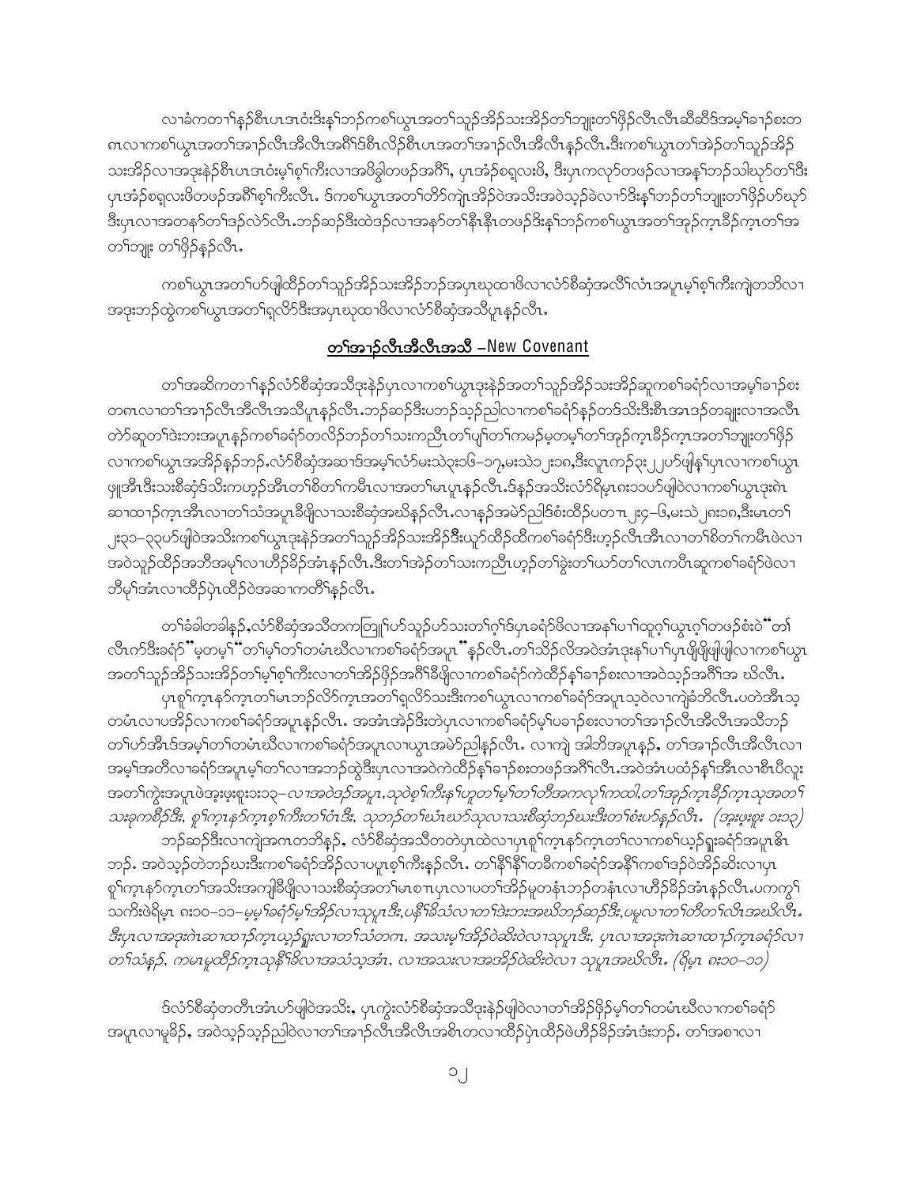လၢခံကတၢၢ်န့ၣ်စီၤပၤဒၤဝံးဒိးန့ၢ်ဘၣ်ကစၢ်ယွၤအတၢ်သူၣ်အိၣ်သးအိၣ်တၢ်ဘျုးတၢ်ဖိၣ်လီၤလီၤဆီဆီဒ်အမ့ၢ်ခၢၣ်စးတ ၈ၤလၢကစၢ်ယွၤအတၢ်အၢၣ်လီၤအီလီၤအဂီၢ်ဒ်စီၤလိၣ်စီၤပၤအတၢ်အၢၣ်လီၤအီလီၤန့ၣ်လီၤ.ဒီးကစၢ်ယွၤတၢ်အဲၣ်တၢ်သူၣ်အိၣ် သးအိၣ်လၢအဒုးနဲၣ်စီၤပၤဒၤဝံးမ့ၢ်စ့ၢ်ကီးလၢအဖိခွါတဖၣ်အဂီၢ်, ပုၤအံၣ်စရ့လးဖိ, ဒီးပုၤကလုာ်တဖၣ်လၢအန့ၢ်ဘၣ်သါဃုာ်တၢ်ဒီး ပုၤအံၣ်စရ့လးဖိတဖၣ်အဂီၢ်စ့ၢ်ကီးလီၤ. ဒ်ကစၢ်ယွၤအတၢ်တိာ်ကျဲၤအိၣ်ဝဲအသိးအဝဲသ့ၣ်ခဲလၢာ်ဒီးန့ၢ်ဘၣ်တၢ်ဘျုးတၢ်ဖိၣ်ပာ်ဃုာ် ဒီးပုၤလၢအတနာ်တၢ်ဒၣ်လဲာ်လီၤ.ဘၣ်ဆၣ်ဒီးထဲဒၣ်လၢအနာ်တၢ်နီၤနီၤတဖၣ်ဒိးန့ၢ်ဘၣ်ကစၢ်ယွၤအတၢ်အှၣ်က့ၤခီၣ်က့ၤတၢ်အ တၢ်ဘျုး တၢ်ဖိၣ်န့ၣ်လီၤ.

ကစၢ်ယွၤအတၢ်ပာ်ဖျါထီၣ်တၢ်သူၣ်အိၣ်သးအိၣ်ဘၣ်အပှၤဃုထၢဖိလၢလံာ်စီဆှံအလိၢ်လံၤအပူၤမ့ၢ်စ့ၢ်ကီးကျဲတဘိလၢ အဒုးဘၣ်ထွဲကစၢ်ယွၤအတၢ်ရှလိာ်ဒီးအပှၤဃုထၢဖိလၢလံာ်စီဆှံအသိပူၤန့ၣ်လီၤ.

## တၢ်အၢၣ်လီၤအီလီၤအသိ – New Covenant

တၢ်အဆိကတၢၢ်န့ၣ်လံာ်စီဆှံအသိဒုးနဲၣ်ပုၤလၢကစၢ်ယွၤဒုးနဲၣ်အတၢ်သူၣ်အိၣ်သးအိၣ်ဆူကစၢ်ခရံာ်လၢအမ့ၢ်ခၢၣ်စး တ၈ၤလၢတၢ်အၢၣ်လီၤအီလီၤအသိပူၤန့ၣ်လီၤ.ဘၣ်ဆၣ်ဒီးပဘၣ်သ့ၣ်ညါလၢကစၢ်ခရံာ်န့ၣ်တဒ်သိးဒီးစီၤအၤဒၣ်တချုးလၢအလီၤ တဲာ်ဆူတၢ်ဒဲးဘးအပူၤန့ၣ်ကစၢ်ခရံာ်တလိၣ်ဘၣ်တၢ်သးကညီၤတၢ်ပျၢ်တၢ်ကမဉ်မ့တမ့ၢ်တၢ်အှၣ်က့ၤခီၣ်က့ၤအတၢ်ဘျုးတၢ်ဖိၣ် လၢကစၢ်ယွၤအအိၣ်န့ၣ်ဘၣ်.လံာ်စီဆှံအဆၢဒ်အမ့ၢ်လံာ်မးသဲ၃း၁၆–၁၇,မးသဲ၂း၁၈,ဒီးလူၤကၣ်၃း၂၂ပာ်ဖျါန့ၢ်ပုၤလၢကစၢ်ယွၤ ဖျုအီၤဒီးသးစီဆှံဒ်သိးကဟ့ၣ်အီၤတၢ်စိတၢ်ကမီၤလၢအတၢ်မၤပူၤန့ၣ်လီၤ.ဒ်နဉ်အသိးလံာ်ရိမ့ၤ၈း၁၁ပာ်ဖျါဝဲလၢကစၢ်ယွၤဒုးဂဲၤ ဆၢထၢၣ်က့ၤအီၤလၢတၢ်သံအပူၤခီဖျိလၢသးစီဆှံအဃိန့ၣ်လီၤ.လၢနၣ်အမဲာ်ညါဒ်စံးထိၣ်ပတၢၤ၂း၄–၆,မးသဲ၂၈း၁၈,ဒီးမၤတၢ် ၂း၃၁–၃၃ပာ်ဖျါဝဲအသိးကစၢ်ယွၤဒုးနဲၣ်အတၢ်သူၣ်အိၣ်သးအိၣ်ဒီးယူာ်ထီၣ်ထိကစၢ်ခရံာ်ဒီးဟ့ၣ်လီၤအီၤလၢတၢ်စိတၢ်ကမီၤဖဲလၢ အဝဲသူၣ်ထီၣ်အဘီအမှၢ်လၢဟိၣ်ခိၣ်အံၤန့ၣ်လီၤ.ဒီးတၢ်အဲၣ်တၢ်သးကညီၤဟ့ၣ်တၢ်ခွဲးတၢ်ယာ်တၢ်လၢကပီၤဆူကစၢ်ခရံာ်ဖဲလၢ ဘီမှၢ်အံၤလၢထိၣ်ပှဲၤထိၣ်ဝဲအဆၢကတီၢ်န့ၣ်လီၤ.

တၢ်ခံခါတခါန့ၣ်,လံာ်စီဆှံအသိတကတြူၢ်ပာ်သူၣ်ပာ်သးတၢ်ဂ့ၢ်ဒ်ပုၤခရံာ်ဖိလၢအနၢ်ပၢၢ်ထူဂ့ၢ်ယွၤဂ့ၢ်တဖၣ်စံးဝဲ"တၢ် လီၤက်ဒီးခရံာ်"မ့တမ့ၢ်"တၢ်မ့ၢ်တၢ်တမံၤဃီလၢကစၢ်ခရံာ်အပူၤ"န့ၣ်လီၤ.တၢ်သိၣ်လိအဝဲအံၤဒုးနၢ်ပၢၢ်ပုၤဖျိဖျိဖျါဖျါလၢကစၢ်ယွၤ အတၢ်သူၣ်အိၣ်သးအိၣ်တၢ်မ့ၢ်စ့ၢ်ကီးလၢတၢ်အိၣ်ဖိၣ်အဂီၢ်ခီဖျိလၢကစၢ်ခရံာ်ကဲထိၣ်န့ၢ်ခၢၣ်စးလၢအဝဲသ့ၣ်အဂီၢ်အ ဃိလီၤ.

ပုၤစူၢ်က့ၤနာ်က့ၤတၢ်မၤဘၣ်လိာ်က့ၤအတၢ်ရှလိာ်သးဒီးကစၢ်ယွၤလၢကစၢ်ခရံာ်အပူၤသ့ဝဲလၢကျဲခံဘိလီၤ.ပတဲအီၤသ့ တမံၤလၢပအိၣ်လၢကစၢ်ခရံာ်အပူၤန့ၣ်လီၤ. အအံၤအဲၣ်ဒိးတဲပုၤလၢကစၢ်ခရံာ်မ့ၢ်ပခၢၣ်စးလၢတၢ်အၢၣ်လီၤအီလီၤအသိဘၣ် တၢ်ပာ်အီၤဒ်အမ့ၢ်တၢ်တမံၤဃီလၢကစၢ်ခရံာ်အပူၤလၢယွၤအမဲာ်ညါန့ၣ်လီၤ. လၢကျဲ အါဘိအပူၤန့ၣ်, တၢ်အၢၣ်လီၤအီလီၤလၢ အမ့ၢ်အတီလၢခရံာ်အပူၤမ့ၢ်တၢ်လၢအဘၣ်ထွဲဒီးပုၤလၢအဝဲကဲထိၣ်န့ၢ်ခၢၣ်စးတဖၣ်အဂီၢ်လီၤ.အဝဲအံၤပထံၣ်န့ၢ်အီၤလၢစီၤပီလူး အတၢ်ကွဲးအပူၤဖဲအ့ဖ့းစူး၁း၁၃– *လၢအဝဲဒၣ်အပူၤ,သုဝဲစ့ၢ်ကီးန့ၢ်ဟူတၢ်မ့ၢ်တၢ်တီအကလု၊်ကထါ,တၢ်အှၣ်က့ၤခီၣ်က့ၤသုအတၢ် သးခုကစီၣ်ဒီး, စူၢ်က့ၤနာ်က့ၤစ့ၢ်ကီးတၢ်ဝံၤဒီး, သုဘၣ်တၢ်ဃံၤဃာ်သုလၢသးစီဆှံဘၣ်ဃးဒီးတၢ်စံးပာ်န့ၣ်လီၤ. (အ့ဖ့းစူး ၁း၁၃)*

ဘၣ်ဆၣ်ဒီးလၢကျဲအဂၤတဘိန့ၣ်, လံာ်စီဆှံအသိတတဲပုၤထဲလၢပုၤစူၢ်က့ၤနာ်က့ၤတၢ်လၢကစၢ်ယ့ၣ်ရှူးခရံာ်အပူၤဓိၤ ဘၣ်. အဝဲသ့ၣ်တဲဘၣ်ဃးဒီးကစၢ်ခရံာ်အိၣ်လၢပပူၤစ့ၢ်ကီးန့ၣ်လီၤ. တၢ်နီၢ်နီၢ်တခီကစၢ်ခရံာ်အနီၢ်ကစၢ်ဒၣ်ဝဲအိၣ်ဆိးလၢပုၤ စူၢ်က့ၤနာ်က့ၤတၢ်အသိးအကျါခီဖျိလၢသးစီဆှံအတၢ်မၤစၢၤပုၤလၢပတၢ်အိၣ်မူတနံၤဘၣ်တနံၤလၢဟိၣ်ခိၣ်အံၤန့ၣ်လီၤ.ပကကွၢ် သကိးဖဲရိမ့ၤ ၈း၁၀–၁၁– *မ့မ့ၢ်ခရံာ်မ့ၢ်အိၣ်လၢသုပူၤဒီး,ပနီၢ်ခိသံလၢတၢ်ဒဲးဘးအဃိဘၣ်ဆၣ်ဒီး,ပမူလၢတၢ်တီတၢ်လိၤအဃိလီၤ. ဒီးပုၤလၢအဒုးဂဲၤဆၢထၢၣ်က့ၤယ့ၣ်ရှူးလၢတၢ်သံတဂၤ, အသးမ့ၢ်အိၣ်ဝဲဆိးဝဲလၢသုပူၤဒီး, ပုၤလၢအဒုးဂဲၤဆၢထၢၣ်က့ၤခရံာ်လၢ တၢ်သံန့ၣ်, ကမၤမူထီၣ်က့ၤသုနီၢ်ခိလၢအသံသ့အံၤ, လၢအသးလၢအအိၣ်ဝဲဆိးဝဲလၢ သုပူၤအဃိလီၤ. (ရိမ့ၤ ၈း၁၀–၁၁)*

ဒ်လံာ်စီဆှံတတီၤအံၤပာ်ဖျါဝဲအသိး, ပုၤကွဲးလံာ်စီဆှံအသိဒုးနဲၣ်ဖျါဝဲလၢတၢ်အိၣ်ဖိၣ်မ့ၢ်တၢ်တမံၤဃီလၢကစၢ်ခရံာ် အပူၤလၢမူခိၣ်, အဝဲသ့ၣ်သ့ၣ်ညါဝဲလၢတၢ်အၢၣ်လီၤအီလီၤအစိၤတလၢထိၣ်ပှဲၤထိၣ်ဖဲဟိၣ်ခိၣ်အံၤဒံးဘၣ်. တၢ်အစၢလၢ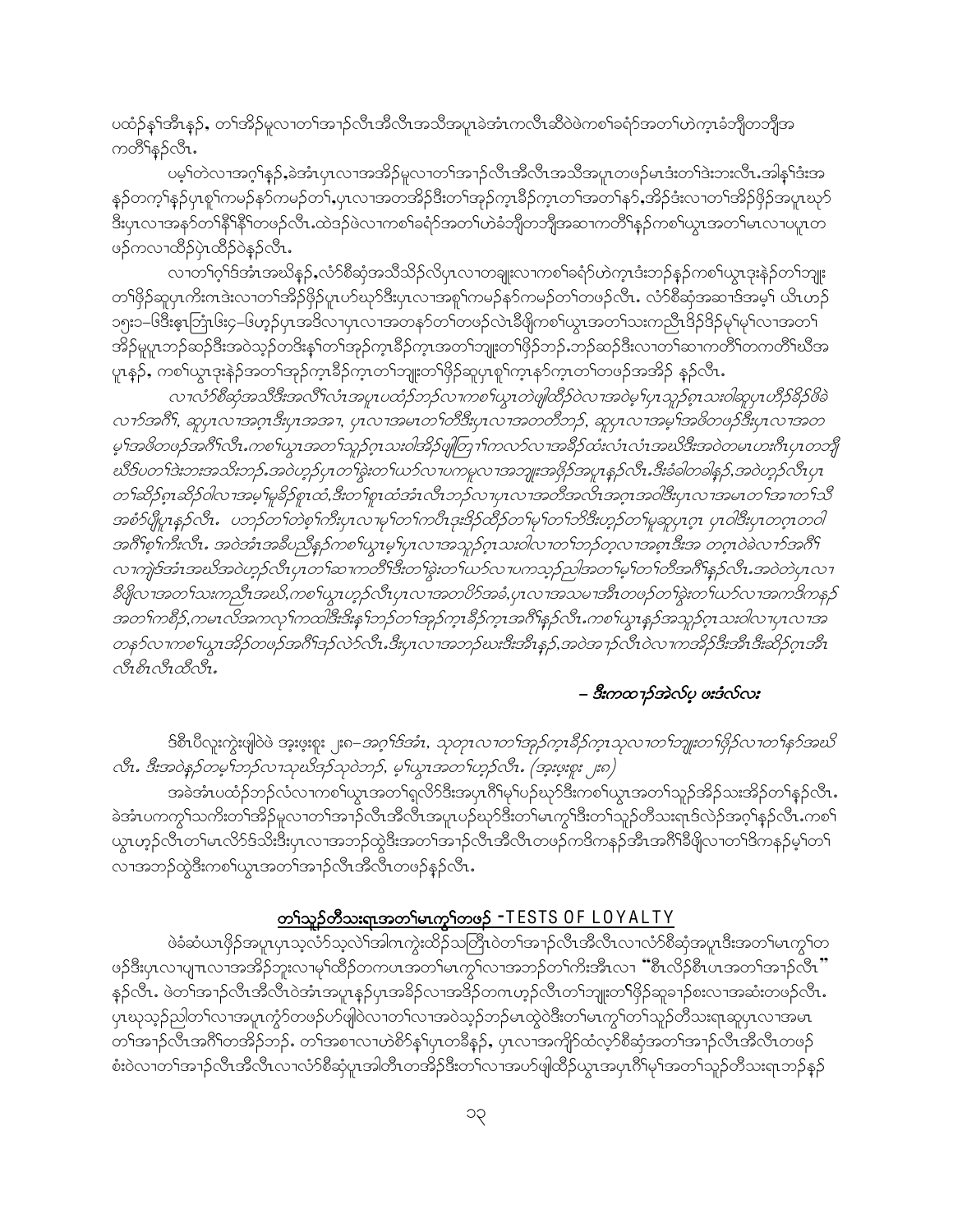ပထံၣ်န့ၢ်အီၤန့ၣ်, တၢ်အိၣ်မူလၢတၢ်အၢၣ်လီၤအီလီၤအသိအပူၤခဲအံၤကလီၤဆီဝဲဖဲကစၢ်ခရံၣ်အတၢ်ဟဲက့ၤခံဘျီတဘျီအကတိၢ်န့ၣ်လီၤ.

ပမ့ၢ်တဲလၢအဂ့ၢ်န့ၣ်,ခဲအံၤပှၤလၢအအိၣ်မူလၢတၢ်အၢၣ်လီၤအီလီၤအသိအပူၤတဖၣ်မၤဒံးတၢ်ဒဲးဘးးလီၤ.အါန့ၢ်ဒံးအနၣ်တက့ၢ်န့ၣ်ပှၤစူၢ်ကမၣ်နၢ်ကမၣ်တၢ်,ပှၤလၢအတအိၣ်ဒီးတၢ်အုၣ်က့ၤခီၣ်က့ၤတၢ်အတၢ်နၢ်,အိၣ်ဒံးလၢတၢ်အိၣ်ဖှိၣ်အပူၤဃုာ်ဒီးပှၤလၢအနၢ်တၢ်နီၢ်နီၢ်တဖၣ်လီၤ.ထဲဒၣ်ဖဲလၢကစၢ်ခရံၣ်အတၢ်ဟဲခံဘျီတဘျီအဆၢကတိၢ်န့ၣ်ကစၢ်ယွၤအတၢ်မၤလၢပပူၤတဖၣ်ကလၢထီၣ်ပှဲၤထီၣ်ဝဲန့ၣ်လီၤ.

လၢတၢ်ဂ့ၢ်ဒ်အံၤအဃိန့ၣ်,လံာ်စီဆှံအသိသိၣ်လိပှၤလၢတချုးလၢကစၢ်ခရံၣ်ဟဲက့ၤဒံးဘၣ်န့ၣ်ကစၢ်ယွၤဒုးနဲၣ်တၢ်ဘျုးတၢ်ဖှိၣ်ဆူပှၤကိးဂၤဒဲးလၢတၢ်အိၣ်ဖှိၣ်ပူၤဟ်ဃုာ်ဒီးပှၤလၢအစူၢ်ကမၣ်နၢ်ကမၣ်တၢ်တဖၣ်လီၤ. လံာ်စီဆှံအဆၢဒ်အမ့ၢ် ယိၤဟၣ် ၁၅း၁–၆ဒီးဓ့ၤဘြံၤ၆း၄–၆ဟ့ၣ်ပှၤအဒိလၢပှၤလၢအတနၢ်တၢ်တဖၣ်လဲၤခီဖျိကစၢ်ယွၤအတၢ်သးကညီၤဒိၣ်ဒိၣ်မုၢ်မုၢ်လၢအတၢ်အိၣ်မူပူၤဘၣ်ဆၣ်ဒီးအဝဲသ့ၣ်တဒိးန့ၢ်တၢ်အုၣ်က့ၤခီၣ်က့ၤအတၢ်ဘျုးတၢ်ဖှိၣ်ဘၣ်.ဘၣ်ဆၣ်ဒီးလၢတၢ်ဆၢကတိၢ်တကတိၢ်ဃီအပူၤန့ၣ်, ကစၢ်ယွၤဒုးနဲၣ်အတၢ်အုၣ်က့ၤခီၣ်က့ၤတၢ်ဘျုးတၢ်ဖှိၣ်ဆူပှၤစူၢ်က့ၤနၢ်က့ၤတၢ်တဖၣ်အအိၣ် န့ၣ်လီၤ.

*လၢလံာ်စီဆှံအသိဒီးအလီၢ်လံၤအပူၤပထံၣ်ဘၣ်လၢကစၢ်ယွၤတဲဖျါထီၣ်ဝဲလၢအဝဲမ့ၢ်ပှၤသူၣ်ဂ့ၤသးဝါဆူပှၤဟီၣ်ခိၣ်ဖိခဲလၢာ်အဂီၢ်, ဆူပှၤလၢအဂ့ၤဒီးပှၤအအၢ, ပှၤလၢအမၤတၢ်တီဒီးပှၤလၢအတတီဘၣ်, ဆူပှၤလၢအမ့ၢ်အဖိတဖၣ်ဒီးပှၤလၢအတမ့ၢ်အဖိတဖၣ်အဂီၢ်လီၤ.ကစၢ်ယွၤအတၢ်သူၣ်ဂ့ၤသးဝါအိၣ်ဖျါတြၢၢ်ကလာ်လၢအခီၣ်ထံးလံၤလံၤအဃိဒီးအဝဲတမၤဟးဂီၤပှၤတဘျီဃီဒ်ပတၢ်ဒဲးဘးအသိးဘၣ်.အဝဲဟ့ၣ်ပှၤတၢ်ခွဲးတၢ်ယာ်လၢပကမူလၢအဘျုးအဖှိၣ်အပူၤန့ၣ်လီၤ.ဒီးခံခါတခါန့ၣ်,အဝဲဟ့ၣ်လီၤပှၤတၢ်ဆိၣ်ဂ့ၤဆိၣ်ဝါလၢအမ့ၢ်မူခိၣ်ဖုၤထံ,ဒီးတၢ်ဖုၤထံအံၤလီၤဘၣ်လၢပှၤလၢအတီအလီၤအဂ့ၤအဝါဒီးပှၤလၢအမၤတၢ်အၢတၢ်သီအစံာ်ပျိပူၤန့ၣ်လီၤ. ပဘၣ်တၢ်တဲစ့ၢ်ကီးပှၤလၢမ့ၢ်တၢ်ကဟီၤဒုးဒိၣ်ထိၣ်တၢ်မုၢ်တၢ်ဘိဒီးဟ့ၣ်တၢ်မူဆူပှၤဂ့ၤ ပှၤဝါဒီးပှၤတဂ့ၤတဝါအဂီၢ်စ့ၢ်ကီးလီၤ. အဝဲအံၤအဃိပညီန့ၣ်ကစၢ်ယွၤမ့ၢ်ပှၤလၢအသူၣ်ဂ့ၤသးဝါလၢတၢ်ဘၣ်တ့လၢအစ့ၤဒီးအ တဂ့ၤဝဲခဲလၢာ်အဂီၢ် လၢကျဲဒ်အံၤအဃိအဝဲဟ့ၣ်လီၤပှၤတၢ်ဆၢကတိၢ်ဒီးတၢ်ခွဲးတၢ်ယာ်လၢပကသ့ၣ်ညါအတၢ်မ့ၢ်တၢ်တီအဂီၢ်န့ၣ်လီၤ.အဝဲတဲပှၤလၢခီဖျိလၢအတၢ်သးကညီၤအဃိ,ကစၢ်ယွၤဟ့ၣ်လီၤပှၤလၢအတပိာ်အခံ,ပှၤလၢအသမၢအီၤတဖၣ်တၢ်ခွဲးတၢ်ယာ်လၢအကဒိကနၣ်အတၢ်ကစိၣ်,ကမၤလိအကလုၢ်ကထါဒီးဒိးန့ၢ်ဘၣ်တၢ်အုၣ်က့ၤခီၣ်က့ၤအဂီၢ်န့ၣ်လီၤ.ကစၢ်ယွၤန့ၣ်အသူၣ်ဂ့ၤသးဝါလၢပှၤလၢအတနၢ်လၢကစၢ်ယွၤအိၣ်တဖၣ်အဂီၢ်ဒၣ်လဲာ်လီၤ.ဒီးပှၤလၢအဘၣ်ဃးဒီးအီၤန့ၣ်,အဝဲအၢၣ်လီၤဝဲလၢကအိၣ်ဒီးအီၤဒီးဆိၣ်ဂ့ၤအီၤလီၤစီၤလီၤထီလီၤ.*

**– ဒီးကထၢၣ်အဲလ်ပ ဖးဒံလ်လး**

ဒ်စီၤပီလူးကွဲးဖျါဝဲဖဲ အ့းဖ့းစူး ၂း၈–*အဂ့ၢ်ဒ်အံၤ, သုတုၤလၢတၢ်အုၣ်က့ၤခီၣ်က့ၤသုလၢတၢ်ဘျုးတၢ်ဖှိၣ်လၢတၢ်နၢ်အဃိလီၤ. ဒီးအဝဲန့ၣ်တမ့ၢ်ဘၣ်လၢသုဃိဒၣ်သုဝဲဘၣ်, မ့ၢ်ယွၤအတၢ်ဟ့ၣ်လီၤ. (အ့းဖ့းစူး ၂း၈)*

အခဲအံၤပထံၣ်ဘၣ်လံလၢကစၢ်ယွၤအတၢ်ရှလိာ်ဒီးအပှၤဂီၢ်မုၢ်ပၣ်ဃုာ်ဒီးကစၢ်ယွၤအတၢ်သူၣ်အိၣ်သးအိၣ်တၢ်န့ၣ်လီၤ. ခဲအံၤပကကွၢ်သကိးတၢ်အိၣ်မူလၢတၢ်အၢၣ်လီၤအီလီၤအပူၤပၣ်ဃုာ်ဒီးတၢ်မၤကွၢ်ဒီးတၢ်သူၣ်တီသးရၤဒ်လဲၣ်အဂ့ၢ်န့ၣ်လီၤ.ကစၢ်ယွၤဟ့ၣ်လီၤတၢ်မၤလိာ်ဒ်သိးဒီးပှၤလၢအဘၣ်ထွဲဒီးအတၢ်အၢၣ်လီၤအီလီၤတဖၣ်ကဒိကနၣ်အီၤအဂီၢ်ခီဖျိလၢတၢ်ဒိကနၣ်မ့ၢ်တၢ်လၢအဘၣ်ထွဲဒီးကစၢ်ယွၤအတၢ်အၢၣ်လီၤအီလီၤတဖၣ်န့ၣ်လီၤ.

## တၢ်သူၣ်တီသးရၤအတၢ်မၤကွၢ်တဖၣ် -TESTS OF LOYALTY

ဖဲခံဆံဃၤဖိၣ်အပူၤပှၤသ့လံာ်သ့လဲၢ်အါကၤကွဲးထိၣ်သတြီၤဝဲတၢ်အၢၣ်လီၤအီလီၤလၢလံာ်စီဆှံအပူၤဒီးအတၢ်မၤကွၢ်တဖၣ်ဒီးပှၤလၢပျၢလၢအအိၣ်ဘူးလၢမုၢ်ထိၣ်တကပၤအတၢ်မၤကွၢ်လၢအဘၣ်တၢ်ကိးအီၤလၢ "စီၤလိၣ်စီၤပၤအတၢ်အၢၣ်လီၤ" န့ၣ်လီၤ. ဖဲတၢ်အၢၣ်လီၤအီလီၤဝဲအံၤအပူၤန့ၣ်ပှၤအခိၣ်လၢအဒိၣ်တဂၤဟ့ၣ်လီၤတၢ်ဘျုးတၢ်ဖှိၣ်ဆူခၢၣ်စးလၢအဆံးတဖၣ်လီၤ. ပှၤဃုသ့ၣ်ညါတၢ်လၢအပူၤကွံာ်တဖၣ်ပာ်ဖျါဝဲလၢတၢ်လၢအဝဲသ့ၣ်ဘၣ်မၤထွဲဝဲဒီးတၢ်မၤကွၢ်တၢ်သူၣ်တီသးရၤဆူပှၤလၢအမၤတၢ်အၢၣ်လီၤအဂီၢ်တအိၣ်ဘၣ်. တၢ်အစၢလၢဟဲစိာ်န့ၢ်ပှၤတခီန့ၣ်, ပှၤလၢအကျိာ်ထံလ့ာ်စီဆှံအတၢ်အၢၣ်လီၤအီလီၤတဖၣ်စံးဝဲလၢတၢ်အၢၣ်လီၤအီလီၤလၢလံာ်စီဆှံပူၤအါတီၤတအိၣ်ဒီးတၢ်လၢအပာ်ဖျါထိၣ်ယွၤအပှၤဂီၢ်မုၢ်အတၢ်သူၣ်တီသးရၤဘၣ်န့ၣ်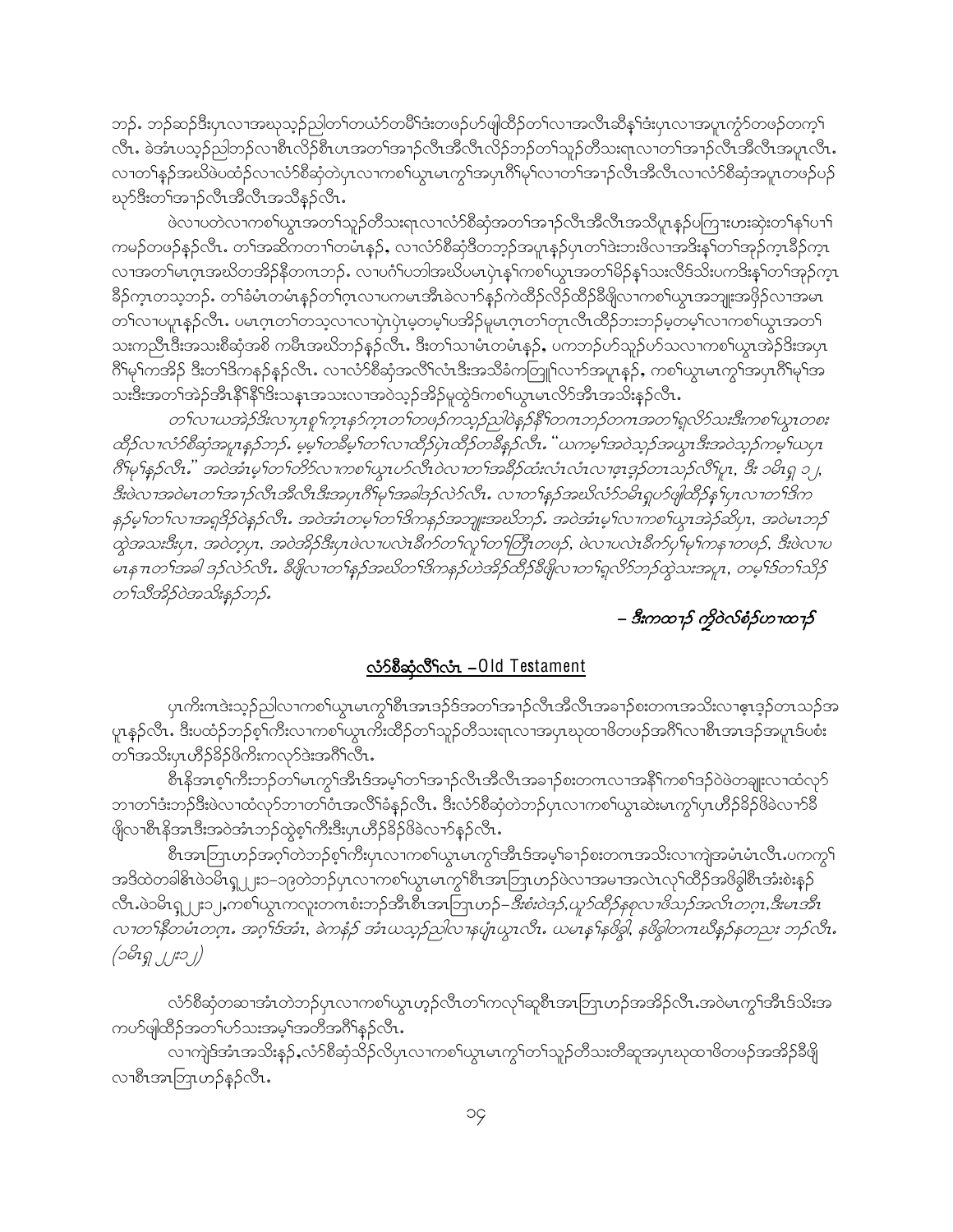ဘၣ်. ဘၣ်ဆၣ်ဒီးပှၤလၢအဃုသ့ၣ်ညါတၢ်တယံာ်တမီၢ်ဒံးတဖၣ်ပာ်ဖျါထီၣ်တၢ်လၢအလီၤဆီနၢ်ဒံးပှၤလၢအပူၤကွံာ်တဖၣ်တက့ၢ်လီၤ. ခဲအံၤပသ့ၣ်ညါဘၣ်လၢစီၤလိၣ်စီၤဟၤအတၢ်အၢၣ်လီၤအီလီၤလိၣ်ဘၣ်တၢ်သူၣ်တီသးရၤလၢတၢ်အၢၣ်လီၤအီလီၤအပူၤလီၤ. လၢတၢ်နၣ်အဃိဖဲပထံၣ်လၢလံာ်စီဆှံတဲပှၤလၢကစၢ်ယွၤမၤကွၢ်အပှၤဂီၢ်မုၢ်လၢတၢ်အၢၣ်လီၤအီလီၤလၢလံာ်စီဆှံအပူၤတဖၣ်ပၣ်ဃုာ်ဒီးတၢ်အၢၣ်လီၤအီလီၤအသိးနၣ်လီၤ.

ဖဲလၢပတဲလၢကစၢ်ယွၤအတၢ်သူၣ်တီသးရၤလၢလံာ်စီဆှံအတၢ်အၢၣ်လီၤအီလီၤအသိးပူၤနၣ်ပကြၢးဟးဆှဲးတၢ်နၢ်ပၢၢ်ကမၣ်တဖၣ်နၣ်လီၤ. တၢ်အဆိကတၢၢ်တမံၤနၣ်, လၢလံာ်စီဆှံဒိတဘ့ၣ်အပူၤနၣ်ပှၤတၢ်ဒဲးဘးဖိလၢအဒိးနၢ်တၢ်အုၣ်ကူၤခီၣ်ကူၤလၢအတၢ်မၤဂ့ၤအဃိတအိၣ်နီတဂၤဘၣ်. လၢပဂံၢ်ပဘါအဃိပမၤပုံၤနၢ်ကစၢ်ယွၤအတၢ်မိၣ်နၢ်သးလီဒ်သိးပကဒိးနၢ်တၢ်အုၣ်ကူၤခီၣ်ကူၤတသ့ဘၣ်. တၢ်ခံမံၤတမံၤနၣ်တၢ်ဂ့ၤလၢပကမၤအီၤခဲလၢာ်နၣ်ကဲထီၣ်လိၣ်ထီၣ်ခီဖျိလၢကစၢ်ယွၤအဘျုးအဖှိၣ်လၢအမၤတၢ်လၢပပူၤနၣ်လီၤ. ပမၤဂ့ၤတၢ်တသ့လၢလၢပှဲၤပှဲၤမ့တမ့ၢ်ပအိၣ်မူမၤဂ့ၤတၢ်တုၤလီၤထီၣ်ဘးဘၣ်မ့တမ့ၢ်လၢကစၢ်ယွၤအတၢ်သးကညီၤဒီးအသးစီဆှံအစိ ကမီၤအဃိဘၣ်နၣ်လီၤ. ဒီးတၢ်သၢမံၤတမံၤနၣ်, ပကဘၣ်ဟ်သူၣ်ဟ်သးလၢကစၢ်ယွၤအဲၣ်ဒိးအပှၤဂီၢ်မုၢ်ကအိၣ် ဒီးတၢ်ဒိကနၣ်နၣ်လီၤ. လၢလံာ်စီဆှံအလီၢ်လံၤဒီးအသိခံကတြူၢ်လၢာ်အပူၤနၣ်, ကစၢ်ယွၤမၤကွၢ်အပှၤဂီၢ်မုၢ်အသးဒီးအတၢ်အဲၣ်အီၤနီၢ်နီၢ်ဒိးသနၤအသးလၢအဝဲသ့ၣ်အိၣ်မူထွဲဒ်ကစၢ်ယွၤမၤလိာ်အီၤအသိးနၣ်လီၤ.

*တၢ်လၢယအဲၣ်ဒိးလၢပှၤစူၢ်က့ၤနၢ်က့ၤတၢ်တဖၣ်ကသ့ၣ်ညါဝဲနၣ်နီၢ်တဂၤဘၣ်တဂၤအတၢ်ရှလိာ်သးဒီးကစၢ်ယွၤတစးထိၣ်လၢလံာ်စီဆှံအပူၤနၣ်ဘၣ်. မ့မ့ၢ်တခီမ့ၢ်တၢ်လၢထိၣ်ပုဲၤထိၣ်တခီနၣ်လီၤ. "ယကမ့ၢ်အဝဲသ့ၣ်အယွၤဒီးအဝဲသ့ၣ်ကမ့ၢ်ယပှၤဂီၢ်မုၢ်နၣ်လီၤ." အဝဲအံၤမ့ၢ်တၢ်တိာ်လၢကစၢ်ယွၤပာ်လီၤဖဲလၢတၢ်အခီၣ်ထံးလံၤလံၤလၢဓူၤဒၣ်တၤသၣ်လီၢ်ပူၤ, ဒီး ၁မိၤရှ ၁၂, ဒီးဖဲလၢအဝဲမၤတၢ်အၢၣ်လီၤအီလီၤဒီးအပှၤဂီၢ်မုၢ်အခါဒၣ်လဲာ်လီၤ. လၢတၢ်နၣ်အဃိလံာ်ဝမိၤရှပာ်ဖျါထီၣ်နၢ်ပှၤလၢတၢ်ဒိကနၣ်မ့ၢ်တၢ်လၢအရှဒိၣ်ဝဲနၣ်လီၤ. အဝဲအံၤတမ့ၢ်တၢ်ဒိကနၣ်အဘျုးအဃိဘၣ်. အဝဲအံၤမ့ၢ်လၢကစၢ်ယွၤအဲၣ်ဆိပှၤ, အဝဲမၤဘၣ်ထွဲအသးဒီးပှၤ, အဝဲတ့ပှၤ, အဝဲအိၣ်ဒီးပှၤဖဲလၢပလဲၤခီက်တၢ်လူၤ်တၢ်ကြီၤတဖၣ်, ဖဲလၢပလဲၤခီက်ပှၤ်မုၢ်ကနၤတဖၣ်, ဒီးဖဲလၢပမၤနၢၤတၢ်အခါ ဒၣ်လဲာ်လီၤ. ခီဖျိလၢတၢ်နၣ်အဃိတၢ်ဒိကနၣ်ဟဲအိၣ်ထီၣ်ခီဖျိလၢတၢ်ရှလိာ်ဘၣ်ထွဲသးအပူၤ, တမ့ၢ်ဒ်တၢ်သိၣ်တၢ်သီအိၣ်ဝဲအသိးနၣ်ဘၣ်.*

**– ဒီးကထၢၣ် ကြိဝဲလ်စံၣ်ဟၢထၢၣ်**

## <u>လံာ်စီဆှံလီၢ်လံၤ –Old Testament</u>

ပှၤကီးဂၤဒဲးသ့ၣ်ညါလၢကစၢ်ယွၤမၤကွၢ်စီၤအၤဒြဟံအတၢ်အၢၣ်လီၤအီလီၤအခၢၣ်စးတဂၤအသိးလၢဓူၤဒၣ်တၤသၣ်အပူၤနၣ်လီၤ. ဒီးပထံၣ်ဘၣ်စ့ၢ်ကီးလၢကစၢ်ယွၤကီးထိၣ်တၢ်သူၣ်တီသးရၤလၢအပှၤဃုထၢဖိတဖၣ်အဂီၢ်လၢစီၤအၤဒြဟံအပူၤဒ်ပစံးတၢ်အသိးပှၤဟီၣ်ခိၣ်ဖိကီးကလုာ်ဒဲးအဂီၢ်လီၤ.

စီၤနီအၤစ့ၢ်ကီးဘၣ်တၢ်မၤကွၢ်အီၤဒ်အမ့ၢ်တၢ်အၢၣ်လီၤအီလီၤအခၢၣ်စးတဂၤလၢအနီၢ်ကစၢ်ဒၣ်ဝဲဖဲတချုးလၢထံလုာ်ဘၢတၢ်ဒံးဘၣ်ဒီးဖဲလၢထံလုာ်ဘၢတၢ်ဝံၤအလီၢ်ခံနၣ်လီၤ. ဒီးလံာ်စီဆှံတဲဘၣ်ပှၤလၢကစၢ်ယွၤဆဲးမၤကွၢ်ပှၤဟီၣ်ခိၣ်ဖိခဲလၢာ်ခီဖျိလၢစီၤနီအၤဒီးအဝဲအံၤဘၣ်ထွဲစ့ၢ်ကီးဒီးပှၤဟီၣ်ခိၣ်ဖိခဲလၢာ်နၣ်လီၤ.

စီၤအၤဘြၤဟၣ်အဂ့ၢ်တဲဘၣ်စ့ၢ်ကီးပှၤလၢကစၢ်ယွၤမၤကွၢ်အီၤဒ်အမ့ၢ်ခၢၣ်စးတဂၤအသိးလၢကျဲအမံၤမံၤလီၤ.ပကကွၢ်အဒိထဲတခါဓိၤဖဲ၁မိၤရှ၂၂း၁–၁၉တဲဘၣ်ပှၤလၢကစၢ်ယွၤမၤကွၢ်စီၤအၤဘြၤဟၣ်ဖဲလၢအမၢအလဲၤလုၢ်ထီၣ်အဖိခွါစီၤအံးစဲးနၣ်လီၤ.ဖဲ၁မိၤရှ၂၂း၁၂,ကစၢ်ယွၤကလူးတဂၤစံးဘၣ်အီၤစီၤအၤဘြၤဟၣ်– *ဒီးစံးဝဲဒၣ်,ယုာ်ထိၣ်နစုလၢဖိသၣ်အလီၤတဂ့ၤ,ဒီးမၤအီၤလၢတၢ်နီတမံၤတဂ့ၤ. အဂ့ၢ်ဒ်အံၤ, ခဲကနံၣ် အံၤယသ့ၣ်ညါလၢနပျံၤယွၤလီၤ. ယမၤနၢ်နဖိခွါ, နဖိခွါတဂၤဃိနၣ်နတညး ဘၣ်လီၤ. (၁မိၤရှ ၂၂း၁၂)*

လံာ်စီဆှံတဆၢအံၤတဲဘၣ်ပှၤလၢကစၢ်ယွၤဟ့ၣ်လီၤတၢ်ကလုၢ်ဆူစီၤအၤဘြၤဟၣ်အအိၣ်လီၤ.အဝဲမၤကွၢ်အီၤဒ်သိးအကပာ်ဖျါထီၣ်အတၢ်ဟ်သးအမ့ၢ်အတီအဂီၢ်နၣ်လီၤ.

လၢကျဲဒ်အံၤအသိးနၣ်,လံာ်စီဆှံသိၣ်လိပှၤလၢကစၢ်ယွၤမၤကွၢ်တၢ်သူၣ်တီသးတီဆူအပှၤဃုထၢဖိတဖၣ်အအိၣ်ခီဖျိလၢစီၤအၤဘြၤဟၣ်နၣ်လီၤ.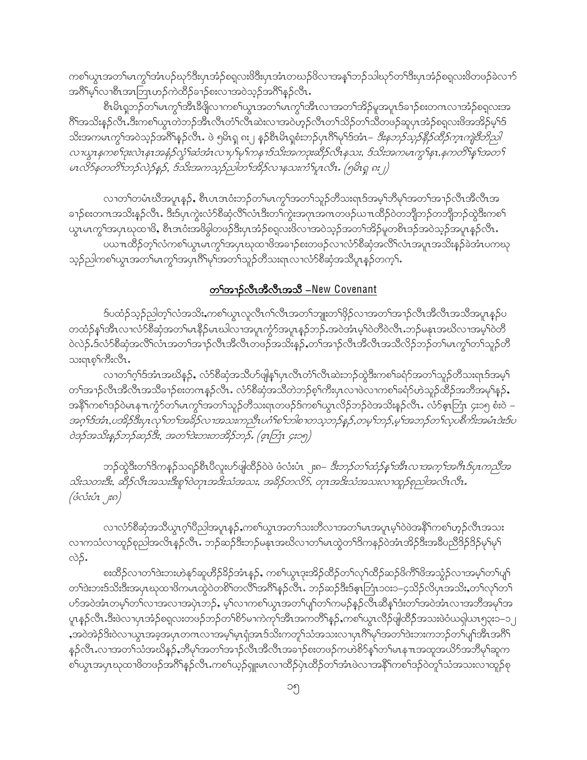ကစၢ်ယွၤအတၢ်မၤကွၢ်အံၤပဉ်ဃုာ်ဒီးပှၤအံဉ်စရလးဖိဒီးပှၤအံၤတဃဉ်ဖိလၢအန့ၢ်ဘဉ်သါဃုာ်တၢ်ဒီးပှၤအံဉ်စရလးဖိတဖဉ်ခဲလၢာ် အဂီၢ်မ့ၢ်လၢစီၤအၤဘြၤဟဉ်ကဲထိဉ်ခၢဉ်စးလၢအဝဲသ့ဉ်အဂီၢ်နဉ်လီၤ.

စီၤမိၤရှဘဉ်တၢ်မၤကွၢ်အီၤခီဖျိလၢကစၢ်ယွၤအတၢ်မၤကွၢ်အီၤလၢအတၢ်အိဉ်မူအပူၤဒ်ခၢဉ်စးတဂၤလၢအံဉ်စရလးအ ဂီၢ်အသိးနဉ်လီၤ.ဒီးကစၢ်ယွၤတဲဘဉ်အီၤလီၤတံၢ်လီၤဆဲးလၢအဝဲဟ့ဉ်လီၤတၢ်သိဉ်တၢ်သီတဖဉ်ဆူပှၤအံဉ်စရလးဖိအအိဉ်မ့ၢ်ဒ် သိးအကမၤကွၢ်အဝဲသ့ဉ်အဂီၢ်နဉ်လီၤ. ဖဲ ၅မိၤရှ ၈း၂ နဉ်စီၤမိၤရှစံးဘဉ်ပှၤဂီၢ်မုၢ်ဒ်အံၤ– *ဒီးနဘဉ်သ့ဉ်နီဉ်ထီဉ်ကျဲဒီဘိညါ လၢယွၤနကစၢ်ဒုးလဲၤနၤအနံဉ်လွံၢ်ဆံအံၤလၢပှၢ်မုၢ်ကနၢဒ်သိးအကဒုးဆီဉ်လီၤနသး, ဒ်သိးအကမၤကွၢ်နၤ,နကတိၢ်နၢ်အတၢ် မၤလိာ်နတတိၢ်ဘဉ်လဲဉ်နဉ်, ဒ်သိးအကသ့ဉ်ညါတၢ်အိဉ်လၢနသးကံၢ်ပူၤလီၤ. (၅မိၤရှ ၈း၂)*

လၢတၢ်တမံၤဃီအပူၤနဉ်, စီၤပၤဒၢဝံးဘဉ်တၢ်မၤကွၢ်အတၢ်သူဉ်တီသးရၢဒ်အမ့ၢ်ဘီမုၢ်အတၢ်အၢဉ်လီၤအီလီၤအ ခၢဉ်စးတဂၤအသိးနဉ်လီၤ. ဒီးဒ်ပှၤကွဲးလံာ်စီဆှံလိၢ်လံၤဒီးတၢ်ကွဲးအဂုၤအဂၤတဖဉ်ယါထိဉ်ဝဲတဘျီဘဉ်တဘျီဘဉ်ထွဲဒီးကစၢ် ယွၤမၤကွၢ်အပှၤဃုထၢဖိ, စီၤဒၢဝံးအဖိခွါတဖဉ်ဒီးပှၤအံဉ်စရလးဖိလၢအဝဲသ့ဉ်အတၢ်အိဉ်မူတစိၤဒဉ်အဝဲသ့ဉ်အပူၤနဉ်လီၤ.

ပယါထိဉ်တ့ၢ်လံကစၢ်ယွၤမၤကွၢ်အပှၤဃုထၢဖိအခၢဉ်စးတဖဉ်လၢလံာ်စီဆှံအလိၢ်လံၤအပူၤအသိးနဉ်ခဲအံၤပကဃု သ့ဉ်ညါကစၢ်ယွၤအတၢ်မၤကွၢ်အပှၤဂီၢ်မုၢ်အတၢ်သူဉ်တီသးရၢလၢလံာ်စီဆှံအသီပူၤနဉ်တက့ၢ်.

## **တၢ်အၢဉ်လီၤအီလီၤအသီ –New Covenant**

ဒ်ပထံဉ်သ့ဉ်ညါတ့ၢ်လံအသိး,ကစၢ်ယွၤလူၤလီၤဂၢ်လီၤအတၢ်ဘျုးတၢ်ဖှိဉ်လၢအတၢ်အၢဉ်လီၤအီလီၤအသီအပူၤနဉ်ပ တထံဉ်နၢ်အီၤလၢလံာ်စီဆှံအတၢ်မၤနီဉ်မၤဃါလၢအပူၤကွံာ်အပူၤနဉ်ဘဉ်.အဝဲအံၤမ့ၢ်ဝဲတီဝဲလီၤ.ဘဉ်မနုၤအဃိလၢအမ့ၢ်ဝဲတီ ဝဲလဲဉ်.ဒ်လံာ်စီဆှံအလိၢ်လံၤအတၢ်အၢဉ်လီၤအီလီၤတဖဉ်အသိးနဉ်,တၢ်အၢဉ်လီၤအီလီၤအသီလိဉ်ဘဉ်တၢ်မၤကွၢ်တၢ်သူဉ်တီ သးရၢစ့ၢ်ကီးလီၤ.

လၢတၢ်ဂ့ၢ်ဒ်အံၤအဃိနဉ်, လံာ်စီဆှံအသီဟ်ဖျါန့ၢ်ပှၤလီၤတံၢ်လီၤဆဲးဘဉ်ထွဲဒီးကစၢ်ခရံာ်အတၢ်သူဉ်တီသးရၢဒ်အမ့ၢ် တၢ်အၢဉ်လီၤအီလီၤအသီအခၢဉ်စးတဂၤနဉ်လီၤ. လံာ်စီဆှံအသီတဲဘဉ်စ့ၢ်ကီးပှၤလၢဖဲလၢကစၢ်ခရံာ်ဟဲသူဉ်ထိဉ်အဘီအမုၢ်နဉ်, အနီၢ်ကစၢ်ဒဉ်ဝဲမၤနါကွံာ်တၢ်မၤကွၢ်အတၢ်သူဉ်တီသးရၢတဖဉ်ဒ်ကစၢ်ယွၤလိဉ်ဘဉ်ဝဲအသိးနဉ်လီၤ. လံာ်ဧ့ၤဘြံၤ ၄း၁၅ စံးဝဲ – *အဂ့ၢ်ဒ်အံၤ,ပအိဉ်ဒီးပှၤလုၢ်တၢ်အခိဉ်လၢအသးကညီၤပဂံၢ်စၢ်ဘါစၢတသ့ဘဉ်နဉ်,တမ့ၢ်ဘဉ်,မ့ၢ်အဘဉ်တၢ်လ့ပစီကီးအမံၤဒဲးဒ်ပ ဝဲဒဉ်အသိးနဉ်ဘဉ်ဆဉ်ဒီး, အတၢ်ဒဲးဘးတအိဉ်ဘဉ်. (ဧ့ၤဘြံၤ ၄း၁၅)*

ဘဉ်ထွဲဒီးတၢ်ဒိကနဉ်သရဉ်စီၤပီလူးဟ်ဖျါထိဉ်ဝဲဖဲ ဖံလံးပံၤ ၂း၈– *ဒီးဘဉ်တၢ်ထံဉ်နၢ်အီၤလၢအက့ၢ်အဂီၤဒ်ပှၤကညီအ သိးသတးဒီး, ဆီဉ်လီၤအသးဒီးစူၢ်ဝဲတုၤအဒိးသံအသး, အခိဉ်တလိာ်, တုၤအဒိးသံအသးလၢထူဉ်စုညါအလိၤလီၤ. (ဖံလံးပံၤ ၂း၈)*

လၢလံာ်စီဆှံအသီယွၤဂ့ၢ်ပီညါအပူၤနဉ်,ကစၢ်ယွၤအတၢ်သးတီလၢအတၢ်မၤအပူၤမ့ၢ်ဝဲဖဲအနီၢ်ကစၢ်ဟ့ဉ်လီၤအသး လၢကသံလၢထူဉ်စုညါအလိၤနဉ်လီၤ. ဘဉ်ဆဉ်ဒီးဘဉ်မနုၤအဃိလၢတၢ်မၤထွဲတၢ်ဒိကနဉ်ဝဲအံၤအိဉ်ဒီးအခီပညီဒိဉ်ဒိဉ်မုၢ်မုၢ် လဲဉ်.

စးထိဉ်လၢတၢ်ဒဲးဘးဟဲနုာ်ဆူဟီဉ်ခိဉ်အံၤနဉ်, ကစၢ်ယွၤဒုးအိဉ်ထိဉ်တၢ်လုၢ်ထိဉ်ဆဉ်ဖိကီၢ်ဖိအသွံဉ်လၢအမ့ၢ်တၢ်ပျၢ် တၢ်ဒဲးဘးဒ်သိးဒီးအပှၤဃုထၢဖိကမၤထွဲဝဲတစိၢ်တလိၢ်အဂီၢ်နဉ်လီၤ. ဘဉ်ဆဉ်ဒီးဒ်ဧ့ၤဘြံၤ၁၀း၁–၄သိဉ်လိပှၤအသိး,တၢ်လုၢ်တၢ် ဟ်အဝဲအံၤတမ့ၢ်တၢ်လၢအလၢအပှဲၤဘဉ်, မ့ၢ်လၢကစၢ်ယွၤအတၢ်ပျၢ်တၢ်ကမဉ်နဉ်လီၤဆီနၢ်ဒံးတၢ်အဝဲအံၤလၢအဘီအမုၢ်အ ပူၤနဉ်လီၤ.ဒီးဖဲလၢပှၤအံဉ်စရလးတဖဉ်ဘဉ်တၢ်စိာ်မၢကဲကု့ၢ်အီၤအကတိၢ်နဉ်,ကစၢ်ယွၤလိဉ်ဖျါထိဉ်အသးဖဲဝံယရှါယၤ၅၃း၁–၁၂ ,အဝဲအဲဉ်ဒီးဝဲလၢယွၤအခ့အပှၤတဂၤလၢအမ့ၢ်မှၤရံၢ်အၤဒ်သိးကတူၢ်သံအသးလၢပှၤဂီၢ်မုၢ်အတၢ်ဒဲးဘးကဘဉ်တၢ်ပျၢ်အီၤအဂီၢ် နဉ်လီၤ.လၢအတၢ်သံအဃိနဉ်,ဘီမုၢ်အတၢ်အၢဉ်လီၤအီလီၤအခၢဉ်စးတဖဉ်ကဟဲစိာ်နၢ်တၢ်မၤနါအထူအယိာ်အဘီမုၢ်ဆူက စၢ်ယွၤအပှၤဃုထၢဖိတဖဉ်အဂီၢ်နဉ်လီၤ.ကစၢ်ယ့ဉ်ရှူးမၤလၢထိဉ်ပှဲၤထိဉ်တၢ်အံၤဖဲလၢအနီၢ်ကစၢ်ဒဉ်ဝဲတူၢ်သံအသးလၢထူဉ်စု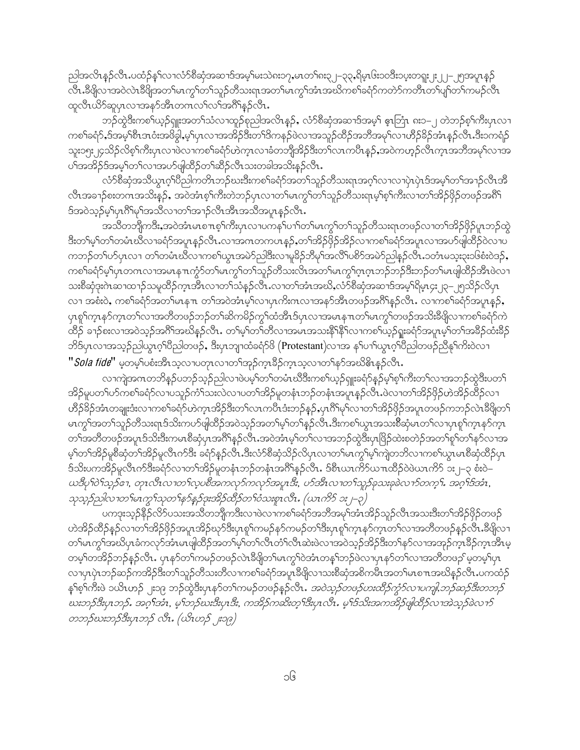ညါအလီၤန့ၣ်လီၤ.ပထံၣ်န့ၢ်လၢလံာ်စီဆှံအဆၢဒ်အမ့ၢ်မးသဲစး၁၇,မၤတၢ်ဂး၃၂–၃၃,ရိမ့ၤဖး၁၀ဒီး၁ပ့းတရူး၂း၂၂–၂၅အပူၤန့ၣ်လီၤ.ခီဖျိလၢအဝဲလဲၤခီဖျိအတၢ်မၤကွၢ်တၢ်သူဉ်တီသးရၤအတၢ်မၤကွၢ်အံၤအဃိကစၢ်ခရံာ်ကတဲာ်ကတီၤတၢ်ပျ့ၢ်တၢ်ကမၣ်လီၤထူလီၤယိာ်ဆူပှၤလၢအနာ်အီၤတဂၤလၢ်လၢ်အဂီၢ်န့ၣ်လီၤ.

ဘဉ်ထွဲဒီးကစၢ်ယှဉ်ရှူးအတၢ်သံလၢထူဉ်စုညါအလီၤန့ၣ်, လံာ်စီဆှံအဆၢဒ်အမ့ၢ် ဧ့ၤဘြံၤ ၈း၁–၂ တဲဘဉ်စ့ၢ်ကီးပှၤလၢကစၢ်ခရံာ်,ဒ်အမ့ၢ်စီၤအၤဝံးအဖိခွါ,မ့ၢ်ပှၤလၢအအိဉ်ဒီးတၢ်ဒိကနဉ်ဖဲလၢအသူဉ်ထိဉ်အဘီအမုၢ်လၢဟီဉ်ခိဉ်အံၤန့ၣ်လီၤ.ဒီး၁ကရံၣ်သူး၁၅း၂၄သိဉ်လိစ့ၢ်ကီးပှၤလၢဖဲလၢကစၢ်ခရံာ်ဟဲက့ၤလၢခံတဘျီအိဉ်ဒီးတၢ်လၤကပီၤန့ၣ်,အဝဲကဟ့ၣ်လီၤက့ၤအဘီအမုၢ်လၢအပၢ်အအိဉ်ဒ်အမ့ၢ်တၢ်လၢအပာ်ဖျါထိဉ်တၢ်ဆီဉ်လီၤသးတခါအသိးန့ၣ်လီၤ.

လံာ်စီဆှံအသိယွၤဂ့ၢ်ပီညါကတိၤဘဉ်ဃးဒီးကစၢ်ခရံာ်အတၢ်သူဉ်တီသးရၤအဂ့ၢ်လၢလၢပှဲၤပှဲၤဒ်အမ့ၢ်တၢ်အၢဉ်လီၤအီလီၤအခၢဉ်စးတဂၤအသိးန့ၣ်, အဝဲအံၤစ့ၢ်ကီးတဲဘဉ်ပှၤလၢတၢ်မၤကွၢ်တၢ်သူဉ်တီသးရၤမ့ၢ်စ့ၢ်ကီးလၢတၢ်အိဉ်ဖှိဉ်တဖဉ်အဂီၢ်ဒ်အဝဲသ့ဉ်မ့ၢ်ပှၤဂီၢ်မုၢ်အသီလၢတၢ်အၢဉ်လီၤအီၤအသိးအပူၤန့ၣ်လီၤ.

အသီတဘျီကဒီး,အဝဲအံၤမၤစၢၤစ့ၢ်ကီးပှၤလၢပကနၢ်ပၢၢ်တၢ်မၤကွၢ်တၢ်သူဉ်တီသးရၤတဖဉ်လၢတၢ်အိဉ်ဖှိဉ်ပူၤဘဉ်ထွဲဒီးတၢ်မ့ၢ်တၢ်တမံၤဃီလၢခရံာ်အပူၤန့ၣ်လီၤ.လၢအဂၤတကပၤန့ၣ်,တၢ်အိဉ်ဖှိဉ်အိဉ်လၢကစၢ်ခရံာ်အပူၤလၢအပာ်ဖျါထိဉ်ဝဲလၢပကဘဉ်တၢ်ဟ်ပှၤလၢ တၢ်တမံၤဃီလၢကစၢ်ယွၤအမဲာ်ညါဒီးလၢမူခိဉ်ဘီမုၢ်အလိၢ်ပစိာ်အမဲာ်ညါန့ၣ်လီၤ.၁တံၤမသ့း၃း၁၆စံးဝဲဒဉ်, ကစၢ်ခရံာ်မ့ၢ်ပှၤတဂၤလၢအမၤနၢၤကွံာ်တၢ်မၤကွၢ်တၢ်သူဉ်တီသးလီၤအတၢ်မၤကွၢ်ဂ့ၤဂ့ၤဘဉ်ဘဉ်ဒီးဘဉ်တၢ်မၤဖျါထိဉ်အီၤဖဲလၢသးစီဆှံဒုးဂဲၤဆၢထၢဉ်သမူထိဉ်က့ၤအီၤလၢတၢ်သံန့ၣ်လီၤ.လၢတၢ်အံၤအဃိ,လံာ်စီဆှံအဆၢဒ်အမ့ၢ်ရိမ့ၤ၄း၂၃–၂၅သိဉ်လိပှၤလၢ အစံးဝဲ, ကစၢ်ခရံာ်အတၢ်မၤနၢၤ တၢ်အဝဲအံၤမ့ၢ်လၢပှၤကိးဂၤလၢအနာ်အီၤတဖဉ်အဂီၢ်န့ၣ်လီၤ. လၢကစၢ်ခရံာ်အပူၤန့ၣ်, ပှၤစူၢ်က့ၤနာ်က့ၤတၢ်လၢအတီတဖဉ်ဘဉ်တၢ်ဆိကမိဉ်ကွၢ်ထံအီၤဒ်ပှၤလၢအမၤနၢၤတၢ်မၤကွၢ်တဖဉ်အသိးခီဖျိလၢကစၢ်ခရံာ်ကဲထိဉ် ခၢဉ်စးလၢအဝဲသ့ဉ်အဂီၢ်အဃိန့ၣ်လီၤ. တၢ်မ့ၢ်တၢ်တီလၢအမၤအသးနီၢ်နီၢ်လၢကစၢ်ယှဉ်ရှူးခရံာ်အပူၤမ့ၢ်တၢ်အခီဉ်ထံးခီဉ်ဘိဒ်ပှၤလၢအသ့ဉ်ညါယွၤဂ့ၢ်ပီညါတဖဉ်, ဒီးပှၤဘျၢထံခရံာ်ဖိ (Protestant)လၢအ နၢ်ပၢၢ်ယွၤဂ့ၢ်ပီညါတဖဉ်ညီနုၢ်ကိးဝဲလၢ "*Sola fide*" မ့တမ့ၢ်ပစံးအီၤသ့လၢပတုၤလၢတၢ်အုဉ်က့ၤခီဉ်က့ၤသ့လၢတၢ်နာ်အဃိဓိၤန့ၣ်လီၤ.

လၢကျဲအဂၤတဘိန့ၣ်ပဘဉ်သ့ဉ်ညါလၢဖဲပမ့ၢ်တၢ်တမံၤဃီဒီးကစၢ်ယှဉ်ရှူးခရံာ်န့ၣ်မ့ၢ်စ့ၢ်ကီးတၢ်လၢအဘဉ်ထွဲဒီးပတၢ်အိဉ်မူပတၢ်ဟ်ကစၢ်ခရံာ်လၢပသူဉ်ကံၢ်သးလဲလၢပတၢ်အိဉ်မူတနံၤဘဉ်တနံၤအပူၤန့ၣ်လီၤ.ဖဲလၢတၢ်အိဉ်ဖှိဉ်ဟဲအိဉ်ထိဉ်လၢဟီဉ်ခိဉ်အံၤတချူးဒံးလၢကစၢ်ခရံာ်ဟဲက့ၤအိဉ်ဒီးတၢ်လၤကပီၤဒံးဘဉ်န့ၣ်,ပှၤဂီၢ်မုၢ်လၢတၢ်အိဉ်ဖှိဉ်အပူၤတဖဉ်ကဘဉ်လဲၤခီဖျိတၢ်မၤကွၢ်အတၢ်သူဉ်တီသးရၤဒ်သိးကပာ်ဖျါထိဉ်အဝဲသ့ဉ်အတၢ်မ့ၢ်တၢ်န့ၣ်လီၤ.ဒီးကစၢ်ယွၤအသးစီဆှံမၤတၢ်လၢပှၤစူၢ်က့ၤနာ်က့ၤတၢ်အတီတဖဉ်အပူၤဒ်သိးကမၤစီဆှံပှၤအဂီၢ်န့ၣ်လီၤ.အဝဲအံၤမ့ၢ်တၢ်လၢအဘဉ်ထွဲဒီးပှၤဖြိဉ်ထဲးစတဲဉ်အတၢ်စူၢ်တၢ်နာ်လၢအမ့ၢ်တၢ်အိဉ်မူစီဆှံတၢ်အိဉ်မူလီၤဂ်ာ်ဒီး ခရံာ်န့ၣ်လီၤ.ဒီးလံာ်စီဆှံသိဉ်လိပှၤလၢတၢ်မၤကွၢ်မ့ၢ်ကျဲတဘိလၢကစၢ်ယွၤမၤစီဆှံထိဉ်ပှၤဒ်သိးပကအိဉ်မူလီၤဂ်ာ်ဒီးခရံာ်လၢတၢ်အိဉ်မူတနံၤဘဉ်တနံၤအဂီၢ်န့ၣ်လီၤ. ဒ်စီၤယကိာ်ယၤထိဉ်ဝဲဖဲယၤကိာ် ၁း၂–၃ စံးဝဲ– *ယဒီပုၢ်ဝဲၢ်သ့ဉ်ဧၢ, တုၤလီၤလၢတၢ်လုပစီအကလုာ်ကလုာ်အပူၤဒီး, ဟ်အီၤလၢတၢ်သူဉ်ခုသးခုခဲလၢာ်တက့ၢ်. အဂ့ၢ်ဒ်အံၤ, သုသ့ဉ်ညါလၢတၢ်မၤကွၢ်သုတၢ်နာ်န့ဉ်ဒုးအိဉ်ထိဉ်တၢ်ဝံသးစူၤလီၤ. (ယၤကိာ် ၁း၂–၃)*

ပကဒုးသ့ဉ်နီဉ်လိာ်ပသးအသီတဘျီကဒီးလၢဖဲလၢကစၢ်ခရံာ်အဘီအမုၢ်အံၤအိဉ်သ့ဉ်လီၤအသးဒီးတၢ်အိဉ်ဖှိဉ်တဖဉ်ဟဲအိဉ်ထိဉ်န့ၣ်လၢတၢ်အိဉ်ဖှိဉ်အပူၤအိဉ်ဃုာ်ဒီးပှၤစူၢ်ကမဉ်နာ်ကမဉ်တၢ်ဒီးပှၤစူၢ်က့ၤနာ်က့ၤတၢ်လၢအတီတဖဉ်န့ၣ်လီၤ.ခီဖျိလၢတၢ်မၤကွၢ်အဃိပှၤခံကလုာ်အံၤမၤဖျါထိဉ်အတၢ်မ့ၢ်တၢ်လီၤတံၢ်လီၤဆဲးဖဲလၢအဝဲသ့ဉ်အိဉ်ဒီးတၢ်နာ်လၢအအုဉ်က့ၤခီဉ်က့ၤအီၤမ့တမ့ၢ်တအိဉ်ဘဉ်န့ၣ်လီၤ. ပှၤနာ်တၢ်ကမဉ်တဖဉ်လဲၤခီဖျိတၢ်မၤကွၢ်ဝဲအံၤတနၢ်ဘဉ်ဖဲလၢပှၤနာ်တၢ်လၢအတီတဖဉ် မ့တမ့ၢ်ပှၤလၢပှၤပှဲၤဘဉ်ဆဉ်ကအိဉ်ဒီးတၢ်သူဉ်တီသးတီလၢကစၢ်ခရံာ်အပူၤခီဖျိလၢသးစီဆှံအစိကမီၤအတၢ်မၤစၢၤအဃိန့ၣ်လီၤ.ပကထံဉ်န့ၢ်စ့ၢ်ကီးဖဲ ၁ယိၤဟဉ် ၂း၁၉ ဘဉ်ထွဲဒီးပှၤနာ်တၢ်ကမဉ်တဖဉ်န့ၣ်လီၤ. *အဝဲသ့ဉ်တဖဉ်ဟးထိဉ်ကွံာ်လၢပကျါ,ဘဉ်ဆဉ်ဒီးတဘဉ်ဃးဘဉ်ဒီးပှၤဘဉ်. အဂ့ၢ်အံၤ, မ့ၢ်ဘဉ်ဃးဒီးပှၤဒီး, ကအိဉ်ကဆီးတ့ၢ်ဒီးပှၤလီၤ. မ့ၢ်ဒ်သိးအကအိဉ်ဖျါထိဉ်လၢအဲသ့ဉ်ခဲလၢာ်တဘဉ်ဃးဘဉ်ဒီးပှၤဘဉ် လီၤ. (ယိၤဟဉ် ၂း၁၉)*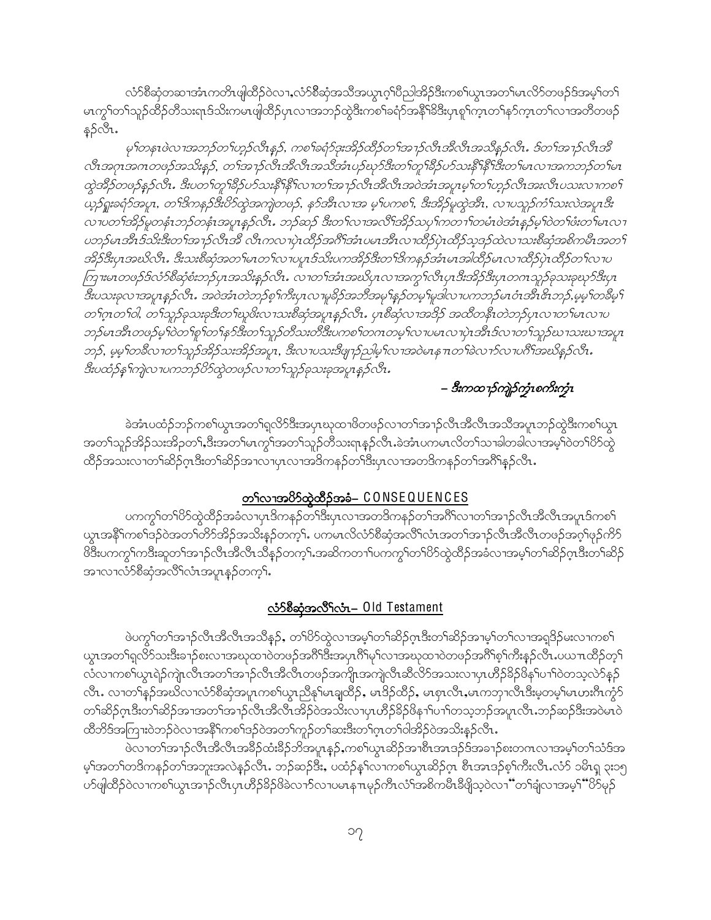လံာ်စီဆှံတဆၢအံၤကတိၤဖျါထီဉ်ဝဲလၢ,လံာ်စီဆှံအသိအယွၤဂ့ၢ်ပီညါအိဉ်ဒီးကစၢ်ယွၤအတၢ်မၤလိာ်တဖဉ်ဒ်အမ့ၢ်တၢ် မၤကွၢ်တၢ်သူဉ်ထီဉ်တီသးရၤဒ်သိးကမၤဖျါထီဉ်ပှၤလၢအဘဉ်ထွဲဒီးကစၢ်ခရံာ်အနီၢ်ခိဒီးပှၤစူၢ်က့ၤတၢ်နာ်က့ၤတၢ်လၢအတီတဖဉ် နဉ်လီၤ.

*မ့ၢ်တနၤဖဲလၢအဘဉ်တၢ်ဟ့ဉ်လီၤနဉ်, ကစၢ်ခရံာ်ဒုးအိဉ်ထိဉ်တၢ်အၢဉ်လီၤအီလီၤအသိနဉ်လီၤ. ဒ်တၢ်အၢဉ်လီၤအီ လီၤအဂ့ၤအဂၤတဖဉ်အသိးနဉ်, တၢ်အၢဉ်လီၤအီလီၤအသိအံၤပဉ်ဃုာ်ဒီးတၢ်တူၢ်ခိဉ်ပာ်သးနီၢ်နီၢ်ဒီးတၢ်မၤလၢအကဘဉ်တၢ်မၤ ထွဲအီဉ်တဖဉ်နဉ်လီၤ. ဒီးပတၢ်တူၢ်ခိဉ်ပာ်သးနီၢ်နီၢ်လၢတၢ်အၢဉ်လီၤအီလီၤအဝဲအံၤအပူၤမ့ၢ်တၢ်ဟ့ဉ်လီၤအးလီၤပသးလၢကစၢ် ယှဉ်ရူးခရံာ်အပူၤ, တၢ်ဒိကနဉ်ဒီးပိာ်ထွဲအကျဲတဖဉ်, နာ်အီၤလၢအ မ့ၢ်ပကစၢ်, ဒီးအိဉ်မူထွဲအီၤ, လၢပသူဉ်ကံၢ်သးလဲအပူၤဒီး လၢပတၢ်အိဉ်မူတနံၤဘဉ်တနံၤအပူၤနဉ်လီၤ. ဘဉ်ဆဉ် ဒီးတၢ်လၢအလီၢ်အိဉ်သပှၢ်ကတၢၢ်တမံၤဖဲအံၤနဉ်မ့ၢ်ဝဲတၢ်ဖံးတၢ်မၤလၢ ပဘဉ်မၤအီၤဒ်သိးဒီးတၢ်အၢဉ်လီၤအီ လီၤကလၢပှဲၤထီဉ်အဂီၢ်အံၤပမၤအီၤလၢထိဉ်ပှဲၤထီဉ်သ့ဒဉ်ထဲလၢသးစီဆှံအစိကမီၤအတၢ် အိဉ်ဒီးပှၤအဃိလီၤ. ဒီးသးစီဆှံအတၢ်မၤတၢ်လၢပပူၤဒ်သိးပကအိဉ်ဒီးတၢ်ဒိကနဉ်အံၤမၤအါထိဉ်မၤလၢထိဉ်ပှဲၤထီဉ်တၢ်လၢပ ကြၢးမၤတဖဉ်ဒ်လံာ်စီဆှံစံးဘဉ်ပှၤအသိးနဉ်လီၤ. လၢတၢ်အံၤအဃိပှၤလၢအကွၢ်လီၤပှၤဒီးအိဉ်ဒီးပှၤတဂၤသူဉ်ခုသးခုဃုာ်ဒီးပှၤ ဒီးပသးခုလၢအပူၤနဉ်လီၤ. အဝဲအံၤတဲဘဉ်စ့ၢ်ကီးပှၤလၢမူခိဉ်အဘီအမှၢ်နဉ်တမ့ၢ်မူဒါလၢပကဘဉ်မၤဝံၤအီၤဇီၤဘဉ်,မ့မ့ၢ်တခီမ့ၢ် တၢ်ဂ့ၤတၢ်ဝါ, တၢ်သူဉ်ခုသးခုဒီးတၢ်ဃုဖိးလၢသးစီဆှံအပူၤနဉ်လီၤ. ပှၤစီဆှံလၢအဒိဉ် အထီတနီၤတဲဘဉ်ပှၤလၢတၢ်မၤလၢပ ဘဉ်မၤအီၤတဖဉ်မ့ၢ်ဝဲတၢ်စူၢ်တၢ်နာ်ဒီးတၢ်သူဉ်တီသးတီဒီးပကစၢ်တဂၤတမ့ၢ်လၢပမၤလၢပှဲၤအီၤဒ်လၢတၢ်သူဉ်ဃၢသးဃၢအပူၤ ဘဉ်, မ့မ့ၢ်တခီလၢတၢ်သူဉ်အိဉ်သးအိဉ်အပူၤ, ဒီးလၢပသးဒီဖျၢဉ်ညါမ့ၢ်လၢအဝဲမၤနၢၤတၢ်ခဲလၢာ်လၢပဂီၢ်အဃိနဉ်လီၤ. ဒီးပထံဉ်နှၢ်ကျဲလၢပကဘဉ်ပိာ်ထွဲတဖဉ်လၢတၢ်သူဉ်ခုသးခုအပူၤနဉ်လီၤ.*

***– ဒီးကထၢဉ်ကျဲဉ်ကွံၤစကီးကွံၤ***

ခဲအံၤပထံဉ်ဘဉ်ကစၢ်ယွၤအတၢ်ရှလိာ်ဒီးအပှၤဃုထၢဖိတဖဉ်လၢတၢ်အၢဉ်လီၤအီလီၤအသိအပူၤဘဉ်ထွဲဒီးကစၢ်ယွၤ အတၢ်သူဉ်အိဉ်သးအိဉ်တၢ်,ဒီးအတၢ်မၤကွၢ်အတၢ်သူဉ်တီသးရၤနဉ်လီၤ.ခဲအံၤပကမၤလိတၢ်သၢခါတခါလၢအမ့ၢ်ဝဲတၢ်ပိာ်ထွဲ ထိဉ်အသးလၢတၢ်ဆိဉ်ဂ့ၤဒီးတၢ်ဆိဉ်အၢလၢပှၤလၢအဒိကနဉ်တၢ်ဒီးပှၤလၢအတဒိကနဉ်တၢ်အဂီၢ်နဉ်လီၤ.

## <u>တၢ်လၢအပိာ်ထွဲထိဉ်အခံ– CONSEQUENCES</u>

ပကကွၢ်တၢ်ပိာ်ထွဲထိဉ်အခံလၢပှၤဒိကနဉ်တၢ်ဒီးပှၤလၢအတဒိကနဉ်တၢ်အဂီၢ်လၢတၢ်အၢဉ်လီၤအီလီၤအပူၤဒ်ကစၢ် ယွၤအနိၢ်ကစၢ်ဒဉ်ဝဲအတၢ်တိာ်အိဉ်အသိးနဉ်တက့ၢ်. ပကမၤလိလံာ်စီဆှံအလီၢ်လံၤအတၢ်အၢဉ်လီၤအီလီၤတဖဉ်အဂ့ၢ်ဖှဉ်ကိာ် ဖိဒီးပကကွၢ်ကဒီးဆူတၢ်အၢဉ်လီၤအီလီၤသိနဉ်တက့ၢ်.အဆိကတၢၢ်ပကကွၢ်တၢ်ပိာ်ထွဲထိဉ်အခံလၢအမ့ၢ်တၢ်ဆိဉ်ဂ့ၤဒီးတၢ်ဆိဉ် အၢလၢလံာ်စီဆှံအလီၢ်လံၤအပူၤနဉ်တက့ၢ်.

## <u>လံာ်စီဆှံအလီၢ်လံၤ– Old Testament</u>

ဖဲပကွၢ်တၢ်အၢဉ်လီၤအီလီၤအသိနဉ်, တၢ်ပိာ်ထွဲလၢအမ့ၢ်တၢ်ဆိဉ်ဂ့ၤဒီးတၢ်ဆိဉ်အၢမ့ၢ်တၢ်လၢအရှဒိဉ်မးလၢကစၢ် ယွၤအတၢ်ရှလိာ်သးဒီးခၢဉ်စးလၢအဃုထၢဝဲတဖဉ်အဂီၢ်ဒီးအပှၤဂီၢ်မုၢ်လၢအဃုထၢဝဲတဖဉ်အဂီၢ်စ့ၢ်ကီးနဉ်လီၤ.ပယၢၤထိဉ်တ့ၢ် လံလၢကစၢ်ယွၤရဲဉ်ကျဲၤလီၤအတၢ်အၢဉ်လီၤအီလီၤတဖဉ်အကျိၤအကျဲလီၤဆီလိာ်အသးလၢပှၤဟီဉ်ခိဉ်ဖိနၢ်ပၢၢ်ဝဲတသ့လဲာ်နဉ် လီၤ. လၢတၢ်နဉ်အဃိလၢလံာ်စီဆှံအပူၤကစၢ်ယွၤညီနှၢ်မၤချထိဉ်, မၤဒိဉ်ထိဉ်, မၤစှၤလီၤ,မၤကဘှၢလီၤဒီးမ့တမ့ၢ်မၤဟးဂီၤကွံာ် တၢ်ဆိဉ်ဂ့ၤဒီးတၢ်ဆိဉ်အၢအတၢ်အၢဉ်လီၤအီလီၤအိဉ်ဝဲအသိးလၢပှၤဟီဉ်ခိဉ်ဖိနၢ်ပၢၢ်တသ့ဘဉ်အပူၤလီၤ.ဘဉ်ဆဉ်ဒီးအဝဲမၤဝဲ ထီဘိဒ်အကြၢးဝဲဘဉ်ဝဲလၢအနီၢ်ကစၢ်ဒဉ်ဝဲအတၢ်ကူဉ်တၢ်ဆးဒီးတၢ်ဂ့ၤတၢ်ဝါအိဉ်ဝဲအသိးနဉ်လီၤ.

ဖဲလၢတၢ်အၢဉ်လီၤအီလီၤအခိဉ်ထံးခီဉ်ဘိအပူၤနဉ်,ကစၢ်ယွၤဆိဉ်အၢစီၤအၤဒဉ်ဒ်အခၢဉ်စးတဂၤလၢအမ့ၢ်တၢ်သံဒ်အ မ့ၢ်အတၢ်တဒိကနဉ်တၢ်အဘူးအလဲနဉ်လီၤ. ဘဉ်ဆဉ်ဒီး, ပထံဉ်နှၢ်လၢကစၢ်ယွၤဆိဉ်ဂ့ၤ စီၤအၤဒဉ်စ့ၢ်ကီးလီၤ.လံာ် ၁မိၤရှ ၃း၁၅ ပာ်ဖျါထိဉ်ဝဲလၢကစၢ်ယွၤအၢဉ်လီၤပှၤဟီဉ်ခိဉ်ဖိခဲလၢာ်လၢပမၤနၢၤမုဉ်ကီၤလံၢ်အစိကမီၤခီဖျိသ့ဝဲလၢ "တၢ်ချံလၢအမ့ၢ်"ပိာ်မုဉ်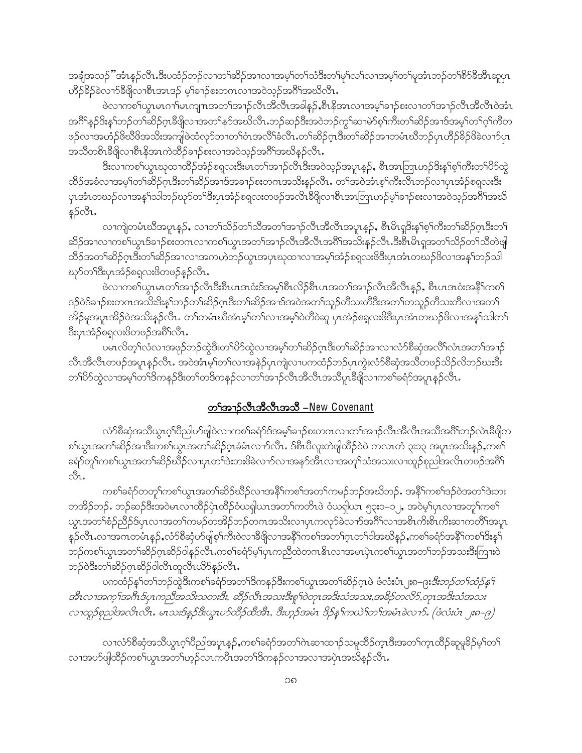အချံအသ၃်"အံၤန၃်လီၤ.ဒီးပထံ၃်ဘ၃်လၢတၢ်ဆိ၃်အၢလၢအမ့ၢ်တၢ်သံဒီးတၢ်မ့ၢ်လၢ်လၢအမ့ၢ်တၢ်မူအံၤဘ၃်တၢ်စိၢ်ခီအီၤဆူပှၤ ဟီ၃်ခိ၃်ခဲလၢာ်ခီဖျိလၢစီၤအၤဒ၃် မ့ၢ်ခၢ၃်စးတဂၤလၢအဝဲသ့၃်အဂိၢ်အဃိလီၤ.

ဖဲလၢကစၢ်ယွၤမၤဂၢ်မၤကျၢၤအတၢ်အၢ၃်လီၤအီလီၤအခါန၃်,စီၤနိအၤလၢအမ့ၢ်ခၢ၃်စးလၢတၢ်အၢ၃်လီၤအီလီၤဝဲအံၤ အဂိၢ်န၃်ဒိးန့ၢ်ဘ၃်တၢ်ဆိ၃်ဂ့ၤခီဖျိလၢအတၢ်နာ်အဃိလီၤ.ဘ၃်ဆ၃်ဒီးအဝဲဘ၃်ကွၢ်ဆၢမဲာ်စ့ၢ်ကီးတၢ်ဆိ၃်အၢဒ်အမ့ၢ်တၢ်ဂ့ၢ်ကိတ ဖ၃်လၢအဟံ၃်ဖိဃီဖိအသိးအကျါဖဲထံလှာ်ဘၢတၢ်ဝံၤအလိၢ်ခံလီၤ.တၢ်ဆိ၃်ဂ့ၤဒီးတၢ်ဆိ၃်အၢတမံၤဃီဘ၃်ပှၤဟီ၃်ခိ၃်ဖိခဲလၢာ်ပှၤ အသိတစိၤခီဖျိလၢစီၤနိအၤကဲထိ၃်ခၢ၃်စးလၢအဝဲသ့၃်အဂိၢ်အဃိန၃်လီၤ.

ဒီးလၢကစၢ်ယွၤဃုထၢထိ၃်အံ၃်စရ့လးဒီးမၤတၢ်အၢ၃်လီၤဒီးအဝဲသ့၃်အပူၤန၃်, စီၤအၤဘြၤဟဉ်ဒိးန့ၢ်စ့ၢ်ကီးတၢ်ပိာ်ထွဲ ထိ၃်အခံလၢအမ့ၢ်တၢ်ဆိ၃်ဂ့ၤဒီးတၢ်ဆိ၃်အၢဒ်အခၢ၃်စးတဂၤအသိးန၃်လီၤ. တၢ်အဝဲအံၤစ့ၢ်ကီးလီၤဘ၃်လၢပှၤအံ၃်စရ့လးဒီး ပှၤအံၤတဃ၃်လၢအန့ၢ်သါဘ၃်ဃုာ်တၢ်ဒီးပှၤအံ၃်စရ့လးတဖ၃်အလီၤခီဖျိလၢစီၤအၤဘြၤဟဉ်မ့ၢ်ခၢ၃်စးလၢအဝဲသ့၃်အဂိၢ်အဃိ န၃်လီၤ.

လၢကျဲတမံၤဃီအပူၤန၃်, လၢတၢ်သိ၃်တၢ်သိအတၢ်အၢ၃်လီၤအီလီၤအပူၤန၃်, စီၤမိၤရှဒိးန့ၢ်စ့ၢ်ကီးတၢ်ဆိ၃်ဂ့ၤဒီးတၢ် ဆိ၃်အၢလၢကစၢ်ယွၤဒ်ခၢ၃်စးတဂၤလၢကစၢ်ယွၤအတၢ်အၢ၃်လီၤအီလီၤအဂိၢ်အသိးန၃်လီၤ.ဒီးစီၤမိၤရှအတၢ်သိ၃်တၢ်သိတဲဖျါ ထိ၃်အတၢ်ဆိ၃်ဂ့ၤဒီးတၢ်ဆိ၃်အၢလၢအကဟဲဘ၃်ယွၤအပှၤဃုထၢလၢအမ့ၢ်အံ၃်စရ့လးဖိဒီးပှၤအံၤတဃ၃်ဖိလၢအန့ၢ်ဘ၃်သါ ဃုာ်တၢ်ဒီးပှၤအံ၃်စရ့လးဖိတဖ၃်န၃်လီၤ.

ဖဲလၢကစၢ်ယွၤမၤတၢ်အၢ၃်လီၤဒီးစီၤပၤဒဝံးဒ်အမ့ၢ်စီၤလိ၃်စီၤပၤအတၢ်အၢ၃်လီၤအီလီၤန၃်, စီၤပၤဒဝံးအနိၢ်ကစၢ် ဒ၃်ဝဲဒ်ခၢ၃်စးတဂၤအသိးဒိးန့ၢ်ဘ၃်တၢ်ဆိ၃်ဂ့ၤဒီးတၢ်ဆိ၃်အၢဒ်အဝဲအတၢ်သူ၃်တီသးတီဒီးအတၢ်တသူ၃်တီသးတီလၢအတၢ် အိ၃်မူအပူၤအိ၃်ဝဲအသိးန၃်လီၤ. တၢ်တမံၤဃီအံၤမ့ၢ်တၢ်လၢအမ့ၢ်ဝဲတီဝဲဆူ ပှၤအံ၃်စရ့လးဖိဒီးပှၤအံၤတဃ၃်ဖိလၢအန့ၢ်သါတၢ် ဒီးပှၤအံ၃်စရ့လးဖိတဖ၃်အဂိၢ်လီၤ.

ပမၤလိတ့ၢ်လံလၢအဖု၃်ဘ၃်ထွဲဒီးတၢ်ပိာ်ထွဲလၢအမ့ၢ်တၢ်ဆိ၃်ဂ့ၤဒီးတၢ်ဆိ၃်အၢလၢလံာ်စီဆှံအလိၢ်လံၤအတၢ်အၢ၃် လီၤအီလီၤတဖ၃်အပူၤန၃်လီၤ. အဝဲအံၤမ့ၢ်တၢ်လၢအနဲ၃်ပှၤကျဲလၢပကထံ၃်ဘ၃်ပှၤကွဲးလံာ်စီဆှံအသိတဖ၃်သိ၃်လိဘ၃်ဃးဒီး တၢ်ပိာ်ထွဲလၢအမ့ၢ်တၢ်ဒိကန၃်ဒီးတၢ်တဒိကန၃်လၢတၢ်အၢ၃်လီၤအီလီၤအသိပူၤခီဖျိလၢကစၢ်ခရံာ်အပူၤန၃်လီၤ.

## <u>တၢ်အၢ၃်လီၤအီလီၤအသိ –New Covenant</u>

လံာ်စီဆှံအသိယွၤဂ့ၢ်ပီညါဟ်ဖျါဝဲလၢကစၢ်ခရံာ်ဒ်အမ့ၢ်ခၢ၃်စးတဂၤလၢတၢ်အၢ၃်လီၤအီလီၤအသိအဂိၢ်ဘ၃်လဲၤခီဖျိက စၢ်ယွၤအတၢ်ဆိ၃်အၢဒီးကစၢ်ယွၤအတၢ်ဆိ၃်ဂ့ၤခံမံၤလၢာ်လီၤ. ဒ်စီၤပီလူးတဲဖျါထိ၃်ဝဲဖဲ ကလၤတံ ၃း၁၃ အပူၤအသိးန၃်,ကစၢ် ခရံာ်တ့ၢ်ကစၢ်ယွၤအတၢ်ဆိ၃်ဃိ၃်လၢပှၤတၢ်ဒဲးဘးဖိခဲလၢာ်လၢအနာ်အီၤလၢအတူၢ်သံအသးလၢထူ၃်စု၃်ညါအလီၤတဖ၃်အဂိၢ် လီၤ.

ကစၢ်ခရံာ်တတူၢ်ကစၢ်ယွၤအတၢ်ဆိ၃်ဃိ၃်လၢအနိၢ်ကစၢ်အတၢ်ကမ၃်ဘ၃်အဃိဘ၃်. အနိၢ်ကစၢ်ဒ၃်ဝဲအတၢ်ဒဲးဘး တအိ၃်ဘ၃်. ဘ၃်ဆ၃်ဒီးအဝဲမၤလၢထိ၃်ပှဲၤထိ၃်ဝဲယရှါယၤအတၢ်ကတိၤဖဲ ဝံယရှါယၤ ၅၃း၁–၁၂, အဝဲမ့ၢ်ပှၤလၢအတူၢ်ကစၢ် ယွၤအတၢ်စံ၃်ညီ၃်ဒ်ပှၤလၢအတၢ်ကမ၃်တအိ၃်ဘ၃်တဂၤအသိးလၢပှၤကလုာ်ခဲလၢာ်အဂိၢ်လၢအစိၤကိးစိၤကိးဆၢကတိၢ်အပူၤ န၃်လီၤ.လၢအဂၤတမံၤန၃်,လံာ်စီဆှံဟ်ဖျါစ့ၢ်ကီးဝဲလၢခီဖျိလၢအနိၢ်ကစၢ်အတၢ်ဂ့ၤတၢ်ဝါအဃိန၃်,ကစၢ်ခရံာ်အနိၢ်ကစၢ်ဒိးန့ၢ် ဘ၃်ကစၢ်ယွၤအတၢ်ဆိ၃်ဂ့ၤဆိ၃်ဝါန၃်လီၤ.ကစၢ်ခရံာ်မ့ၢ်ပှၤကညီထဲတဂၤဓိၤလၢအမၤပှဲၤကစၢ်ယွၤအတၢ်ဘ၃်အသးဒီးကြၢးဝဲ ဘ၃်ဝဲဒီးတၢ်ဆိ၃်ဂ့ၤဆိ၃်ဝါလီၤထူလီၤယိာ်န၃်လီၤ.

ပကထံ၃်န့ၢ်တၢ်ဘ၃်ထွဲဒီးကစၢ်ခရံာ်အတၢ်ဒိကန၃်ဒီးကစၢ်ယွၤအတၢ်ဆိ၃်ဂ့ၤဖဲ ဖံလံးပံၤ ၂း၈–၉း*ဒီးဘ၃်တၢ်ထံ၃်န့ၢ် အီၤလၢအက့ၢ်အဂီၤဒ်ပှၤကညီအသိးသတးဒီး, ဆိ၃်လီၤအသးဒီးစူၢ်ဝဲတုၤအဒိးသံအသး,အခိ၃်တလိ၃်,တုၤအဒိးသံအသး လၢထူ၃်စု၃်ညါအလီၤလီၤ. မၤသးဒ်န့၃်ဒီးယွၤဟ်ထိ၃်ထီအီၤ, ဒီးဟ့၃်အမံၤ ဒိ၃်န့ၢ်ကဃဲၢ်တၢ်အမံၤခဲလၢာ်. (ဖံလံးပံၤ ၂း၈–၉)*

လၢလံာ်စီဆှံအသိယွၤဂ့ၢ်ပီညါအပူၤန၃်,ကစၢ်ခရံာ်အတၢ်ဂဲၤဆၢထၢ၃်သမူထိ၃်က့ၤဒီးအတၢ်က့ၤထိ၃်ဆူမူခိ၃်မ့ၢ်တၢ် လၢအဟ်ဖျါထိ၃်ကစၢ်ယွၤအတၢ်ဟ့၃်လၤကပီၤအတၢ်ဒိကန၃်လၢအလၢအပှဲၤအဃိန၃်လီၤ.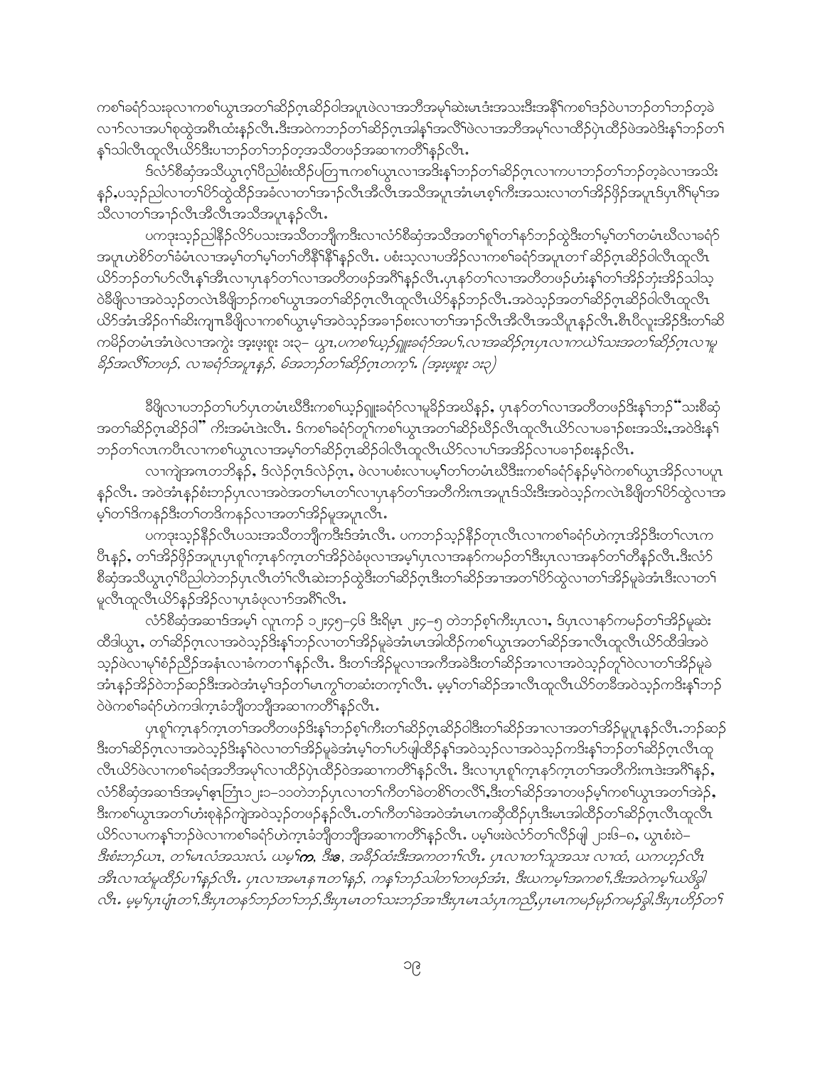ကစၢ်ခရံာ်သးခုလၢကစၢ်ယွၤအတၢ်ဆိဉ်ဂ့ၤဆိဉ်ဝါအပူၤဖဲလၢအဘီအမုၢ်ဆဲးမၤဒံးအသးဒီးအနီၢ်ကစၢ်ဒဉ်ဝဲပၢဘဉ်တၢ်ဘဉ်တ့ခဲလၢာ်လၢအပၢ်စုထွဲအဂီၤထီးနဉ်လီၤ.ဒီးအဝဲကဘဉ်တၢ်ဆိဉ်ဂ့ၤအါန့ၢ်အလိၢ်ဖဲလၢအဘီအမုၢ်လၢထိဉ်ပှဲၤထိဉ်ဖဲအဝဲဒိးန့ၢ်ဘဉ်တၢ်န့ၢ်သါလီၤထူလီၤယိာ်ဒီးပၢဘဉ်တၢ်ဘဉ်တ့အသိတဖဉ်အဆၢကတိၢ်နှဉ်လီၤ.

ဒ်လံာ်စီဆှံအသိယွၤဂ့ၢ်ပီညါစံးထိဉ်ပတြၢၤကစၢ်ယွၤလၢအဒိးန့ၢ်ဘဉ်တၢ်ဆိဉ်ဂ့ၤလၢကပၢဘဉ်တၢ်ဘဉ်တ့ခဲလၢအသိးနှဉ်,ပသ့ဉ်ညါလၢတၢ်ပိာ်ထွဲထိဉ်အခံလၢတၢ်အၢဉ်လီၤအီလီၤအသိအပူၤအံၤမၤစ့ၢ်ကီးအသးလၢတၢ်အိဉ်ဖှိဉ်အပူၤဒ်ပှၤဂီၢ်မုၢ်အသိလၢတၢ်အၢဉ်လီၤအီလီၤအသိအပူၤနှဉ်လီၤ.

ပကဒုးသ့ဉ်ညါနီဉ်လိာ်ပသးအသိတဘျီကဒီးလၢလံာ်စီဆှံအသိအတၢ်စူၢ်တၢ်နာ်ဘဉ်ထွဲဒီးတၢ်မ့ၢ်တၢ်တမံၤဃီလၢခရံာ်အပူၤဟဲစိာ်တၢ်ခံမံၤလၢအမ့ၢ်တၢ်မ့ၢ်တၢ်တီနီၢ်နီၢ်နှဉ်လီၤ. ပစံးသ့လၢပအိဉ်လၢကစၢ်ခရံာ်အပူၤတၢ်ဆိဉ်ဂ့ၤဆိဉ်ဝါလီၤထူလီၤယိာ်ဘဉ်တၢ်ပာ်လီၤန့ၢ်အီၤလၢပှၤနာ်တၢ်လၢအတီတဖဉ်အဂီၢ်နှဉ်လီၤ.ပှၤနာ်တၢ်လၢအတီတဖဉ်ဟံးန့ၢ်တၢ်အိဉ်ဘှံးအိဉ်သါသ့ဝဲခီဖျိလၢအဝဲသ့ဉ်တလဲၤခီဖျိဘဉ်ကစၢ်ယွၤအတၢ်ဆိဉ်ဂ့ၤလီၤထူလီၤယိာ်နှဉ်ဘဉ်လီၤ.အဝဲသ့ဉ်အတၢ်ဆိဉ်ဂ့ၤဆိဉ်ဝါလီၤထူလီၤယိာ်အံၤအိဉ်ဂၢၢ်ဆီးကျၢၤခီဖျိလၢကစၢ်ယွၤမ့ၢ်အဝဲသ့ဉ်အခၢဉ်စးလၢတၢ်အၢဉ်လီၤအီလီၤအသိပူၤနှဉ်လီၤ.စီၤပီလူးအိဉ်ဒီးတၢ်ဆိကမိဉ်တမံၤအံၤဖဲလၢအကွဲး အ့ဖ့းစူး ၁း၃– *ယွၤ,ပကစၢ်ယ့ဉ်ရှူးခရံာ်အပၢ်,လၢအဆိဉ်ဂ့ၤပှၤလၢကဃဲၢ်သးအတၢ်ဆိဉ်ဂ့ၤလၢမူခိဉ်အလိၢ်တဖဉ်, လၢခရံာ်အပူၤနှဉ်, မ်အဘဉ်တၢ်ဆိဉ်ဂ့ၤတက့ၢ်. (အ့ဖ့းစူး ၁း၃)*

ခီဖျိလၢပဘဉ်တၢ်ပာ်ပှၤတမံၤဃီဒီးကစၢ်ယ့ဉ်ရှူးခရံာ်လၢမူခိဉ်အဃိနှဉ်, ပှၤနာ်တၢ်လၢအတီတဖဉ်ဒိးန့ၢ်ဘဉ် "သးစီဆှံအတၢ်ဆိဉ်ဂ့ၤဆိဉ်ဝါ" ကီးအမံၤဒဲးလီၤ. ဒ်ကစၢ်ခရံာ်တူၢ်ကစၢ်ယွၤအတၢ်ဆိဉ်ဃိဉ်လီၤထူလီၤယိာ်လၢပခၢဉ်စးအသိး,အဝဲဒိးန့ၢ်ဘဉ်တၢ်လၤကပီၤလၢကစၢ်ယွၤလၢအမ့ၢ်တၢ်ဆိဉ်ဂ့ၤဆိဉ်ဝါလီၤထူလီၤယိာ်လၢပၢ်အအိဉ်လၢပခၢဉ်စးနှဉ်လီၤ.

လၢကျဲအဂၤတဘိနှဉ်, ဒ်လဲဉ်ဂ့ၤဒ်လဲဉ်ဂ့ၤ, ဖဲလၢပစံးလၢပမ့ၢ်တၢ်တမံၤဃီဒီးကစၢ်ခရံာ်နှဉ်မ့ၢ်ဝဲကစၢ်ယွၤအိဉ်လၢပပူၤနှဉ်လီၤ. အဝဲအံၤနှဉ်စံးဘဉ်ပှၤလၢအဝဲအတၢ်မၤတၢ်လၢပှၤနာ်တၢ်အတီကိးဂၤအပူၤဒ်သိးဒီးအဝဲသ့ဉ်ကလဲၤခီဖျိတၢ်ပိာ်ထွဲလၢအမ့ၢ်တၢ်ဒိကနဉ်ဒီးတၢ်တဒိကနဉ်လၢအတၢ်အိဉ်မူအပူၤလီၤ.

ပကဒုးသ့ဉ်နီဉ်လီၤပသးအသိတဘျီကဒီးဒ်အံၤလီၤ. ပကဘဉ်သ့ဉ်နီဉ်တုၤလီၤလၢကစၢ်ခရံာ်ဟဲကွၤအိဉ်ဒီးတၢ်လၤကပီၤနှဉ်, တၢ်အိဉ်ဖှိဉ်အပူၤပှၤစူၢ်ကွၤနာ်ကွၤတၢ်အိဉ်ဝဲခံဖုလၢအမ့ၢ်ပှၤလၢအနာ်ကမဉ်တၢ်ဒီးပှၤလၢအနာ်တၢ်တီနှဉ်လီၤ.ဒီးလံာ်စီဆှံအသိယွၤဂ့ၢ်ပီညါတဲဘဉ်ပှၤလီၤတံၢ်လီၤဆဲးဘဉ်ထွဲဒီးတၢ်ဆိဉ်ဂ့ၤဒီးတၢ်ဆိဉ်အၢအတၢ်ပိာ်ထွဲလၢတၢ်အိဉ်မူခဲအံၤဒီးလၢတၢ်မူလီၤထူလီၤယိာ်နှဉ်အိဉ်လၢပှၤခံဖုလၢာ်အဂီၢ်လီၤ.

လံာ်စီဆှံအဆၢဒ်အမ့ၢ် လူၤကဉ် ၁၂း၄၅–၄၆ ဒီးရိမ္ၤ ၂း၄–၅ တဲဘဉ်စ့ၢ်ကီးပှၤလၢ, ဒ်ပှၤလၢနာ်ကမဉ်တၢ်အိဉ်မူဆဲးထီဒါယွၤ, တၢ်ဆိဉ်ဂ့ၤလၢအဝဲသ့ဉ်ဒိးန့ၢ်ဘဉ်လၢတၢ်အိဉ်မူခဲအံၤမၤအါထိဉ်ကစၢ်ယွၤအတၢ်ဆိဉ်အၢလီၤထူလီၤယိာ်ထီဒါအဝဲသ့ဉ်ဖဲလၢမုၢ်စံဉ်ညီဉ်အနံၤလၢခံကတၢၢ်နှဉ်လီၤ. ဒီးတၢ်အိဉ်မူလၢအကီအခဲဒီးတၢ်ဆိဉ်အၢလၢအဝဲသ့ဉ်တူၢ်ဝဲလၢတၢ်အိဉ်မူခဲအံၤနှဉ်အိဉ်ဝဲဘဉ်ဆဉ်ဒီးအဝဲအံၤမ့ၢ်ဒဉ်တၢ်မၤကွၢ်တဆံးတကၠၢ်လီၤ. မ့မ့ၢ်တၢ်ဆိဉ်အၢလီၤထူလီၤယိာ်တခီအဝဲသ့ဉ်ကဒိးန့ၢ်ဘဉ်ဝဲဖဲကစၢ်ခရံာ်ဟဲကဒါက့ၤခံဘျီတဘျီအဆၢကတိၢ်နှဉ်လီၤ.

ပှၤစူၢ်ကွၤနာ်ကွၤတၢ်အတီတဖဉ်ဒိးန့ၢ်ဘဉ်စ့ၢ်ကီးတၢ်ဆိဉ်ဂ့ၤဆိဉ်ဝါဒီးတၢ်ဆိဉ်အၢလၢအတၢ်အိဉ်မူပူၤနှဉ်လီၤ.ဘဉ်ဆဉ်ဒီးတၢ်ဆိဉ်ဂ့ၤလၢအဝဲသ့ဉ်ဒိးန့ၢ်ဝဲလၢတၢ်အိဉ်မူခဲအံၤမ့ၢ်တၢ်ပာ်ဖျါထိဉ်န့ၢ်အဝဲသ့ဉ်လၢအဝဲသ့ဉ်ကဒိးန့ၢ်ဘဉ်တၢ်ဆိဉ်ဂ့ၤလီၤထူလီၤယိာ်ဖဲလၢကစၢ်ခရံာ်အဘီအမုၢ်လၢထိဉ်ပှဲၤထိဉ်ဝဲအဆၢကတိၢ်နှဉ်လီၤ. ဒီးလၢပှၤစူၢ်ကွၤနာ်ကွၤတၢ်အတီကိးဂၤဒဲးအဂီၢ်နှဉ်, လံာ်စီဆှံအဆၢဒ်အမ့ၢ်ဧ့ဘြံၤ ၁၂း၁–၁၁တဲဘဉ်ပှၤလၢတၢ်ကိတၢ်ခဲတစိၢ်တလိၢ်,ဒီးတၢ်ဆိဉ်အၢတဖဉ်မ့ၢ်ကစၢ်ယွၤအတၢ်အဲဉ်,ဒီးကစၢ်ယွၤအတၢ်ဟံးစုနဲဉ်ကျဲအဝဲသ့ဉ်တဖဉ်နှဉ်လီၤ.တၢ်ကိတၢ်ခဲအဝဲအံၤမၤကဆှိထိဉ်ပှၤဒီးမၤအါထိဉ်တၢ်ဆိဉ်ဂ့ၤလီၤထူလီၤယိာ်လၢပကန့ၢ်ဘဉ်ဖဲလၢကစၢ်ခရံာ်ဟဲကဒါက့ၤခံဘျီတဘျီအဆၢကတိၢ်နှဉ်လီၤ. ပမ့ၢ်ဖးဖဲလံာ်တၢ်လီဉ်ဖျါ ၂၁း၆–၈, ယွၤစံးဝဲ– *ဒီးစံးဘဉ်ယၤ, တၢ်မၤလဲအသးလံ. ယမ့ၢ် က, ဒီး ဧ, အခီဉ်ထံးဒီးအကတၢၢ်လီၤ. ပှၤလၢတၢ်သူအသး လၢထံ, ယကဟ့ဉ်လီၤအီၤလၢထံမူထိဉ်ပၢၢ်နှဉ်လီၤ. ပှၤလၢအမၤနၢၤတၢ်နှဉ်, ကန့ၢ်ဘဉ်သါတၢ်တဖဉ်အံၤ, ဒီးယကမ့ၢ်အကစၢ်,ဒီးအဝဲကမ့ၢ်ယဖိခွါလီၤ. မ့မ့ၢ်ပှၤပျံၤတၢ်,ဒီးပှၤတနာ်ဘဉ်တၢ်ဘဉ်,ဒီးပှၤမၤတၢ်သးဘဉ်အၢဒီးပှၤမၤသံပှၤကညီ,ပှၤမၤကမဉ်မုဉ်ကမဉ်ခွါ,ဒီးပှၤဟိဉ်တၢ်*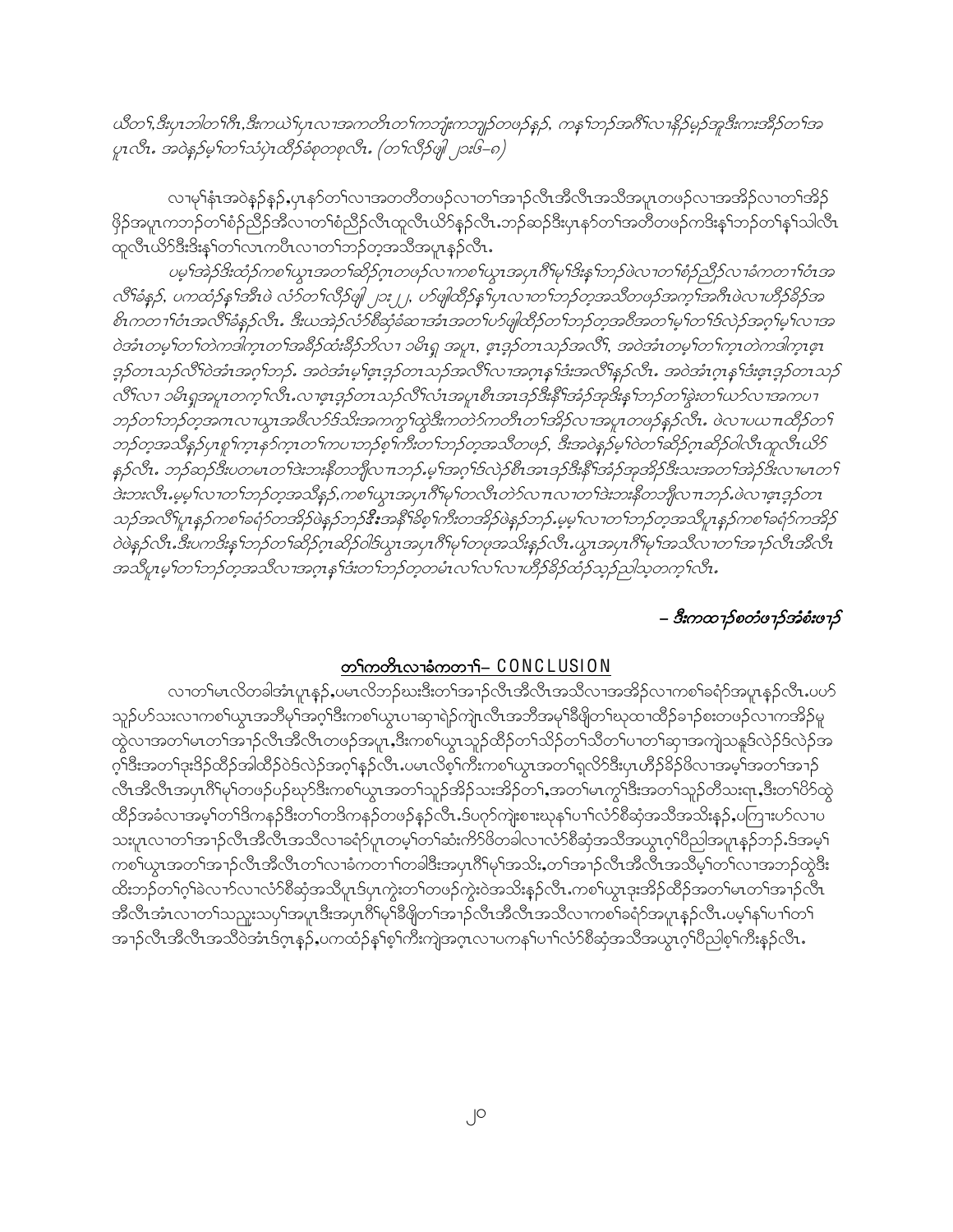*ယိတ႑,ဒီးပှၤဘါတ႑ဂီၤ,ဒီးကယဲ႑ပှၤလၢအကတိၤတ႑ကဘျံးကဘျဉ်တဖဉ်နှဉ်, ကန႑ဘဉ်အဂီ႑လၢနိဉ်မှဉ်အူဒီးကးအီဉ်တ႑အ ပှၤလီၤ. အဝဲနှဉ်မ့႑တ႑သံပှဲၤထီဉ်ခံစုတစုလီၤ. (တ႑လီဉ်ဖျါ ၂၁း၆-၈)*

လၢမု႑နံၤအဝဲနှဉ်နှဉ်,ပှၤနဉ်တ႑လၢအတတီတဖဉ်လၢတ႑အၫဉ်လီၤအီလီၤအသိအပှၤတဖဉ်လၢအအိဉ်လၢတ႑အိဉ် ဖိုဉ်အပှၤကဘဉ်တ႑စံဉ်ညီဉ်အီလၢတ႑စံဉ်ညီဉ်လီၤထူလီၤယိ႒နှဉ်လီၤ.ဘဉ်ဆဉ်ဒီးပှၤနဉ်တ႑အတီတဖဉ်ကဒိးနှ႑ဘဉ်တ႑နှ႑သါလီၤ ထူလီၤယိ႒ဒီးဒိးနှ႑တ႑လၤကပီၤလၢတ႑ဘဉ်တ့အသိအပှၤနှဉ်လီၤ.

*ပမ့႑အဲဉ်ဒီးထံဉ်ကစ႑ယွၤအတ႑ဆိဉ်ဂ့ၤတဖဉ်လၢကစ႑ယွၤအပှၤဂီ႑မု႑ဒိးန႑ဘဉ်ဖဲလၢတ႑စံဉ်ညီဉ်လၢခံကတၢ႑ဝံၤအ လီ႑ခံနှဉ်, ပကထံဉ်န႑အီၤဖဲ လံ႒တ႑လီဉ်ဖျါ ၂၁း၂၂, ဟ်ဖျါထီဉ်န႑ပှၤလၢတ႑ဘဉ်တ့အသိတဖဉ်အက့႑အဂီၤဖဲလၢဟိဉ်ခိဉ်အ စီၤကတၢ႑ဝံၤအလီ႑ခံနှဉ်လီၤ. ဒီးယအဲဉ်လံ႒စီဆုံခံဆၢအံၤအတ႑ဟ်ဖျါထီဉ်တ႑ဘဉ်တ့အဝိအတ႑မု႑တ႑ဒ်လဲဉ်အဂ့႑မု႑လၢအ ဝဲအံၤတမ့႑တ႑တဲကဒါက့ၤတ႑အခီဉ်ထံးခီဉ်ဘိလၢ ၁မိၤရှ အပူၤ, ဖ့ၤဒ့ဉ်တၤသဉ်အလီ႑, အဝဲအံၤတမ့႑တ႑က့ၤတဲကဒါက့ၤဖ့ၤ ဒ့ဉ်တၤသဉ်လီ႑ဝဲအံၤအဂ့႑ဘဉ်. အဝဲအံၤမ့႑ဖ့ၤဒ့ဉ်တၤသဉ်အလီ႑လၢအဂ့ၤန႑ဒံးအလီ႑နှဉ်လီၤ. အဝဲအံၤဂ့ၤန႑ဒံးဖ့ၤဒ့ဉ်တၤသဉ် လီ႑လၢ ၁မိၤရှအပူၤတက့႑လီၤ.လၢဖ့ၤဒ့ဉ်တၤသဉ်လီ႑လံၤအပူၤစီၤအၤဒ့ဉ်ဒီးနီ႑အံဉ်အုဒိးန႑ဘဉ်တ႑ခွဲးတ႑ယ႒လၢအကပၢ ဘဉ်တ႑ဘဉ်တ့အဂၤလၢယွၤအဖီလ႒ဒ်သိးအကကွ႑ထွဲဒီးကတဲ႒ကတိၤတ႑အိဉ်လၢအပူၤတဖဉ်နှဉ်လီၤ. ဖဲလၢပယπထိဉ်တ႑ ဘဉ်တ့အသိနှဉ်ပှၤစူ႑က့ၤနဉ်က့ၤတ႑ကပၢဘဉ်စ့႑ကီၤတ႑ဘဉ်တ့အသိတဖဉ်, ဒီးအဝဲနှဉ်မ့႑ဝဲတ႑ဆိဉ်ဂ့ၤဆိဉ်ဝါလီၤထူလီၤယိ႒ နှဉ်လီၤ. ဘဉ်ဆဉ်ဒီးပတမၤတ႑ဒဲးဘးနီတဘျီလπဘဉ်.မ့႑အဂ့႑ဒ်လဲဉ်စီၤအၤဒ့ဉ်ဒီးနီ႑အံဉ်အုအိဉ်ဒီးသးအတ႑အဲဉ်ဒီးလၢမၤတ႑ ဒဲးဘးလီၤ.မ့မ့႑လၢတ႑ဘဉ်တ့အသိနှဉ်,ကစ႑ယွၤအပှၤဂီ႑မု႑တလီၤတဲ႒လπလၢတ႑ဒဲးဘးနီတဘျီလπဘဉ်.ဖဲလၢဖ့ၤဒ့ဉ်တၤ သဉ်အလီ႑ပူၤနှဉ်ကစ႑ခရံ႒တအိဉ်ဖဲနှဉ်ဘဉ်ဒီးအနီ႑ခိစ့႑ကီၤတအိဉ်ဖဲနှဉ်ဘဉ်.မ့မ့႑လၢတ႑ဘဉ်တ့အသိပူၤနှဉ်ကစ႑ခရံ႒ကအိဉ် ဝဲဖဲနှဉ်လီၤ.ဒီးပကဒိးန႑ဘဉ်တ႑ဆိဉ်ဂ့ၤဆိဉ်ဝါဖဲယွၤအပှၤဂီ႑မု႑တဖုအသိးနှဉ်လီၤ.ယွၤအပှၤဂီ႑မု႑အသိလၢတ႑အၫဉ်လီၤအီလီၤ အသိပူၤမ့႑တ႑ဘဉ်တ့အသိလၢအဂ့ၤန႑ဒံးတ႑ဘဉ်တ့တမံၤလ႑လ႑လၢဟိဉ်ခိဉ်ထံဉ်သ့ဉ်ညါသ့တက့႑လီၤ.*

***– ဒီးကထၫဉ်စဝံဖၫဉ်အံစံးဖၫဉ်***

## တ႑ကတိၤလၢခံကတၢ႑– CONCLUSION

လၢတ႑မၤလိတခါအံၤပူၤနှဉ်,ပမၤလိဘဉ်ဃးဒီးတ႑အၫဉ်လီၤအီလီၤအသိလၢအအိဉ်လၢကစ႑ခရံ႒အပူၤနှဉ်လီၤ.ပဟ် သူဉ်ဟ်သးလၢကစ႑ယွၤအဘီမု႑အဂ့႑ဒီးကစ႑ယွၤပၢဆုၢရဲဉ်ကျဲၤလီၤအဘီအမု႑ခီဖျိတ႑ဃုထၢထီဉ်ခၢဉ်စးတဖဉ်လၢကအိဉ်မူ ထွဲလၢအတ႑မၤတ႑အၫဉ်လီၤအီလီၤတဖဉ်အပူၤ.ဒီးကစ႑ယွၤသူဉ်ထိဉ်တ႑သိဉ်တ႑သိတ႑ပၢတ႑ဆုၢအကျဲသနူဒ်လဲဉ်ဒ်လဲဉ်အ ဂ့႑ဒီးအတ႑ဒုးဒိဉ်ထီဉ်အါထီဉ်ဝဲဒ်လဲဉ်အဂ့႑နှဉ်လီၤ.ပမၤလိစ့႑ကီၤကစ႑ယွၤအတ႑ရလိ႒ဒီးပှၤဟိဉ်ခိဉ်ဖိလၢအမ့႑အတ႑အၫဉ် လီၤအီလီၤအပှၤဂီ႑မု႑တဖဉ်ပဉ်ဃု႒ဒီးကစ႑ယွၤအတ႑သူဉ်အိဉ်သးအိဉ်တ႑,အတ႑မၤကွ႑ဒီးအတ႑သူဉ်တီသးရၤ,ဒီးတ႑ပိ႒ထွဲ ထိဉ်အခံလၢအမ့႑တ႑ဒိကနဉ်ဒီးတ႑တဒိကနဉ်တဖဉ်နှဉ်လီၤ.ဒ်ပဂ့႒ကျဲးစπးဃုန႑ပπ႑လံ႒စီဆုံအသိအသိးနှဉ်,ပကြπးဟ်လၢပ သးပူၤလၢတ႑အၫဉ်လီၤအီလီၤအသိလၢခရံ႒ပူၤတမ့႑တ႑ဆံးကိ႒ဖိတခါလၢလံ႒စီဆုံအသိအပှၤဂ့႑ပီညါအပူၤနှဉ်ဘဉ်.ဒ်အမ့႑ ကစ႑ယွၤအတ႑အၫဉ်လီၤအီလီၤတ႑လၢခံကတၢ႑တခါဒီးအပှၤဂီ႑မု႑အသိး,တ႑အၫဉ်လီၤအီလီၤအသိမ့႑တ႑လၢအဘဉ်ထွဲဒီး ထိးဘဉ်တ႑ဂ့႑ခဲလၢ႒လၢလံ႒စီဆုံအသိပူၤဒ်ပှၤကွဲးတ႑တဖဉ်ကွဲးဝဲအသိးနှဉ်လီၤ.ကစ႑ယွၤဒုးအိဉ်ထိဉ်အတ႑မၤတ႑အၫဉ်လီၤ အီလီၤအံၤလၢတ႑သညူးသပှ႑အပူၤဒီးအပှၤဂီ႑မု႑ခီဖျိတ႑အၫဉ်လီၤအီလီၤအသိလၢကစ႑ခရံ႒အပူၤနှဉ်လီၤ.ပမ့႑န႑ပπ႑တ႑ အၫဉ်လီၤအီလီၤအသိဝဲအံၤဒ်ဂ့ၤနှဉ်,ပကထံဉ်န႑စ့႑ကီၤကျဲအဂ့ၤလၢပကန႑ပπ႑လံ႒စီဆုံအသိအပှၤဂ့႑ပီညါစ့႑ကီၤနှဉ်လီၤ.